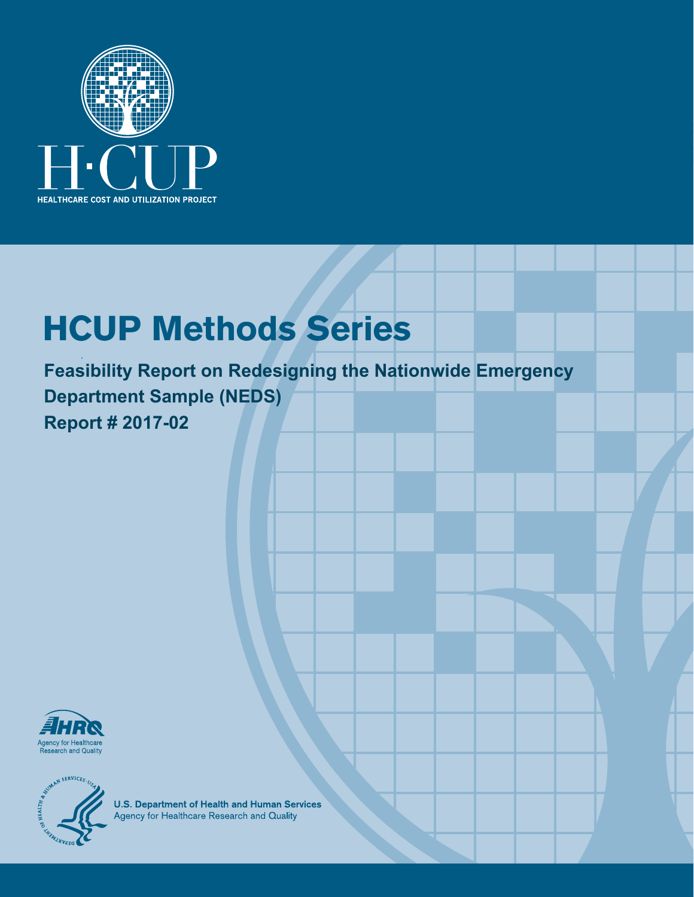HEALTHCARE COST AND UTILIZATION PROJECT

# HCUP Methods Series

**Feasibility Report on Redesigning the Nationwide Emergency Department Sample (NEDS)**
**Report # 2017-02**

Agency for Healthcare Research and Quality

U.S. Department of Health and Human Services
Agency for Healthcare Research and Quality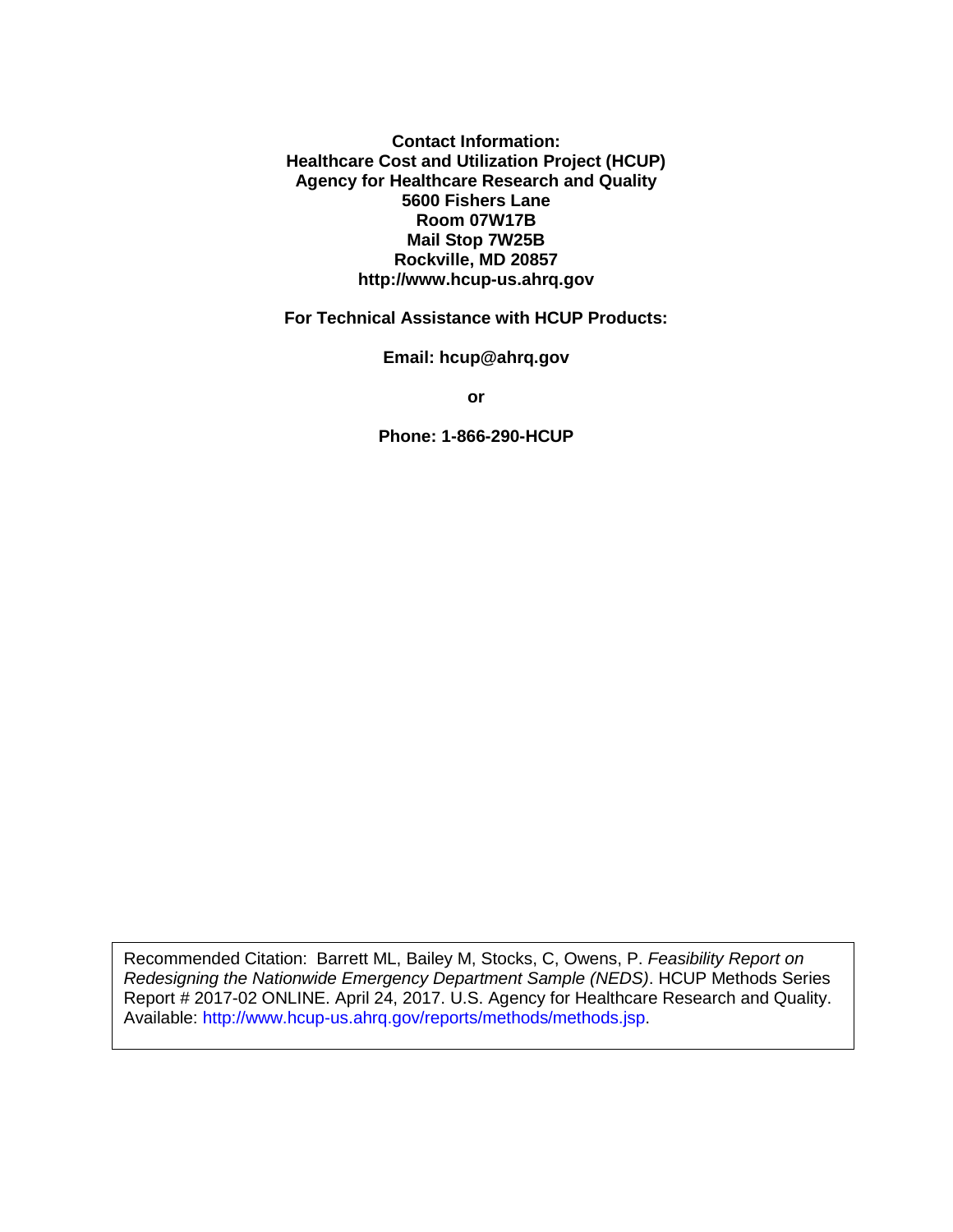**Contact Information:**
**Healthcare Cost and Utilization Project (HCUP)**
**Agency for Healthcare Research and Quality**
**5600 Fishers Lane**
**Room 07W17B**
**Mail Stop 7W25B**
**Rockville, MD 20857**
**http://www.hcup-us.ahrq.gov**

**For Technical Assistance with HCUP Products:**

**Email: hcup@ahrq.gov**

**or**

**Phone: 1-866-290-HCUP**

Recommended Citation: Barrett ML, Bailey M, Stocks, C, Owens, P. *Feasibility Report on Redesigning the Nationwide Emergency Department Sample (NEDS)*. HCUP Methods Series Report # 2017-02 ONLINE. April 24, 2017. U.S. Agency for Healthcare Research and Quality. Available: http://www.hcup-us.ahrq.gov/reports/methods/methods.jsp.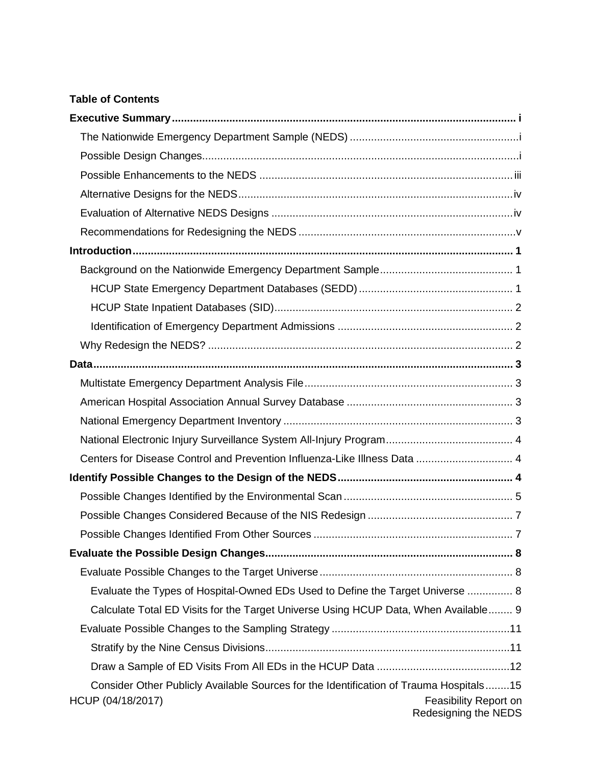**Table of Contents**

**Executive Summary** ..... i

- The Nationwide Emergency Department Sample (NEDS) ..... i
- Possible Design Changes ..... i
- Possible Enhancements to the NEDS ..... iii
- Alternative Designs for the NEDS ..... iv
- Evaluation of Alternative NEDS Designs ..... iv
- Recommendations for Redesigning the NEDS ..... v

**Introduction** ..... 1

- Background on the Nationwide Emergency Department Sample ..... 1
  - HCUP State Emergency Department Databases (SEDD) ..... 1
  - HCUP State Inpatient Databases (SID) ..... 2
  - Identification of Emergency Department Admissions ..... 2
- Why Redesign the NEDS? ..... 2

**Data** ..... 3

- Multistate Emergency Department Analysis File ..... 3
- American Hospital Association Annual Survey Database ..... 3
- National Emergency Department Inventory ..... 3
- National Electronic Injury Surveillance System All-Injury Program ..... 4
- Centers for Disease Control and Prevention Influenza-Like Illness Data ..... 4

**Identify Possible Changes to the Design of the NEDS** ..... 4

- Possible Changes Identified by the Environmental Scan ..... 5
- Possible Changes Considered Because of the NIS Redesign ..... 7
- Possible Changes Identified From Other Sources ..... 7

**Evaluate the Possible Design Changes** ..... 8

- Evaluate Possible Changes to the Target Universe ..... 8
  - Evaluate the Types of Hospital-Owned EDs Used to Define the Target Universe ..... 8
  - Calculate Total ED Visits for the Target Universe Using HCUP Data, When Available ..... 9
- Evaluate Possible Changes to the Sampling Strategy ..... 11
  - Stratify by the Nine Census Divisions ..... 11
  - Draw a Sample of ED Visits From All EDs in the HCUP Data ..... 12
  - Consider Other Publicly Available Sources for the Identification of Trauma Hospitals ..... 15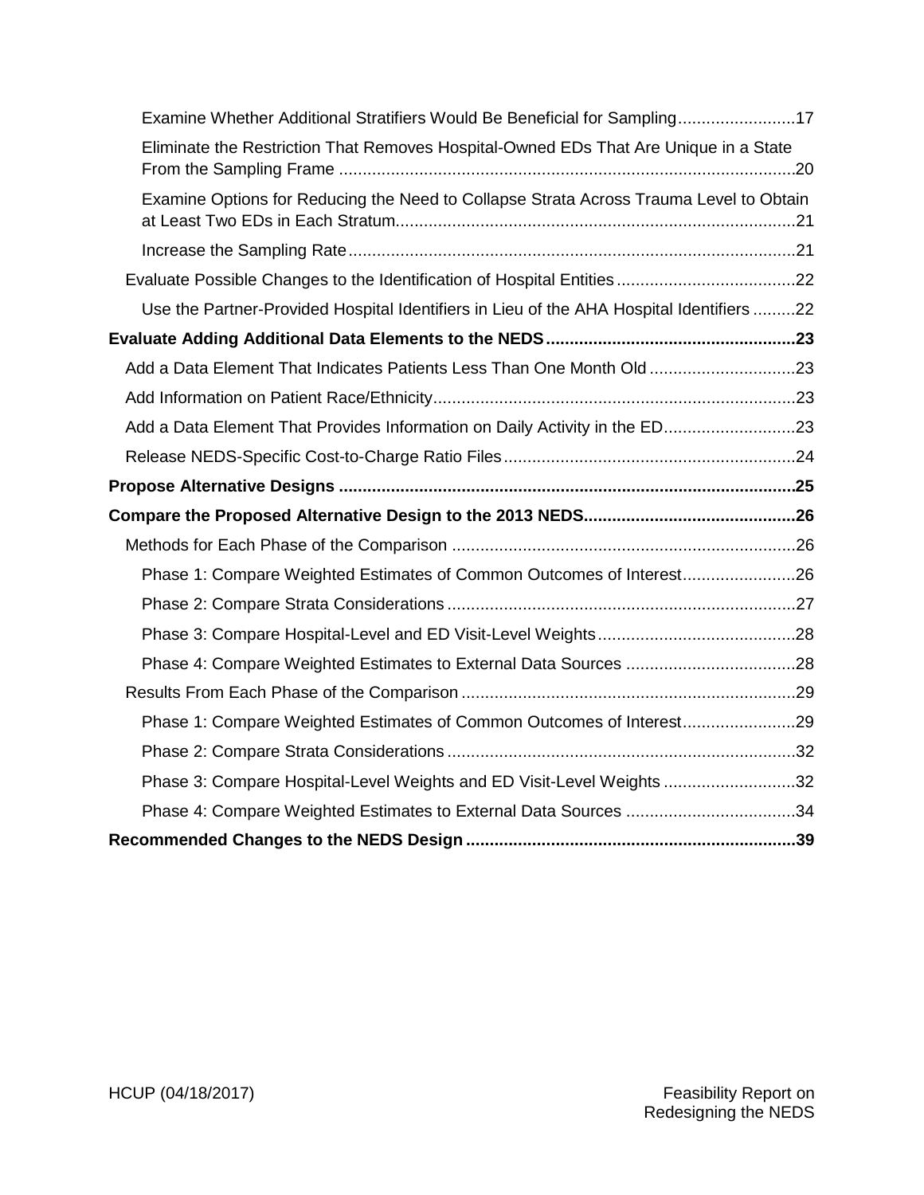Examine Whether Additional Stratifiers Would Be Beneficial for Sampling.........................17

Eliminate the Restriction That Removes Hospital-Owned EDs That Are Unique in a State From the Sampling Frame ................................................................................................20

Examine Options for Reducing the Need to Collapse Strata Across Trauma Level to Obtain at Least Two EDs in Each Stratum....................................................................................21

Increase the Sampling Rate..............................................................................................21

Evaluate Possible Changes to the Identification of Hospital Entities......................................22

Use the Partner-Provided Hospital Identifiers in Lieu of the AHA Hospital Identifiers .........22

**Evaluate Adding Additional Data Elements to the NEDS.....................................................23**

Add a Data Element That Indicates Patients Less Than One Month Old ...............................23

Add Information on Patient Race/Ethnicity............................................................................23

Add a Data Element That Provides Information on Daily Activity in the ED............................23

Release NEDS-Specific Cost-to-Charge Ratio Files.............................................................24

**Propose Alternative Designs ................................................................................................25**

**Compare the Proposed Alternative Design to the 2013 NEDS.............................................26**

Methods for Each Phase of the Comparison ........................................................................26

Phase 1: Compare Weighted Estimates of Common Outcomes of Interest........................26

Phase 2: Compare Strata Considerations .........................................................................27

Phase 3: Compare Hospital-Level and ED Visit-Level Weights..........................................28

Phase 4: Compare Weighted Estimates to External Data Sources ....................................28

Results From Each Phase of the Comparison ......................................................................29

Phase 1: Compare Weighted Estimates of Common Outcomes of Interest........................29

Phase 2: Compare Strata Considerations .........................................................................32

Phase 3: Compare Hospital-Level Weights and ED Visit-Level Weights ............................32

Phase 4: Compare Weighted Estimates to External Data Sources ....................................34

**Recommended Changes to the NEDS Design ......................................................................39**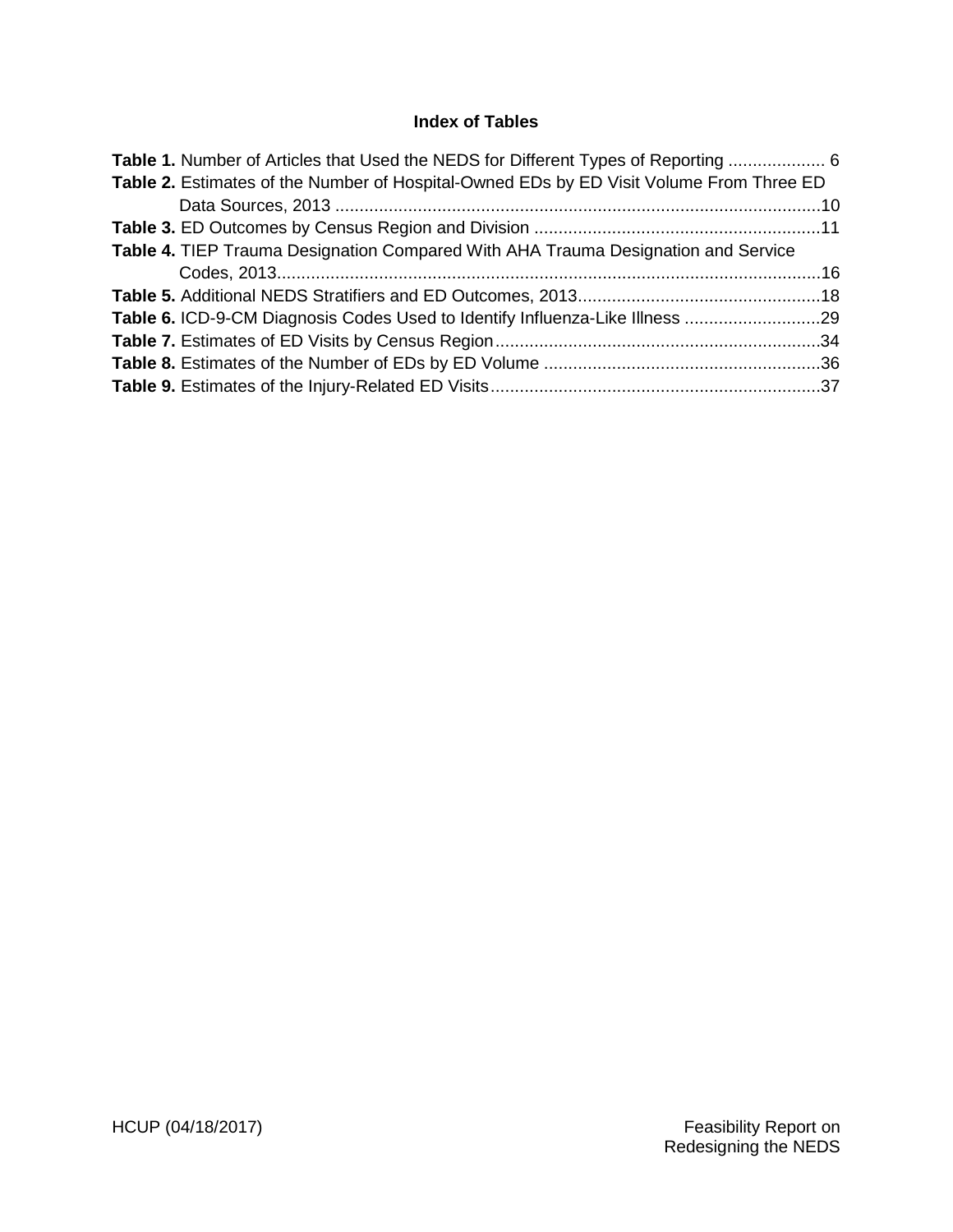### Index of Tables

**Table 1.** Number of Articles that Used the NEDS for Different Types of Reporting .................... 6

**Table 2.** Estimates of the Number of Hospital-Owned EDs by ED Visit Volume From Three ED Data Sources, 2013 ....................................................................................................10

**Table 3.** ED Outcomes by Census Region and Division ..........................................................11

**Table 4.** TIEP Trauma Designation Compared With AHA Trauma Designation and Service Codes, 2013................................................................................................................16

**Table 5.** Additional NEDS Stratifiers and ED Outcomes, 2013..................................................18

**Table 6.** ICD-9-CM Diagnosis Codes Used to Identify Influenza-Like Illness ............................29

**Table 7.** Estimates of ED Visits by Census Region...................................................................34

**Table 8.** Estimates of the Number of EDs by ED Volume .........................................................36

**Table 9.** Estimates of the Injury-Related ED Visits....................................................................37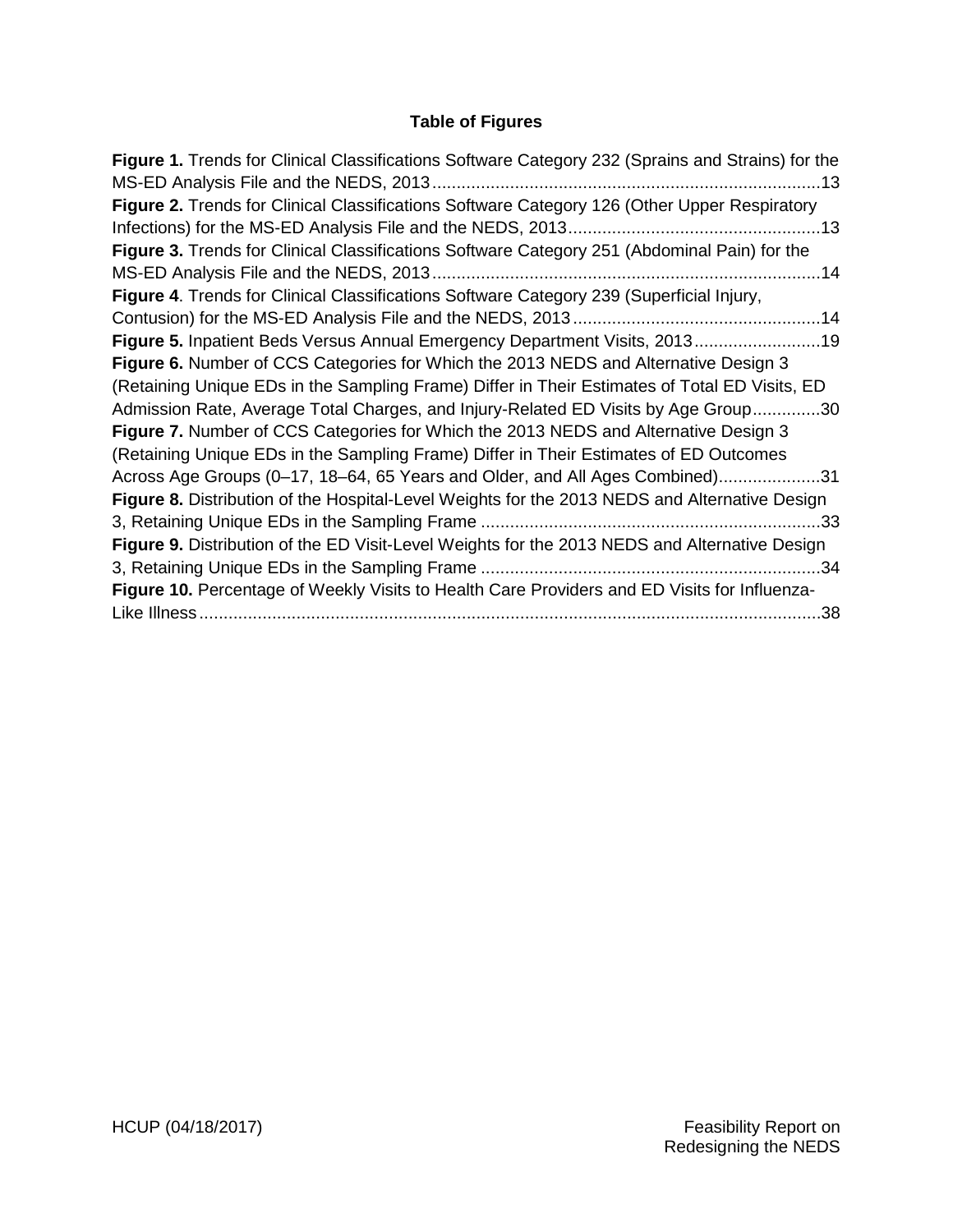## Table of Figures

**Figure 1.** Trends for Clinical Classifications Software Category 232 (Sprains and Strains) for the MS-ED Analysis File and the NEDS, 2013 ....................................................................................13

**Figure 2.** Trends for Clinical Classifications Software Category 126 (Other Upper Respiratory Infections) for the MS-ED Analysis File and the NEDS, 2013 ....................................................13

**Figure 3.** Trends for Clinical Classifications Software Category 251 (Abdominal Pain) for the MS-ED Analysis File and the NEDS, 2013 ....................................................................................14

**Figure 4**. Trends for Clinical Classifications Software Category 239 (Superficial Injury, Contusion) for the MS-ED Analysis File and the NEDS, 2013 ....................................................14

**Figure 5.** Inpatient Beds Versus Annual Emergency Department Visits, 2013 ..........................19

**Figure 6.** Number of CCS Categories for Which the 2013 NEDS and Alternative Design 3 (Retaining Unique EDs in the Sampling Frame) Differ in Their Estimates of Total ED Visits, ED Admission Rate, Average Total Charges, and Injury-Related ED Visits by Age Group ..............30

**Figure 7.** Number of CCS Categories for Which the 2013 NEDS and Alternative Design 3 (Retaining Unique EDs in the Sampling Frame) Differ in Their Estimates of ED Outcomes Across Age Groups (0–17, 18–64, 65 Years and Older, and All Ages Combined) .....................31

**Figure 8.** Distribution of the Hospital-Level Weights for the 2013 NEDS and Alternative Design 3, Retaining Unique EDs in the Sampling Frame ......................................................................33

**Figure 9.** Distribution of the ED Visit-Level Weights for the 2013 NEDS and Alternative Design 3, Retaining Unique EDs in the Sampling Frame ......................................................................34

**Figure 10.** Percentage of Weekly Visits to Health Care Providers and ED Visits for Influenza-Like Illness ..................................................................................................................................38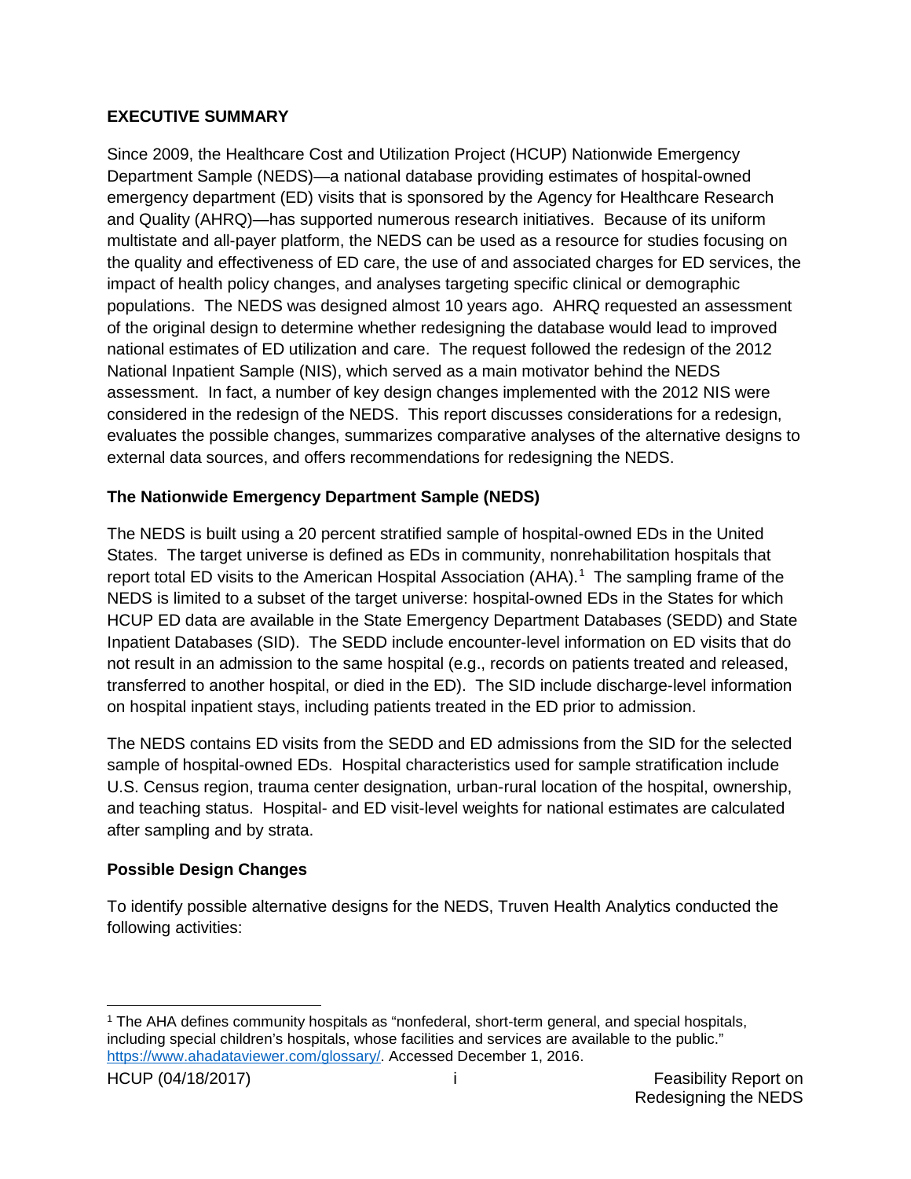## EXECUTIVE SUMMARY

Since 2009, the Healthcare Cost and Utilization Project (HCUP) Nationwide Emergency Department Sample (NEDS)—a national database providing estimates of hospital-owned emergency department (ED) visits that is sponsored by the Agency for Healthcare Research and Quality (AHRQ)—has supported numerous research initiatives. Because of its uniform multistate and all-payer platform, the NEDS can be used as a resource for studies focusing on the quality and effectiveness of ED care, the use of and associated charges for ED services, the impact of health policy changes, and analyses targeting specific clinical or demographic populations. The NEDS was designed almost 10 years ago. AHRQ requested an assessment of the original design to determine whether redesigning the database would lead to improved national estimates of ED utilization and care. The request followed the redesign of the 2012 National Inpatient Sample (NIS), which served as a main motivator behind the NEDS assessment. In fact, a number of key design changes implemented with the 2012 NIS were considered in the redesign of the NEDS. This report discusses considerations for a redesign, evaluates the possible changes, summarizes comparative analyses of the alternative designs to external data sources, and offers recommendations for redesigning the NEDS.

### The Nationwide Emergency Department Sample (NEDS)

The NEDS is built using a 20 percent stratified sample of hospital-owned EDs in the United States. The target universe is defined as EDs in community, nonrehabilitation hospitals that report total ED visits to the American Hospital Association (AHA).[1] The sampling frame of the NEDS is limited to a subset of the target universe: hospital-owned EDs in the States for which HCUP ED data are available in the State Emergency Department Databases (SEDD) and State Inpatient Databases (SID). The SEDD include encounter-level information on ED visits that do not result in an admission to the same hospital (e.g., records on patients treated and released, transferred to another hospital, or died in the ED). The SID include discharge-level information on hospital inpatient stays, including patients treated in the ED prior to admission.

The NEDS contains ED visits from the SEDD and ED admissions from the SID for the selected sample of hospital-owned EDs. Hospital characteristics used for sample stratification include U.S. Census region, trauma center designation, urban-rural location of the hospital, ownership, and teaching status. Hospital- and ED visit-level weights for national estimates are calculated after sampling and by strata.

### Possible Design Changes

To identify possible alternative designs for the NEDS, Truven Health Analytics conducted the following activities:

---

[1] The AHA defines community hospitals as "nonfederal, short-term general, and special hospitals, including special children's hospitals, whose facilities and services are available to the public." https://www.ahadataviewer.com/glossary/. Accessed December 1, 2016.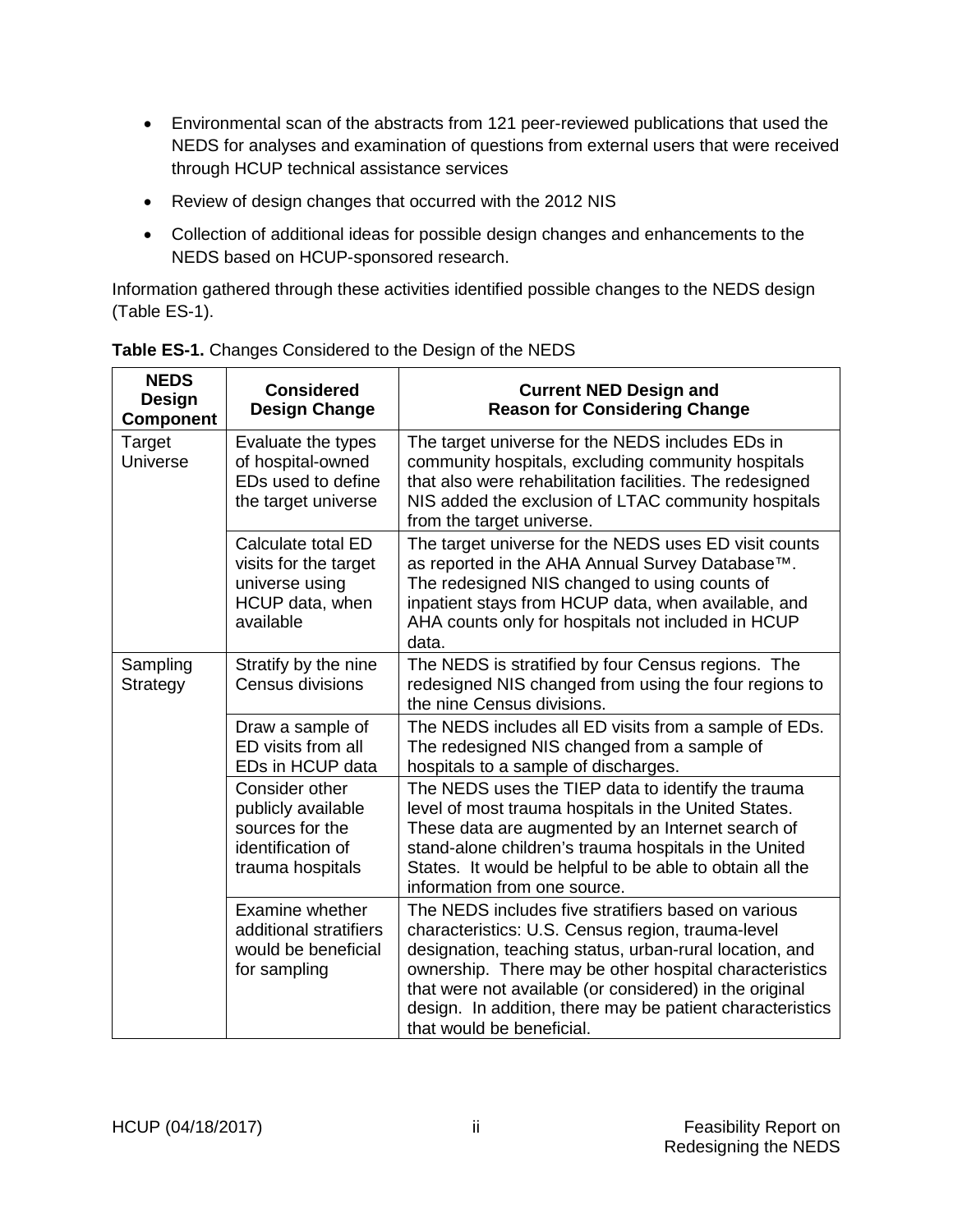- Environmental scan of the abstracts from 121 peer-reviewed publications that used the NEDS for analyses and examination of questions from external users that were received through HCUP technical assistance services
- Review of design changes that occurred with the 2012 NIS
- Collection of additional ideas for possible design changes and enhancements to the NEDS based on HCUP-sponsored research.

Information gathered through these activities identified possible changes to the NEDS design (Table ES-1).

**Table ES-1.** Changes Considered to the Design of the NEDS

| NEDS Design Component | Considered Design Change | Current NED Design and Reason for Considering Change |
|---|---|---|
| Target Universe | Evaluate the types of hospital-owned EDs used to define the target universe | The target universe for the NEDS includes EDs in community hospitals, excluding community hospitals that also were rehabilitation facilities. The redesigned NIS added the exclusion of LTAC community hospitals from the target universe. |
| | Calculate total ED visits for the target universe using HCUP data, when available | The target universe for the NEDS uses ED visit counts as reported in the AHA Annual Survey Database™. The redesigned NIS changed to using counts of inpatient stays from HCUP data, when available, and AHA counts only for hospitals not included in HCUP data. |
| Sampling Strategy | Stratify by the nine Census divisions | The NEDS is stratified by four Census regions. The redesigned NIS changed from using the four regions to the nine Census divisions. |
| | Draw a sample of ED visits from all EDs in HCUP data | The NEDS includes all ED visits from a sample of EDs. The redesigned NIS changed from a sample of hospitals to a sample of discharges. |
| | Consider other publicly available sources for the identification of trauma hospitals | The NEDS uses the TIEP data to identify the trauma level of most trauma hospitals in the United States. These data are augmented by an Internet search of stand-alone children's trauma hospitals in the United States. It would be helpful to be able to obtain all the information from one source. |
| | Examine whether additional stratifiers would be beneficial for sampling | The NEDS includes five stratifiers based on various characteristics: U.S. Census region, trauma-level designation, teaching status, urban-rural location, and ownership. There may be other hospital characteristics that were not available (or considered) in the original design. In addition, there may be patient characteristics that would be beneficial. |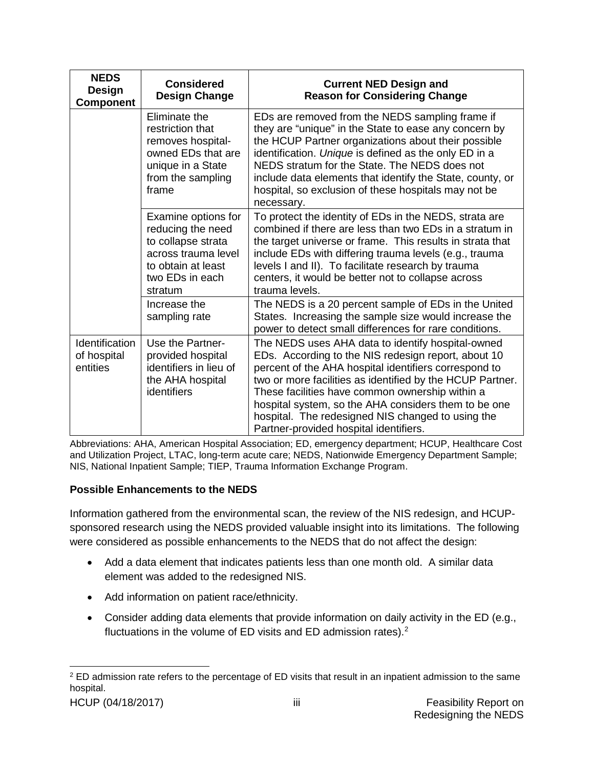| NEDS Design Component | Considered Design Change | Current NED Design and Reason for Considering Change |
|---|---|---|
| | Eliminate the restriction that removes hospital-owned EDs that are unique in a State from the sampling frame | EDs are removed from the NEDS sampling frame if they are "unique" in the State to ease any concern by the HCUP Partner organizations about their possible identification. *Unique* is defined as the only ED in a NEDS stratum for the State. The NEDS does not include data elements that identify the State, county, or hospital, so exclusion of these hospitals may not be necessary. |
| | Examine options for reducing the need to collapse strata across trauma level to obtain at least two EDs in each stratum | To protect the identity of EDs in the NEDS, strata are combined if there are less than two EDs in a stratum in the target universe or frame. This results in strata that include EDs with differing trauma levels (e.g., trauma levels I and II). To facilitate research by trauma centers, it would be better not to collapse across trauma levels. |
| | Increase the sampling rate | The NEDS is a 20 percent sample of EDs in the United States. Increasing the sample size would increase the power to detect small differences for rare conditions. |
| Identification of hospital entities | Use the Partner-provided hospital identifiers in lieu of the AHA hospital identifiers | The NEDS uses AHA data to identify hospital-owned EDs. According to the NIS redesign report, about 10 percent of the AHA hospital identifiers correspond to two or more facilities as identified by the HCUP Partner. These facilities have common ownership within a hospital system, so the AHA considers them to be one hospital. The redesigned NIS changed to using the Partner-provided hospital identifiers. |

Abbreviations: AHA, American Hospital Association; ED, emergency department; HCUP, Healthcare Cost and Utilization Project, LTAC, long-term acute care; NEDS, Nationwide Emergency Department Sample; NIS, National Inpatient Sample; TIEP, Trauma Information Exchange Program.

**Possible Enhancements to the NEDS**

Information gathered from the environmental scan, the review of the NIS redesign, and HCUP-sponsored research using the NEDS provided valuable insight into its limitations. The following were considered as possible enhancements to the NEDS that do not affect the design:

- Add a data element that indicates patients less than one month old. A similar data element was added to the redesigned NIS.
- Add information on patient race/ethnicity.
- Consider adding data elements that provide information on daily activity in the ED (e.g., fluctuations in the volume of ED visits and ED admission rates).[2]

[2] ED admission rate refers to the percentage of ED visits that result in an inpatient admission to the same hospital.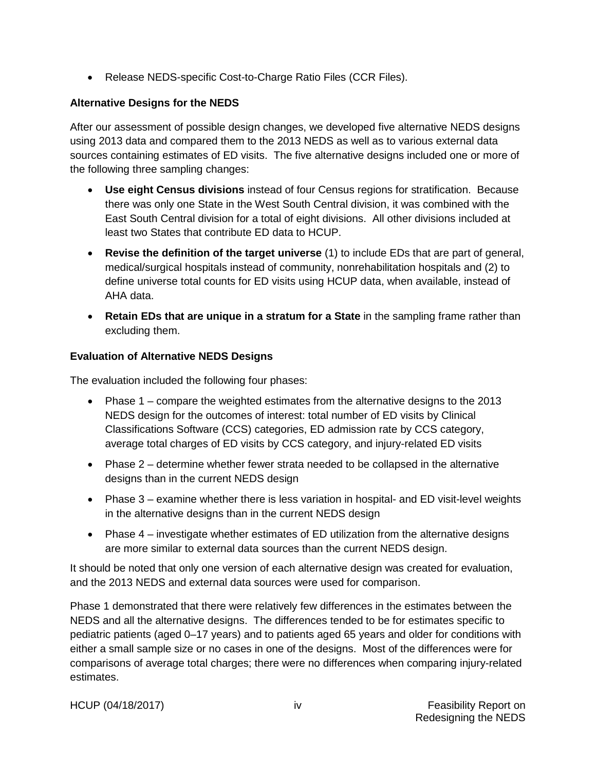- Release NEDS-specific Cost-to-Charge Ratio Files (CCR Files).

### Alternative Designs for the NEDS

After our assessment of possible design changes, we developed five alternative NEDS designs using 2013 data and compared them to the 2013 NEDS as well as to various external data sources containing estimates of ED visits. The five alternative designs included one or more of the following three sampling changes:

- **Use eight Census divisions** instead of four Census regions for stratification. Because there was only one State in the West South Central division, it was combined with the East South Central division for a total of eight divisions. All other divisions included at least two States that contribute ED data to HCUP.
- **Revise the definition of the target universe** (1) to include EDs that are part of general, medical/surgical hospitals instead of community, nonrehabilitation hospitals and (2) to define universe total counts for ED visits using HCUP data, when available, instead of AHA data.
- **Retain EDs that are unique in a stratum for a State** in the sampling frame rather than excluding them.

### Evaluation of Alternative NEDS Designs

The evaluation included the following four phases:

- Phase 1 – compare the weighted estimates from the alternative designs to the 2013 NEDS design for the outcomes of interest: total number of ED visits by Clinical Classifications Software (CCS) categories, ED admission rate by CCS category, average total charges of ED visits by CCS category, and injury-related ED visits
- Phase 2 – determine whether fewer strata needed to be collapsed in the alternative designs than in the current NEDS design
- Phase 3 – examine whether there is less variation in hospital- and ED visit-level weights in the alternative designs than in the current NEDS design
- Phase 4 – investigate whether estimates of ED utilization from the alternative designs are more similar to external data sources than the current NEDS design.

It should be noted that only one version of each alternative design was created for evaluation, and the 2013 NEDS and external data sources were used for comparison.

Phase 1 demonstrated that there were relatively few differences in the estimates between the NEDS and all the alternative designs. The differences tended to be for estimates specific to pediatric patients (aged 0–17 years) and to patients aged 65 years and older for conditions with either a small sample size or no cases in one of the designs. Most of the differences were for comparisons of average total charges; there were no differences when comparing injury-related estimates.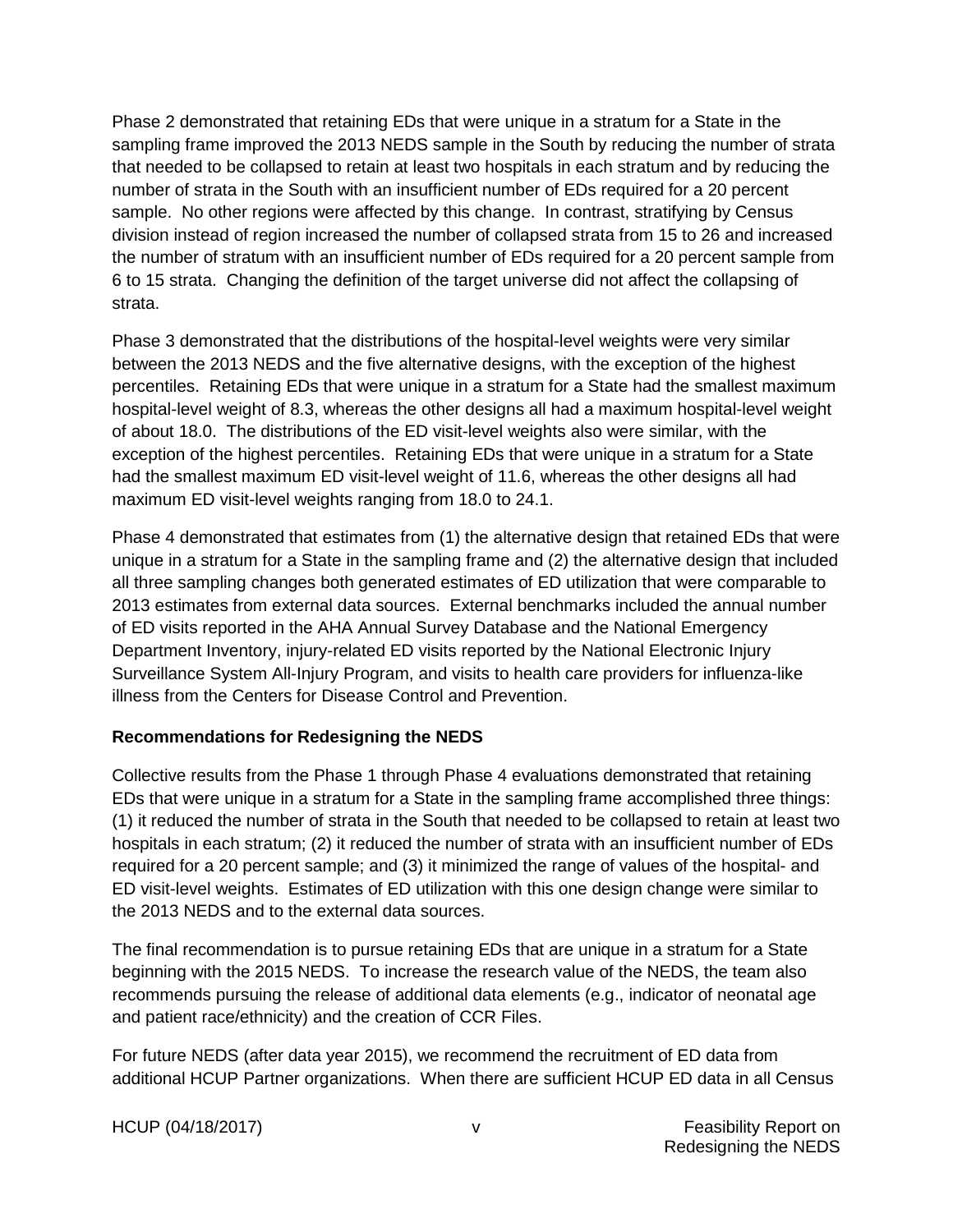Phase 2 demonstrated that retaining EDs that were unique in a stratum for a State in the sampling frame improved the 2013 NEDS sample in the South by reducing the number of strata that needed to be collapsed to retain at least two hospitals in each stratum and by reducing the number of strata in the South with an insufficient number of EDs required for a 20 percent sample. No other regions were affected by this change. In contrast, stratifying by Census division instead of region increased the number of collapsed strata from 15 to 26 and increased the number of stratum with an insufficient number of EDs required for a 20 percent sample from 6 to 15 strata. Changing the definition of the target universe did not affect the collapsing of strata.

Phase 3 demonstrated that the distributions of the hospital-level weights were very similar between the 2013 NEDS and the five alternative designs, with the exception of the highest percentiles. Retaining EDs that were unique in a stratum for a State had the smallest maximum hospital-level weight of 8.3, whereas the other designs all had a maximum hospital-level weight of about 18.0. The distributions of the ED visit-level weights also were similar, with the exception of the highest percentiles. Retaining EDs that were unique in a stratum for a State had the smallest maximum ED visit-level weight of 11.6, whereas the other designs all had maximum ED visit-level weights ranging from 18.0 to 24.1.

Phase 4 demonstrated that estimates from (1) the alternative design that retained EDs that were unique in a stratum for a State in the sampling frame and (2) the alternative design that included all three sampling changes both generated estimates of ED utilization that were comparable to 2013 estimates from external data sources. External benchmarks included the annual number of ED visits reported in the AHA Annual Survey Database and the National Emergency Department Inventory, injury-related ED visits reported by the National Electronic Injury Surveillance System All-Injury Program, and visits to health care providers for influenza-like illness from the Centers for Disease Control and Prevention.

**Recommendations for Redesigning the NEDS**

Collective results from the Phase 1 through Phase 4 evaluations demonstrated that retaining EDs that were unique in a stratum for a State in the sampling frame accomplished three things: (1) it reduced the number of strata in the South that needed to be collapsed to retain at least two hospitals in each stratum; (2) it reduced the number of strata with an insufficient number of EDs required for a 20 percent sample; and (3) it minimized the range of values of the hospital- and ED visit-level weights. Estimates of ED utilization with this one design change were similar to the 2013 NEDS and to the external data sources.

The final recommendation is to pursue retaining EDs that are unique in a stratum for a State beginning with the 2015 NEDS. To increase the research value of the NEDS, the team also recommends pursuing the release of additional data elements (e.g., indicator of neonatal age and patient race/ethnicity) and the creation of CCR Files.

For future NEDS (after data year 2015), we recommend the recruitment of ED data from additional HCUP Partner organizations. When there are sufficient HCUP ED data in all Census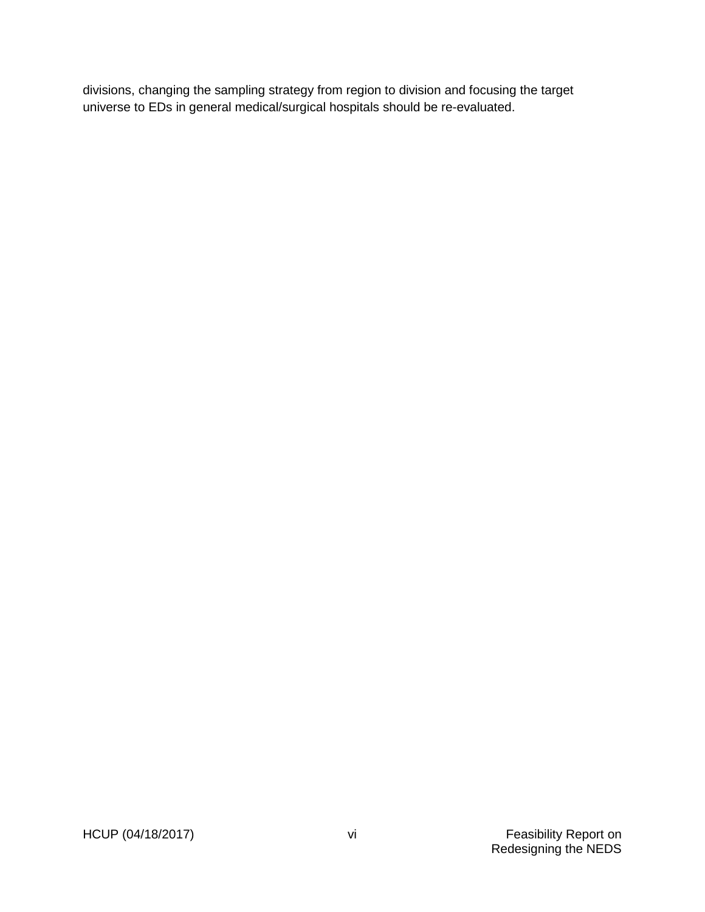divisions, changing the sampling strategy from region to division and focusing the target universe to EDs in general medical/surgical hospitals should be re-evaluated.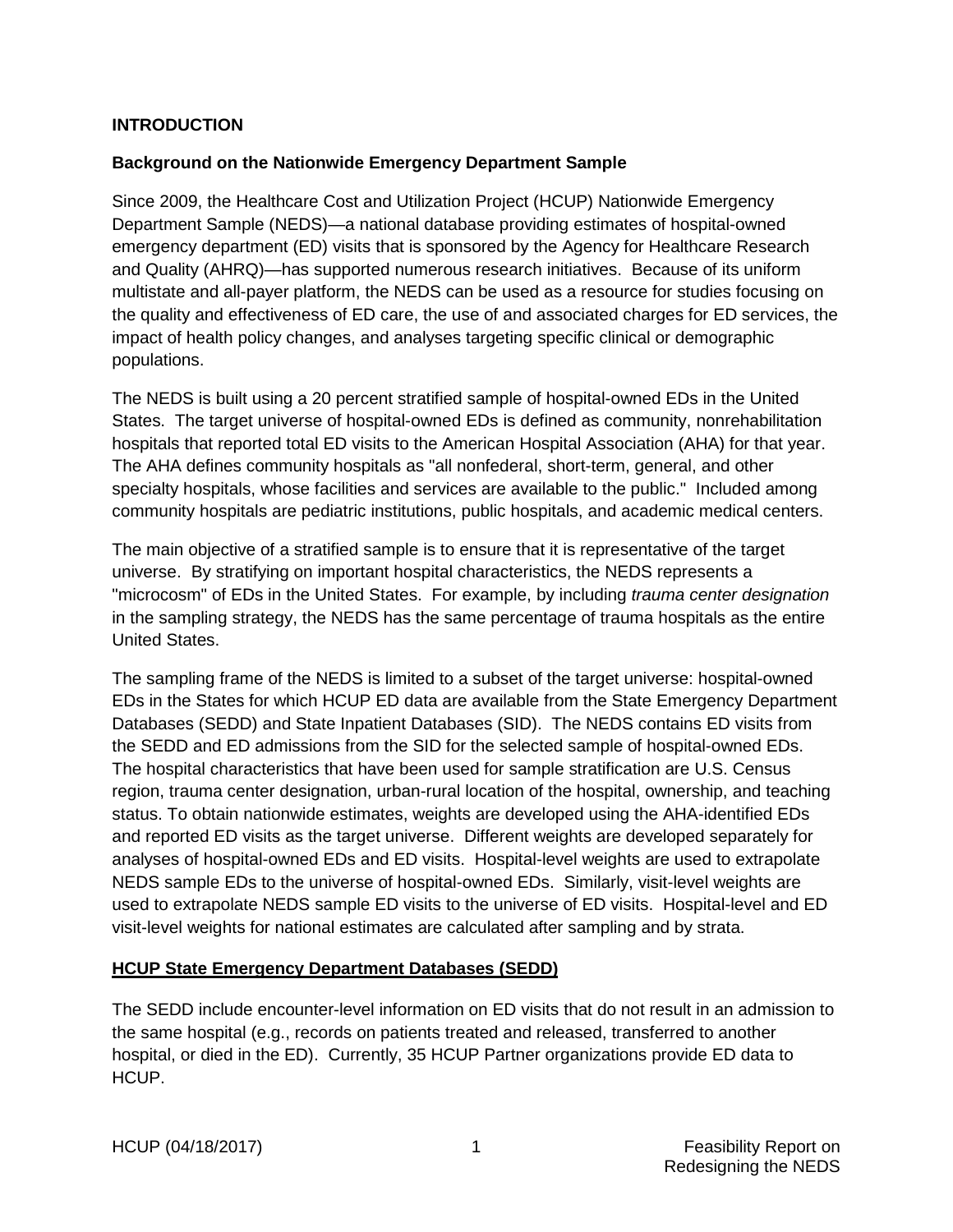# INTRODUCTION

## Background on the Nationwide Emergency Department Sample

Since 2009, the Healthcare Cost and Utilization Project (HCUP) Nationwide Emergency Department Sample (NEDS)—a national database providing estimates of hospital-owned emergency department (ED) visits that is sponsored by the Agency for Healthcare Research and Quality (AHRQ)—has supported numerous research initiatives. Because of its uniform multistate and all-payer platform, the NEDS can be used as a resource for studies focusing on the quality and effectiveness of ED care, the use of and associated charges for ED services, the impact of health policy changes, and analyses targeting specific clinical or demographic populations.

The NEDS is built using a 20 percent stratified sample of hospital-owned EDs in the United States. The target universe of hospital-owned EDs is defined as community, nonrehabilitation hospitals that reported total ED visits to the American Hospital Association (AHA) for that year. The AHA defines community hospitals as "all nonfederal, short-term, general, and other specialty hospitals, whose facilities and services are available to the public." Included among community hospitals are pediatric institutions, public hospitals, and academic medical centers.

The main objective of a stratified sample is to ensure that it is representative of the target universe. By stratifying on important hospital characteristics, the NEDS represents a "microcosm" of EDs in the United States. For example, by including *trauma center designation* in the sampling strategy, the NEDS has the same percentage of trauma hospitals as the entire United States.

The sampling frame of the NEDS is limited to a subset of the target universe: hospital-owned EDs in the States for which HCUP ED data are available from the State Emergency Department Databases (SEDD) and State Inpatient Databases (SID). The NEDS contains ED visits from the SEDD and ED admissions from the SID for the selected sample of hospital-owned EDs. The hospital characteristics that have been used for sample stratification are U.S. Census region, trauma center designation, urban-rural location of the hospital, ownership, and teaching status. To obtain nationwide estimates, weights are developed using the AHA-identified EDs and reported ED visits as the target universe. Different weights are developed separately for analyses of hospital-owned EDs and ED visits. Hospital-level weights are used to extrapolate NEDS sample EDs to the universe of hospital-owned EDs. Similarly, visit-level weights are used to extrapolate NEDS sample ED visits to the universe of ED visits. Hospital-level and ED visit-level weights for national estimates are calculated after sampling and by strata.

### HCUP State Emergency Department Databases (SEDD)

The SEDD include encounter-level information on ED visits that do not result in an admission to the same hospital (e.g., records on patients treated and released, transferred to another hospital, or died in the ED). Currently, 35 HCUP Partner organizations provide ED data to HCUP.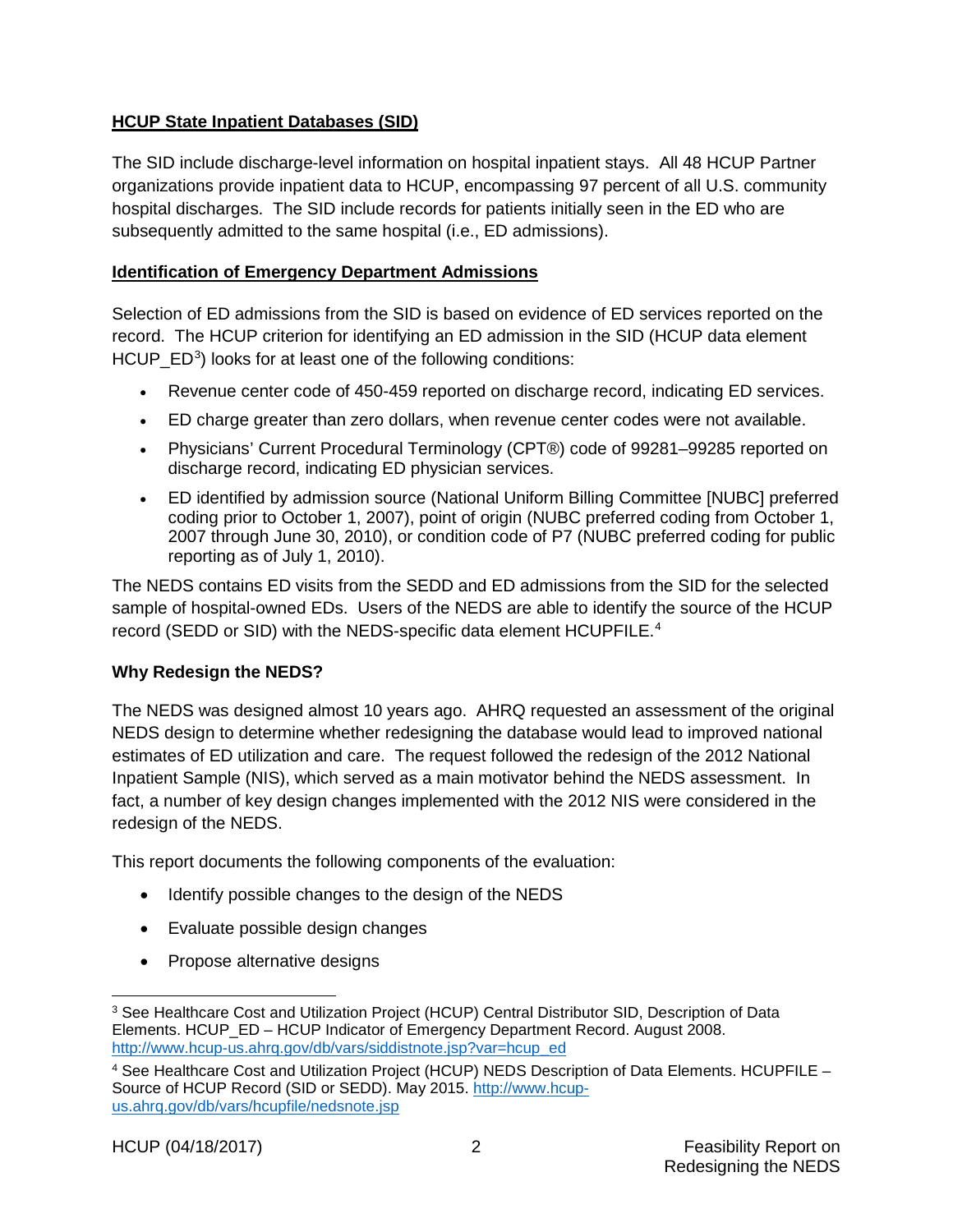## HCUP State Inpatient Databases (SID)

The SID include discharge-level information on hospital inpatient stays. All 48 HCUP Partner organizations provide inpatient data to HCUP, encompassing 97 percent of all U.S. community hospital discharges. The SID include records for patients initially seen in the ED who are subsequently admitted to the same hospital (i.e., ED admissions).

## Identification of Emergency Department Admissions

Selection of ED admissions from the SID is based on evidence of ED services reported on the record. The HCUP criterion for identifying an ED admission in the SID (HCUP data element HCUP_ED[3]) looks for at least one of the following conditions:

- Revenue center code of 450-459 reported on discharge record, indicating ED services.
- ED charge greater than zero dollars, when revenue center codes were not available.
- Physicians' Current Procedural Terminology (CPT®) code of 99281–99285 reported on discharge record, indicating ED physician services.
- ED identified by admission source (National Uniform Billing Committee [NUBC] preferred coding prior to October 1, 2007), point of origin (NUBC preferred coding from October 1, 2007 through June 30, 2010), or condition code of P7 (NUBC preferred coding for public reporting as of July 1, 2010).

The NEDS contains ED visits from the SEDD and ED admissions from the SID for the selected sample of hospital-owned EDs. Users of the NEDS are able to identify the source of the HCUP record (SEDD or SID) with the NEDS-specific data element HCUPFILE.[4]

### Why Redesign the NEDS?

The NEDS was designed almost 10 years ago. AHRQ requested an assessment of the original NEDS design to determine whether redesigning the database would lead to improved national estimates of ED utilization and care. The request followed the redesign of the 2012 National Inpatient Sample (NIS), which served as a main motivator behind the NEDS assessment. In fact, a number of key design changes implemented with the 2012 NIS were considered in the redesign of the NEDS.

This report documents the following components of the evaluation:

- Identify possible changes to the design of the NEDS
- Evaluate possible design changes
- Propose alternative designs

---

[3] See Healthcare Cost and Utilization Project (HCUP) Central Distributor SID, Description of Data Elements. HCUP_ED – HCUP Indicator of Emergency Department Record. August 2008. http://www.hcup-us.ahrq.gov/db/vars/siddistnote.jsp?var=hcup_ed

[4] See Healthcare Cost and Utilization Project (HCUP) NEDS Description of Data Elements. HCUPFILE – Source of HCUP Record (SID or SEDD). May 2015. http://www.hcup-us.ahrq.gov/db/vars/hcupfile/nedsnote.jsp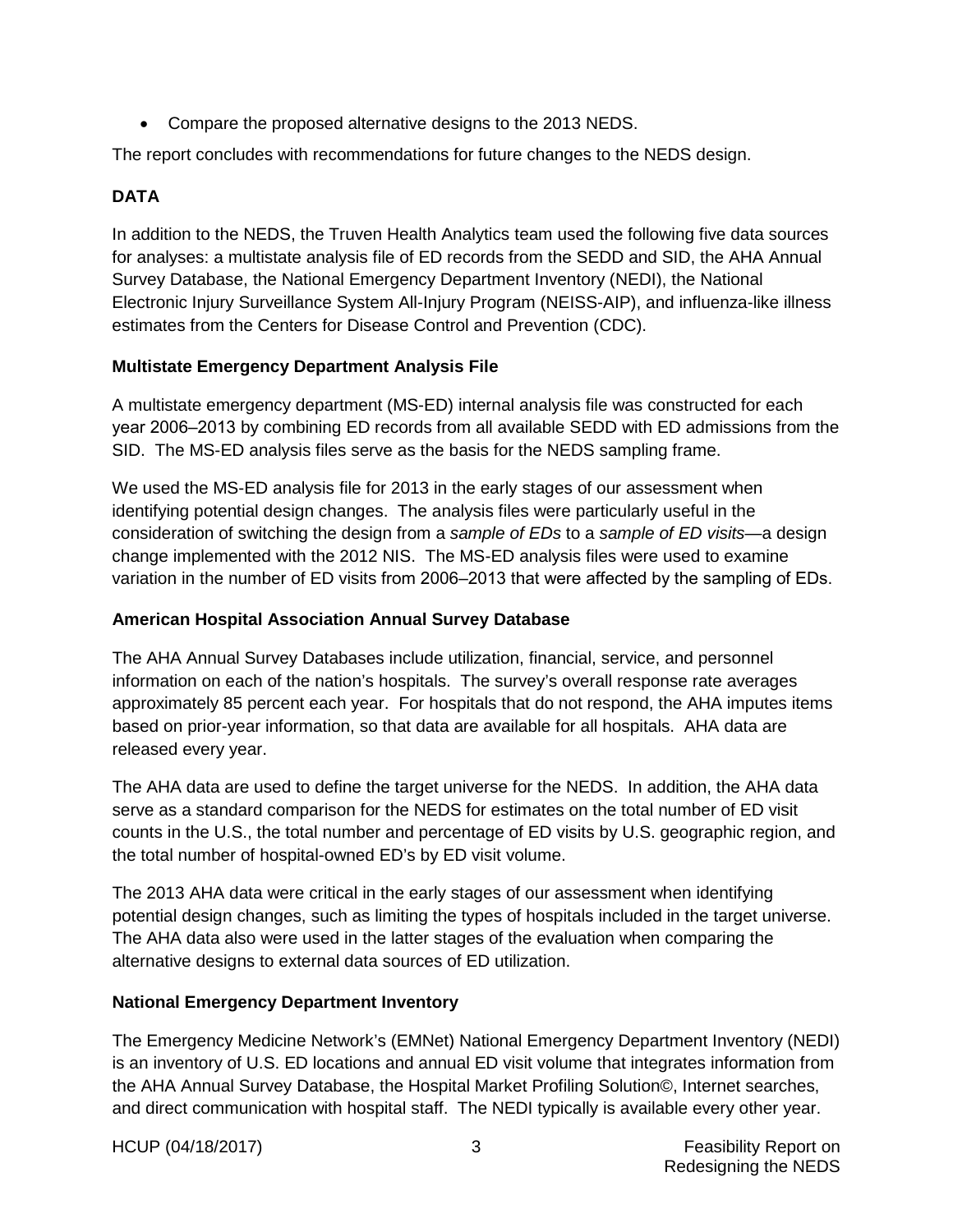- Compare the proposed alternative designs to the 2013 NEDS.

The report concludes with recommendations for future changes to the NEDS design.

## DATA

In addition to the NEDS, the Truven Health Analytics team used the following five data sources for analyses: a multistate analysis file of ED records from the SEDD and SID, the AHA Annual Survey Database, the National Emergency Department Inventory (NEDI), the National Electronic Injury Surveillance System All-Injury Program (NEISS-AIP), and influenza-like illness estimates from the Centers for Disease Control and Prevention (CDC).

### Multistate Emergency Department Analysis File

A multistate emergency department (MS-ED) internal analysis file was constructed for each year 2006–2013 by combining ED records from all available SEDD with ED admissions from the SID. The MS-ED analysis files serve as the basis for the NEDS sampling frame.

We used the MS-ED analysis file for 2013 in the early stages of our assessment when identifying potential design changes. The analysis files were particularly useful in the consideration of switching the design from a *sample of EDs* to a *sample of ED visits*—a design change implemented with the 2012 NIS. The MS-ED analysis files were used to examine variation in the number of ED visits from 2006–2013 that were affected by the sampling of EDs.

### American Hospital Association Annual Survey Database

The AHA Annual Survey Databases include utilization, financial, service, and personnel information on each of the nation's hospitals. The survey's overall response rate averages approximately 85 percent each year. For hospitals that do not respond, the AHA imputes items based on prior-year information, so that data are available for all hospitals. AHA data are released every year.

The AHA data are used to define the target universe for the NEDS. In addition, the AHA data serve as a standard comparison for the NEDS for estimates on the total number of ED visit counts in the U.S., the total number and percentage of ED visits by U.S. geographic region, and the total number of hospital-owned ED's by ED visit volume.

The 2013 AHA data were critical in the early stages of our assessment when identifying potential design changes, such as limiting the types of hospitals included in the target universe. The AHA data also were used in the latter stages of the evaluation when comparing the alternative designs to external data sources of ED utilization.

### National Emergency Department Inventory

The Emergency Medicine Network's (EMNet) National Emergency Department Inventory (NEDI) is an inventory of U.S. ED locations and annual ED visit volume that integrates information from the AHA Annual Survey Database, the Hospital Market Profiling Solution©, Internet searches, and direct communication with hospital staff. The NEDI typically is available every other year.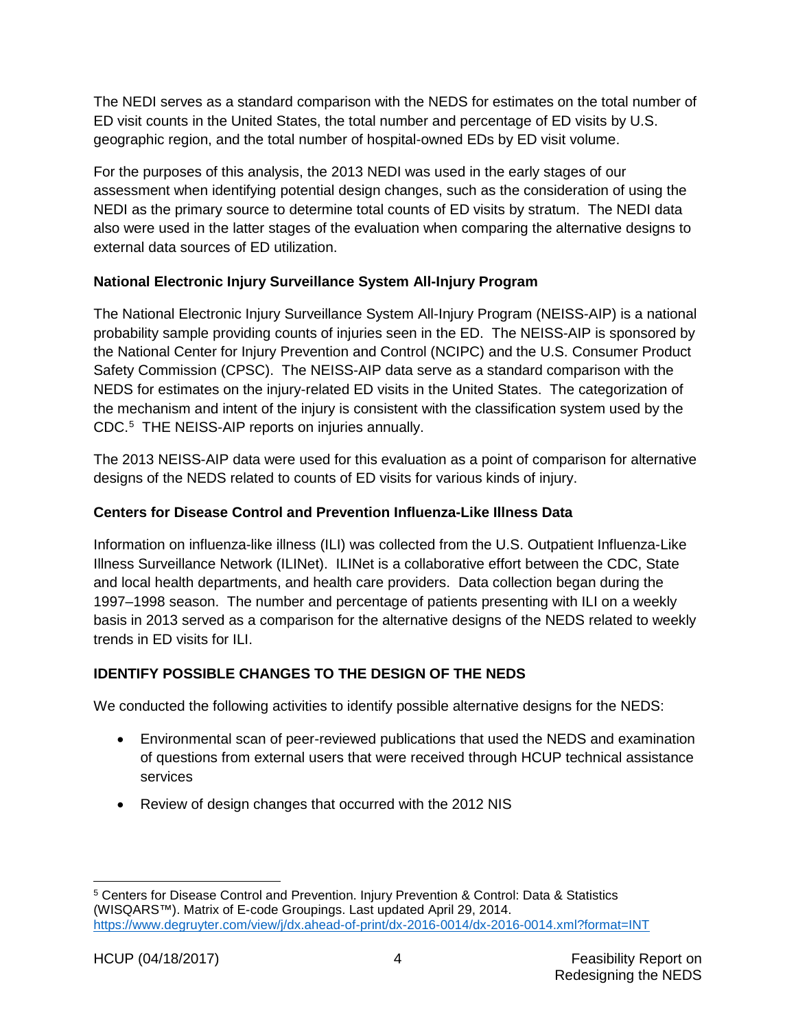The NEDI serves as a standard comparison with the NEDS for estimates on the total number of ED visit counts in the United States, the total number and percentage of ED visits by U.S. geographic region, and the total number of hospital-owned EDs by ED visit volume.

For the purposes of this analysis, the 2013 NEDI was used in the early stages of our assessment when identifying potential design changes, such as the consideration of using the NEDI as the primary source to determine total counts of ED visits by stratum. The NEDI data also were used in the latter stages of the evaluation when comparing the alternative designs to external data sources of ED utilization.

**National Electronic Injury Surveillance System All-Injury Program**

The National Electronic Injury Surveillance System All-Injury Program (NEISS-AIP) is a national probability sample providing counts of injuries seen in the ED. The NEISS-AIP is sponsored by the National Center for Injury Prevention and Control (NCIPC) and the U.S. Consumer Product Safety Commission (CPSC). The NEISS-AIP data serve as a standard comparison with the NEDS for estimates on the injury-related ED visits in the United States. The categorization of the mechanism and intent of the injury is consistent with the classification system used by the CDC.[5] THE NEISS-AIP reports on injuries annually.

The 2013 NEISS-AIP data were used for this evaluation as a point of comparison for alternative designs of the NEDS related to counts of ED visits for various kinds of injury.

**Centers for Disease Control and Prevention Influenza-Like Illness Data**

Information on influenza-like illness (ILI) was collected from the U.S. Outpatient Influenza-Like Illness Surveillance Network (ILINet). ILINet is a collaborative effort between the CDC, State and local health departments, and health care providers. Data collection began during the 1997–1998 season. The number and percentage of patients presenting with ILI on a weekly basis in 2013 served as a comparison for the alternative designs of the NEDS related to weekly trends in ED visits for ILI.

**IDENTIFY POSSIBLE CHANGES TO THE DESIGN OF THE NEDS**

We conducted the following activities to identify possible alternative designs for the NEDS:

- Environmental scan of peer-reviewed publications that used the NEDS and examination of questions from external users that were received through HCUP technical assistance services
- Review of design changes that occurred with the 2012 NIS

---

[5] Centers for Disease Control and Prevention. Injury Prevention & Control: Data & Statistics (WISQARS™). Matrix of E-code Groupings. Last updated April 29, 2014. https://www.degruyter.com/view/j/dx.ahead-of-print/dx-2016-0014/dx-2016-0014.xml?format=INT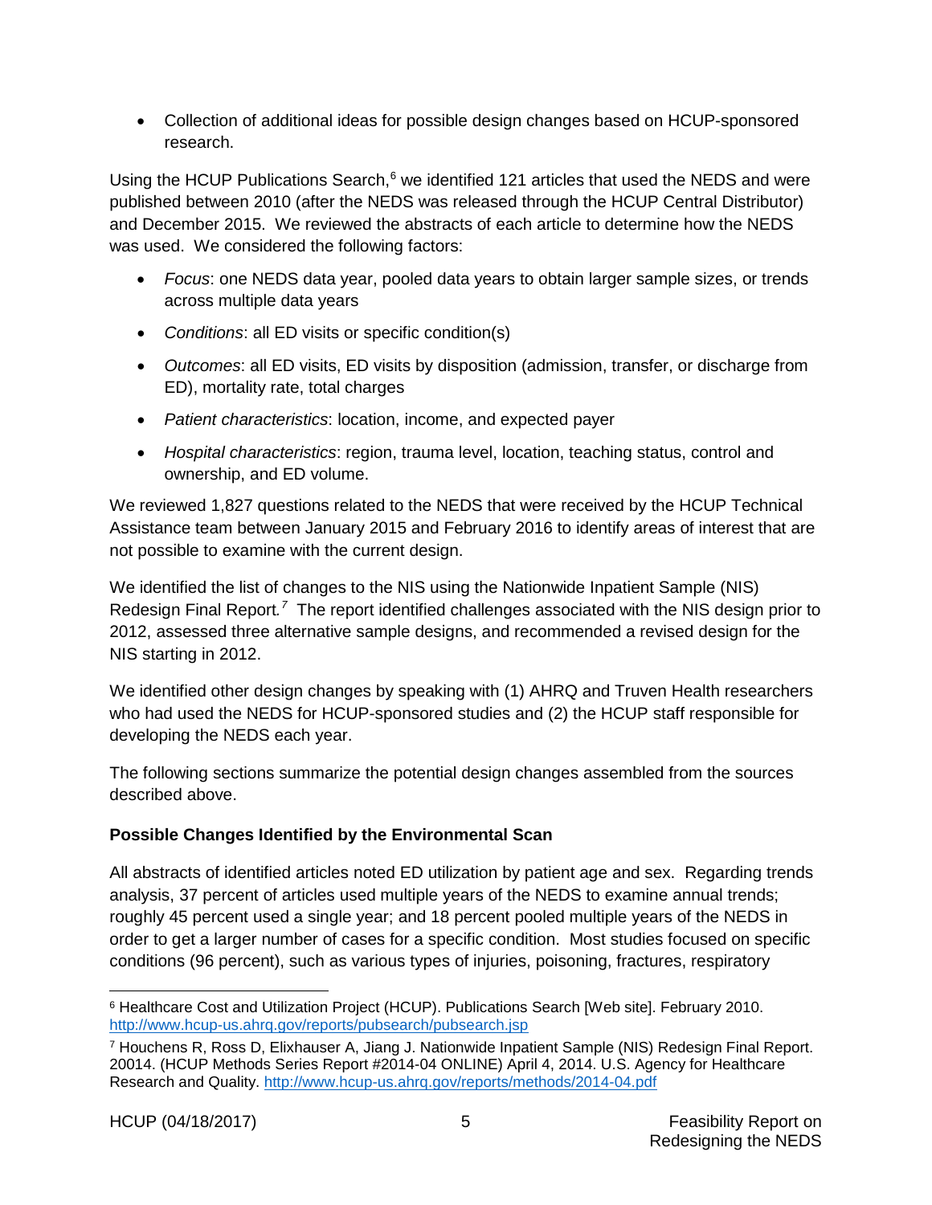- Collection of additional ideas for possible design changes based on HCUP-sponsored research.

Using the HCUP Publications Search,[6] we identified 121 articles that used the NEDS and were published between 2010 (after the NEDS was released through the HCUP Central Distributor) and December 2015. We reviewed the abstracts of each article to determine how the NEDS was used. We considered the following factors:

- *Focus*: one NEDS data year, pooled data years to obtain larger sample sizes, or trends across multiple data years
- *Conditions*: all ED visits or specific condition(s)
- *Outcomes*: all ED visits, ED visits by disposition (admission, transfer, or discharge from ED), mortality rate, total charges
- *Patient characteristics*: location, income, and expected payer
- *Hospital characteristics*: region, trauma level, location, teaching status, control and ownership, and ED volume.

We reviewed 1,827 questions related to the NEDS that were received by the HCUP Technical Assistance team between January 2015 and February 2016 to identify areas of interest that are not possible to examine with the current design.

We identified the list of changes to the NIS using the Nationwide Inpatient Sample (NIS) Redesign Final Report.[7] The report identified challenges associated with the NIS design prior to 2012, assessed three alternative sample designs, and recommended a revised design for the NIS starting in 2012.

We identified other design changes by speaking with (1) AHRQ and Truven Health researchers who had used the NEDS for HCUP-sponsored studies and (2) the HCUP staff responsible for developing the NEDS each year.

The following sections summarize the potential design changes assembled from the sources described above.

**Possible Changes Identified by the Environmental Scan**

All abstracts of identified articles noted ED utilization by patient age and sex. Regarding trends analysis, 37 percent of articles used multiple years of the NEDS to examine annual trends; roughly 45 percent used a single year; and 18 percent pooled multiple years of the NEDS in order to get a larger number of cases for a specific condition. Most studies focused on specific conditions (96 percent), such as various types of injuries, poisoning, fractures, respiratory

---

[6] Healthcare Cost and Utilization Project (HCUP). Publications Search [Web site]. February 2010. http://www.hcup-us.ahrq.gov/reports/pubsearch/pubsearch.jsp

[7] Houchens R, Ross D, Elixhauser A, Jiang J. Nationwide Inpatient Sample (NIS) Redesign Final Report. 20014. (HCUP Methods Series Report #2014-04 ONLINE) April 4, 2014. U.S. Agency for Healthcare Research and Quality. http://www.hcup-us.ahrq.gov/reports/methods/2014-04.pdf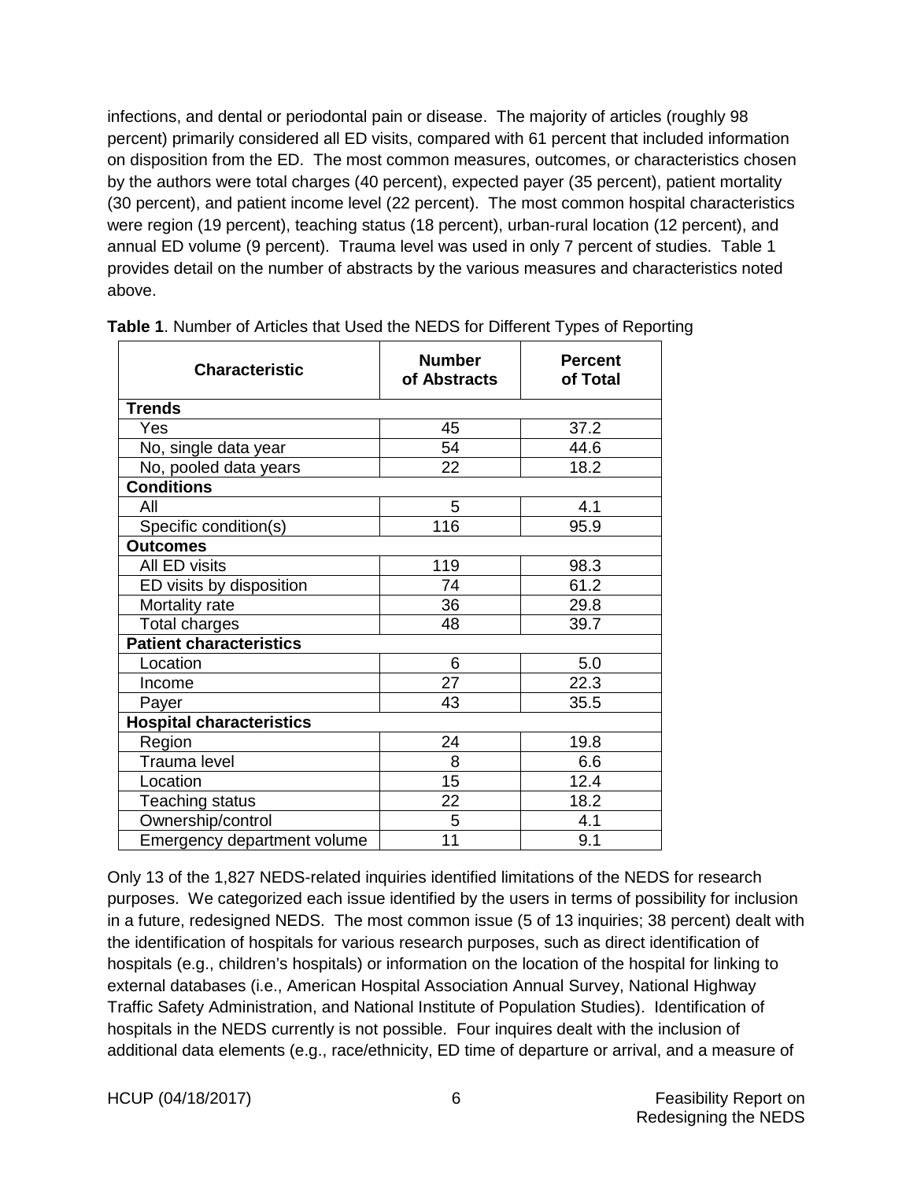infections, and dental or periodontal pain or disease. The majority of articles (roughly 98 percent) primarily considered all ED visits, compared with 61 percent that included information on disposition from the ED. The most common measures, outcomes, or characteristics chosen by the authors were total charges (40 percent), expected payer (35 percent), patient mortality (30 percent), and patient income level (22 percent). The most common hospital characteristics were region (19 percent), teaching status (18 percent), urban-rural location (12 percent), and annual ED volume (9 percent). Trauma level was used in only 7 percent of studies. Table 1 provides detail on the number of abstracts by the various measures and characteristics noted above.

**Table 1**. Number of Articles that Used the NEDS for Different Types of Reporting

| Characteristic | Number of Abstracts | Percent of Total |
|---|---|---|
| **Trends** | | |
| Yes | 45 | 37.2 |
| No, single data year | 54 | 44.6 |
| No, pooled data years | 22 | 18.2 |
| **Conditions** | | |
| All | 5 | 4.1 |
| Specific condition(s) | 116 | 95.9 |
| **Outcomes** | | |
| All ED visits | 119 | 98.3 |
| ED visits by disposition | 74 | 61.2 |
| Mortality rate | 36 | 29.8 |
| Total charges | 48 | 39.7 |
| **Patient characteristics** | | |
| Location | 6 | 5.0 |
| Income | 27 | 22.3 |
| Payer | 43 | 35.5 |
| **Hospital characteristics** | | |
| Region | 24 | 19.8 |
| Trauma level | 8 | 6.6 |
| Location | 15 | 12.4 |
| Teaching status | 22 | 18.2 |
| Ownership/control | 5 | 4.1 |
| Emergency department volume | 11 | 9.1 |

Only 13 of the 1,827 NEDS-related inquiries identified limitations of the NEDS for research purposes. We categorized each issue identified by the users in terms of possibility for inclusion in a future, redesigned NEDS. The most common issue (5 of 13 inquiries; 38 percent) dealt with the identification of hospitals for various research purposes, such as direct identification of hospitals (e.g., children's hospitals) or information on the location of the hospital for linking to external databases (i.e., American Hospital Association Annual Survey, National Highway Traffic Safety Administration, and National Institute of Population Studies). Identification of hospitals in the NEDS currently is not possible. Four inquires dealt with the inclusion of additional data elements (e.g., race/ethnicity, ED time of departure or arrival, and a measure of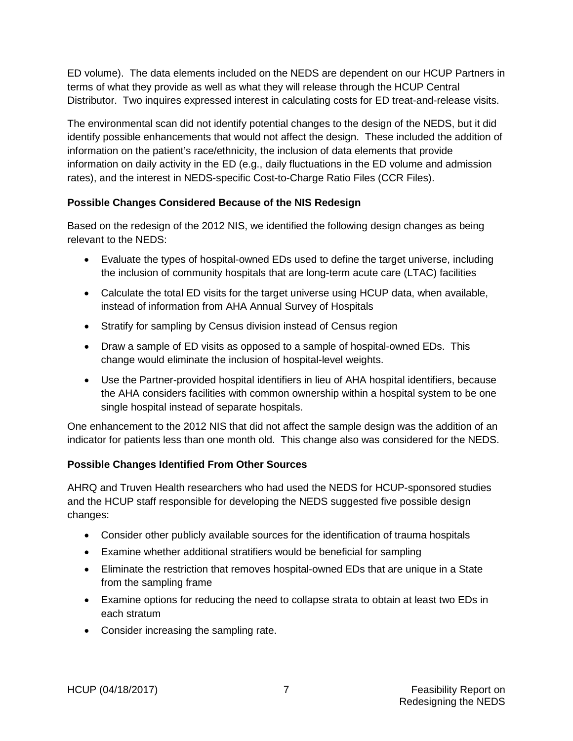ED volume). The data elements included on the NEDS are dependent on our HCUP Partners in terms of what they provide as well as what they will release through the HCUP Central Distributor. Two inquires expressed interest in calculating costs for ED treat-and-release visits.

The environmental scan did not identify potential changes to the design of the NEDS, but it did identify possible enhancements that would not affect the design. These included the addition of information on the patient's race/ethnicity, the inclusion of data elements that provide information on daily activity in the ED (e.g., daily fluctuations in the ED volume and admission rates), and the interest in NEDS-specific Cost-to-Charge Ratio Files (CCR Files).

**Possible Changes Considered Because of the NIS Redesign**

Based on the redesign of the 2012 NIS, we identified the following design changes as being relevant to the NEDS:

- Evaluate the types of hospital-owned EDs used to define the target universe, including the inclusion of community hospitals that are long-term acute care (LTAC) facilities
- Calculate the total ED visits for the target universe using HCUP data, when available, instead of information from AHA Annual Survey of Hospitals
- Stratify for sampling by Census division instead of Census region
- Draw a sample of ED visits as opposed to a sample of hospital-owned EDs. This change would eliminate the inclusion of hospital-level weights.
- Use the Partner-provided hospital identifiers in lieu of AHA hospital identifiers, because the AHA considers facilities with common ownership within a hospital system to be one single hospital instead of separate hospitals.

One enhancement to the 2012 NIS that did not affect the sample design was the addition of an indicator for patients less than one month old. This change also was considered for the NEDS.

**Possible Changes Identified From Other Sources**

AHRQ and Truven Health researchers who had used the NEDS for HCUP-sponsored studies and the HCUP staff responsible for developing the NEDS suggested five possible design changes:

- Consider other publicly available sources for the identification of trauma hospitals
- Examine whether additional stratifiers would be beneficial for sampling
- Eliminate the restriction that removes hospital-owned EDs that are unique in a State from the sampling frame
- Examine options for reducing the need to collapse strata to obtain at least two EDs in each stratum
- Consider increasing the sampling rate.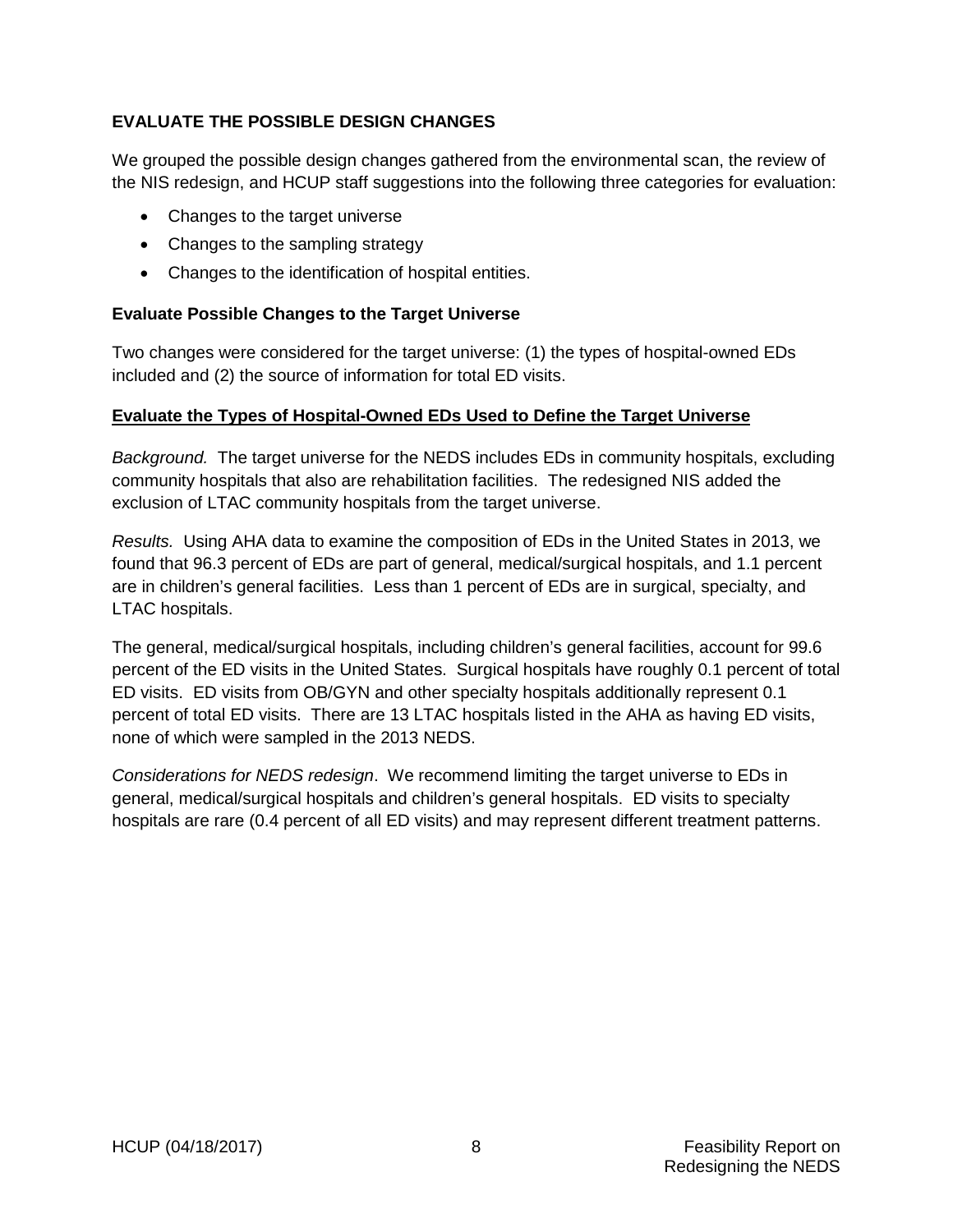## EVALUATE THE POSSIBLE DESIGN CHANGES

We grouped the possible design changes gathered from the environmental scan, the review of the NIS redesign, and HCUP staff suggestions into the following three categories for evaluation:

- Changes to the target universe
- Changes to the sampling strategy
- Changes to the identification of hospital entities.

### Evaluate Possible Changes to the Target Universe

Two changes were considered for the target universe: (1) the types of hospital-owned EDs included and (2) the source of information for total ED visits.

#### Evaluate the Types of Hospital-Owned EDs Used to Define the Target Universe

*Background.* The target universe for the NEDS includes EDs in community hospitals, excluding community hospitals that also are rehabilitation facilities. The redesigned NIS added the exclusion of LTAC community hospitals from the target universe.

*Results.* Using AHA data to examine the composition of EDs in the United States in 2013, we found that 96.3 percent of EDs are part of general, medical/surgical hospitals, and 1.1 percent are in children's general facilities. Less than 1 percent of EDs are in surgical, specialty, and LTAC hospitals.

The general, medical/surgical hospitals, including children's general facilities, account for 99.6 percent of the ED visits in the United States. Surgical hospitals have roughly 0.1 percent of total ED visits. ED visits from OB/GYN and other specialty hospitals additionally represent 0.1 percent of total ED visits. There are 13 LTAC hospitals listed in the AHA as having ED visits, none of which were sampled in the 2013 NEDS.

*Considerations for NEDS redesign*. We recommend limiting the target universe to EDs in general, medical/surgical hospitals and children's general hospitals. ED visits to specialty hospitals are rare (0.4 percent of all ED visits) and may represent different treatment patterns.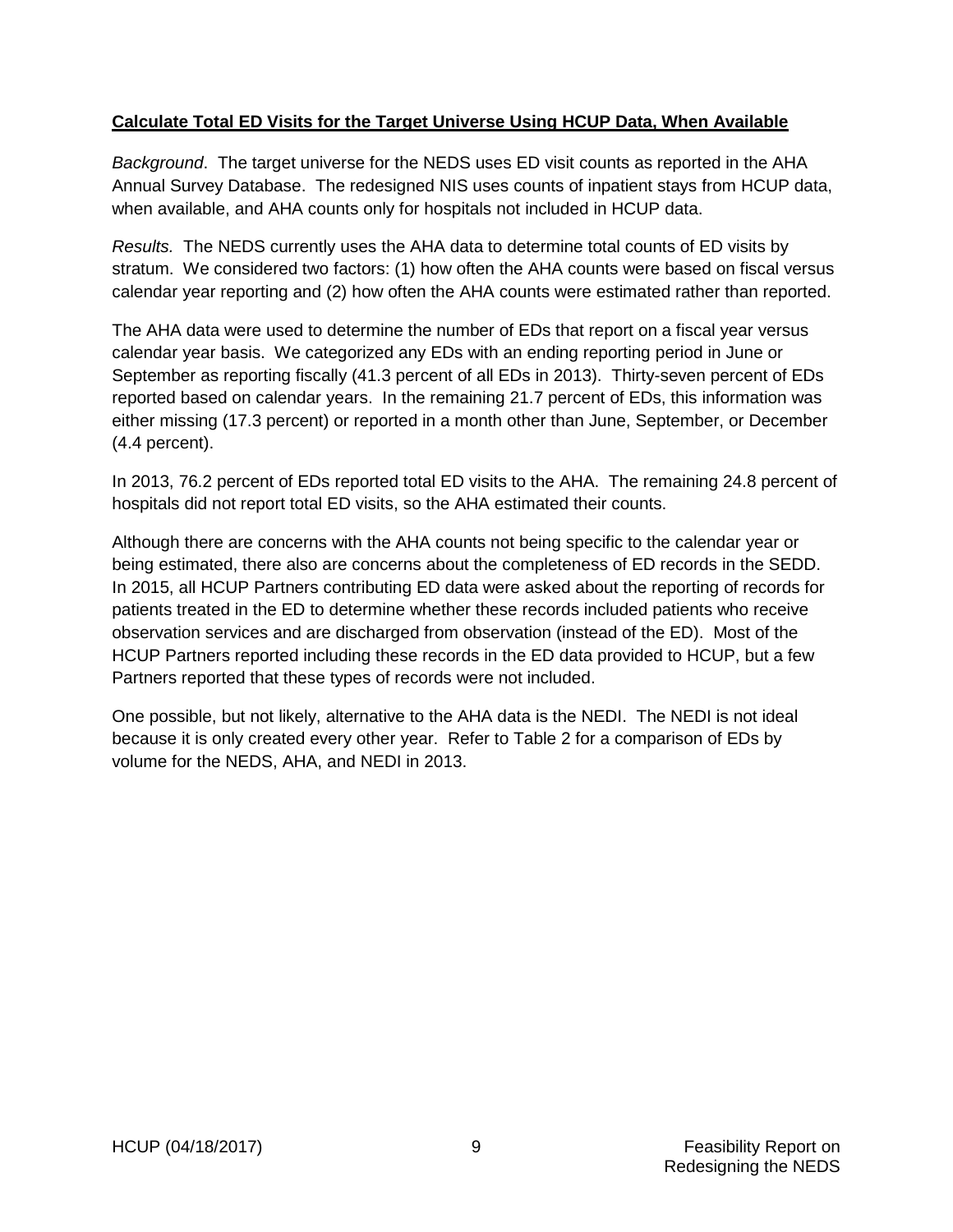**Calculate Total ED Visits for the Target Universe Using HCUP Data, When Available**

*Background*. The target universe for the NEDS uses ED visit counts as reported in the AHA Annual Survey Database. The redesigned NIS uses counts of inpatient stays from HCUP data, when available, and AHA counts only for hospitals not included in HCUP data.

*Results.* The NEDS currently uses the AHA data to determine total counts of ED visits by stratum. We considered two factors: (1) how often the AHA counts were based on fiscal versus calendar year reporting and (2) how often the AHA counts were estimated rather than reported.

The AHA data were used to determine the number of EDs that report on a fiscal year versus calendar year basis. We categorized any EDs with an ending reporting period in June or September as reporting fiscally (41.3 percent of all EDs in 2013). Thirty-seven percent of EDs reported based on calendar years. In the remaining 21.7 percent of EDs, this information was either missing (17.3 percent) or reported in a month other than June, September, or December (4.4 percent).

In 2013, 76.2 percent of EDs reported total ED visits to the AHA. The remaining 24.8 percent of hospitals did not report total ED visits, so the AHA estimated their counts.

Although there are concerns with the AHA counts not being specific to the calendar year or being estimated, there also are concerns about the completeness of ED records in the SEDD. In 2015, all HCUP Partners contributing ED data were asked about the reporting of records for patients treated in the ED to determine whether these records included patients who receive observation services and are discharged from observation (instead of the ED). Most of the HCUP Partners reported including these records in the ED data provided to HCUP, but a few Partners reported that these types of records were not included.

One possible, but not likely, alternative to the AHA data is the NEDI. The NEDI is not ideal because it is only created every other year. Refer to Table 2 for a comparison of EDs by volume for the NEDS, AHA, and NEDI in 2013.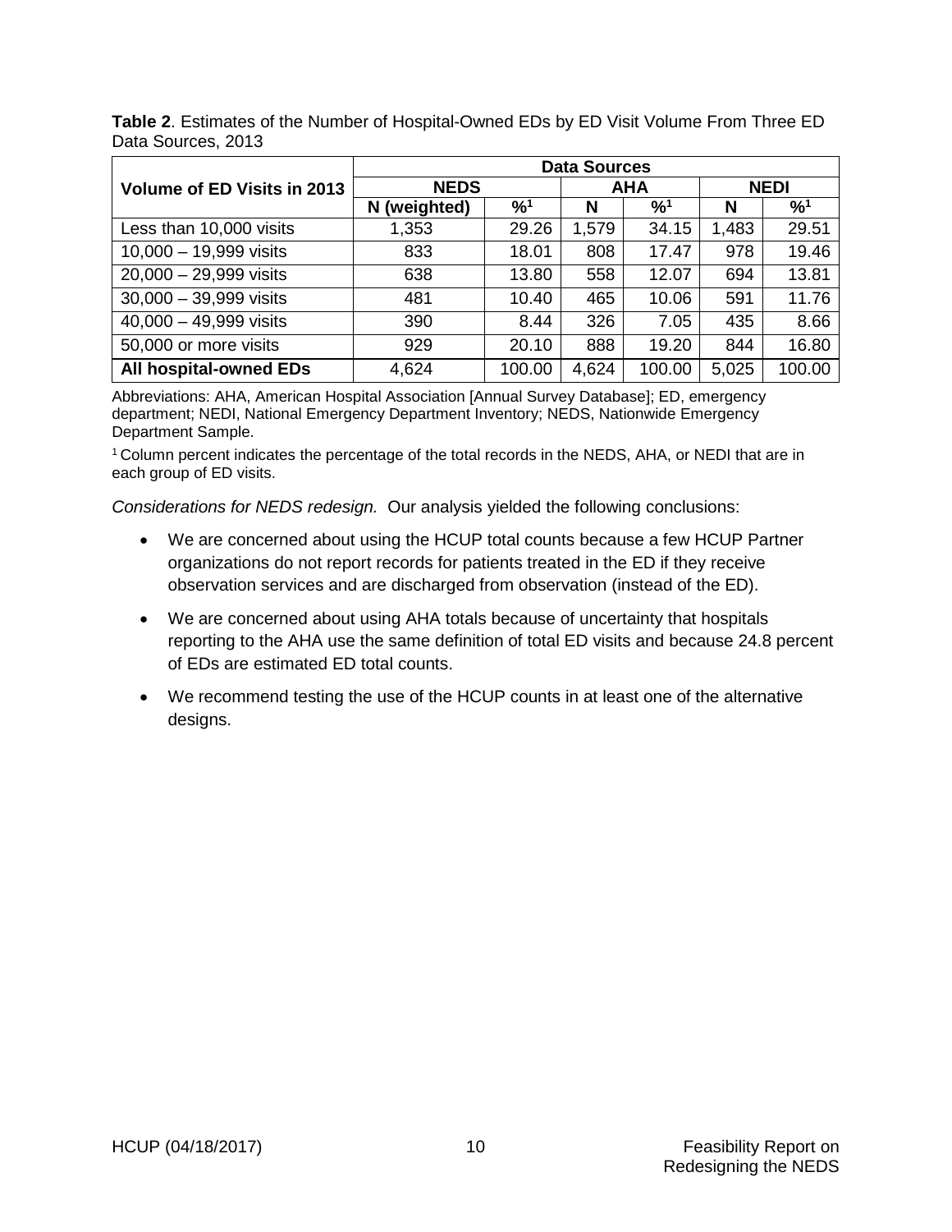**Table 2**. Estimates of the Number of Hospital-Owned EDs by ED Visit Volume From Three ED Data Sources, 2013

| Volume of ED Visits in 2013 | Data Sources | | | | | |
|---|---|---|---|---|---|---|
| | NEDS | | AHA | | NEDI | |
| | N (weighted) | %[1] | N | %[1] | N | %[1] |
| Less than 10,000 visits | 1,353 | 29.26 | 1,579 | 34.15 | 1,483 | 29.51 |
| 10,000 – 19,999 visits | 833 | 18.01 | 808 | 17.47 | 978 | 19.46 |
| 20,000 – 29,999 visits | 638 | 13.80 | 558 | 12.07 | 694 | 13.81 |
| 30,000 – 39,999 visits | 481 | 10.40 | 465 | 10.06 | 591 | 11.76 |
| 40,000 – 49,999 visits | 390 | 8.44 | 326 | 7.05 | 435 | 8.66 |
| 50,000 or more visits | 929 | 20.10 | 888 | 19.20 | 844 | 16.80 |
| **All hospital-owned EDs** | 4,624 | 100.00 | 4,624 | 100.00 | 5,025 | 100.00 |

Abbreviations: AHA, American Hospital Association [Annual Survey Database]; ED, emergency department; NEDI, National Emergency Department Inventory; NEDS, Nationwide Emergency Department Sample.

[1] Column percent indicates the percentage of the total records in the NEDS, AHA, or NEDI that are in each group of ED visits.

*Considerations for NEDS redesign.* Our analysis yielded the following conclusions:

- We are concerned about using the HCUP total counts because a few HCUP Partner organizations do not report records for patients treated in the ED if they receive observation services and are discharged from observation (instead of the ED).
- We are concerned about using AHA totals because of uncertainty that hospitals reporting to the AHA use the same definition of total ED visits and because 24.8 percent of EDs are estimated ED total counts.
- We recommend testing the use of the HCUP counts in at least one of the alternative designs.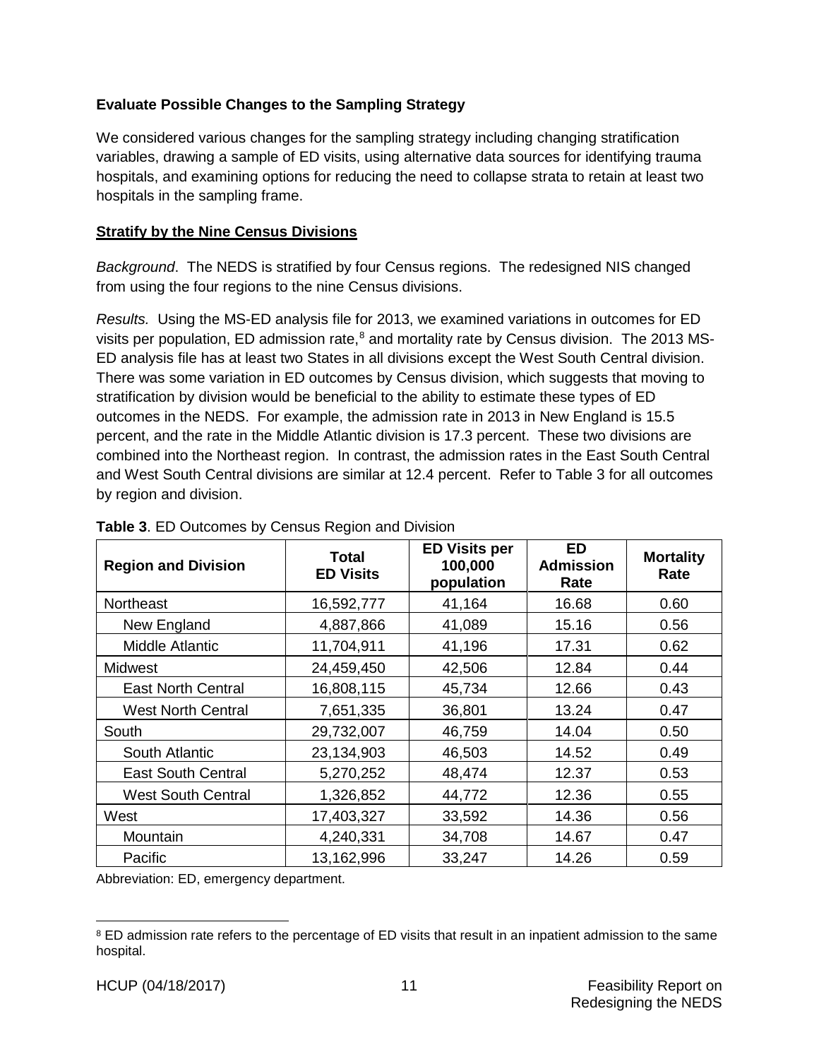### Evaluate Possible Changes to the Sampling Strategy

We considered various changes for the sampling strategy including changing stratification variables, drawing a sample of ED visits, using alternative data sources for identifying trauma hospitals, and examining options for reducing the need to collapse strata to retain at least two hospitals in the sampling frame.

#### Stratify by the Nine Census Divisions

*Background*. The NEDS is stratified by four Census regions. The redesigned NIS changed from using the four regions to the nine Census divisions.

*Results.* Using the MS-ED analysis file for 2013, we examined variations in outcomes for ED visits per population, ED admission rate,[8] and mortality rate by Census division. The 2013 MS-ED analysis file has at least two States in all divisions except the West South Central division. There was some variation in ED outcomes by Census division, which suggests that moving to stratification by division would be beneficial to the ability to estimate these types of ED outcomes in the NEDS. For example, the admission rate in 2013 in New England is 15.5 percent, and the rate in the Middle Atlantic division is 17.3 percent. These two divisions are combined into the Northeast region. In contrast, the admission rates in the East South Central and West South Central divisions are similar at 12.4 percent. Refer to Table 3 for all outcomes by region and division.

**Table 3**. ED Outcomes by Census Region and Division

| Region and Division | Total ED Visits | ED Visits per 100,000 population | ED Admission Rate | Mortality Rate |
|---|---|---|---|---|
| Northeast | 16,592,777 | 41,164 | 16.68 | 0.60 |
| New England | 4,887,866 | 41,089 | 15.16 | 0.56 |
| Middle Atlantic | 11,704,911 | 41,196 | 17.31 | 0.62 |
| Midwest | 24,459,450 | 42,506 | 12.84 | 0.44 |
| East North Central | 16,808,115 | 45,734 | 12.66 | 0.43 |
| West North Central | 7,651,335 | 36,801 | 13.24 | 0.47 |
| South | 29,732,007 | 46,759 | 14.04 | 0.50 |
| South Atlantic | 23,134,903 | 46,503 | 14.52 | 0.49 |
| East South Central | 5,270,252 | 48,474 | 12.37 | 0.53 |
| West South Central | 1,326,852 | 44,772 | 12.36 | 0.55 |
| West | 17,403,327 | 33,592 | 14.36 | 0.56 |
| Mountain | 4,240,331 | 34,708 | 14.67 | 0.47 |
| Pacific | 13,162,996 | 33,247 | 14.26 | 0.59 |

Abbreviation: ED, emergency department.

[8] ED admission rate refers to the percentage of ED visits that result in an inpatient admission to the same hospital.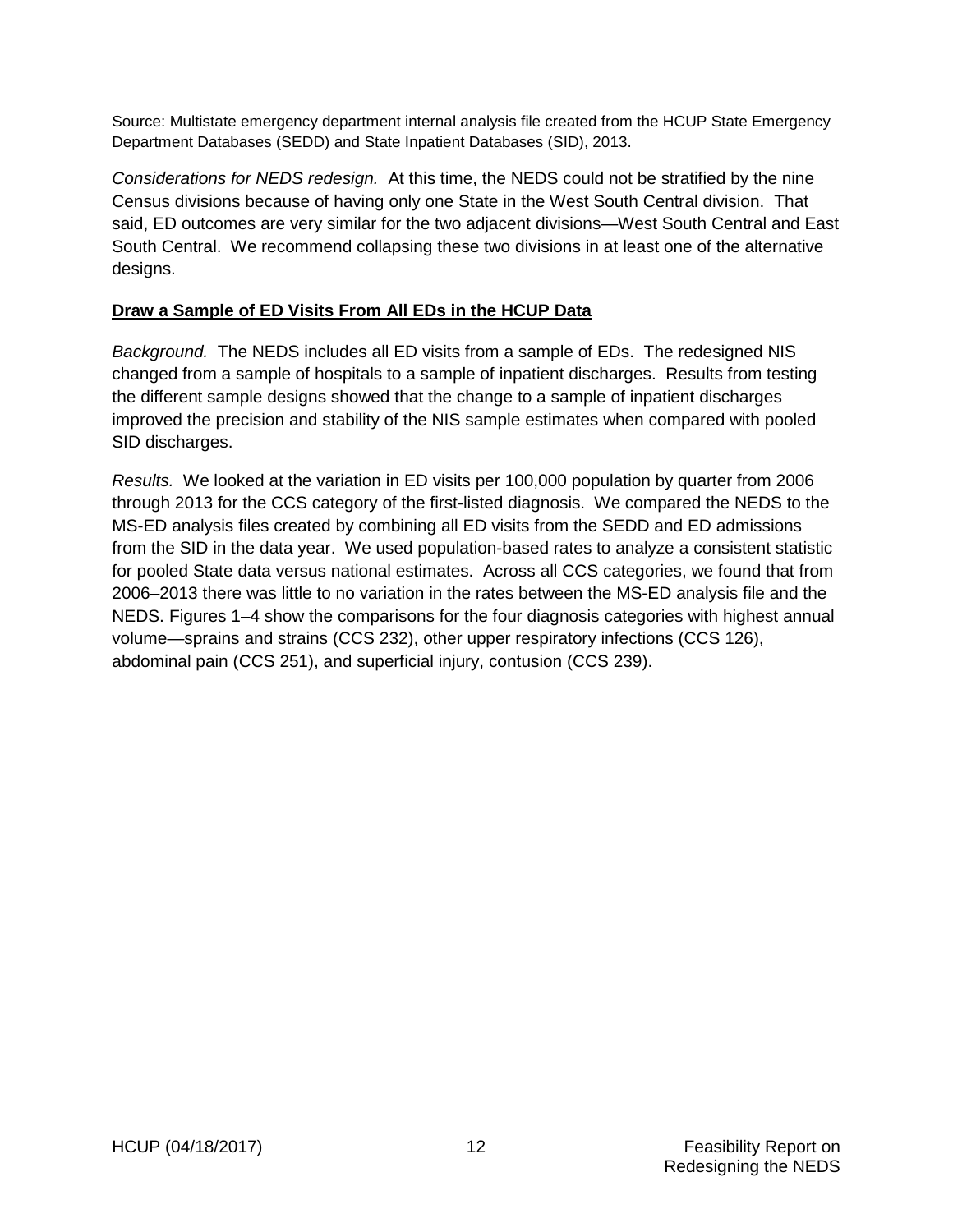Source: Multistate emergency department internal analysis file created from the HCUP State Emergency Department Databases (SEDD) and State Inpatient Databases (SID), 2013.

*Considerations for NEDS redesign.* At this time, the NEDS could not be stratified by the nine Census divisions because of having only one State in the West South Central division. That said, ED outcomes are very similar for the two adjacent divisions—West South Central and East South Central. We recommend collapsing these two divisions in at least one of the alternative designs.

## **Draw a Sample of ED Visits From All EDs in the HCUP Data**

*Background.* The NEDS includes all ED visits from a sample of EDs. The redesigned NIS changed from a sample of hospitals to a sample of inpatient discharges. Results from testing the different sample designs showed that the change to a sample of inpatient discharges improved the precision and stability of the NIS sample estimates when compared with pooled SID discharges.

*Results.* We looked at the variation in ED visits per 100,000 population by quarter from 2006 through 2013 for the CCS category of the first-listed diagnosis. We compared the NEDS to the MS-ED analysis files created by combining all ED visits from the SEDD and ED admissions from the SID in the data year. We used population-based rates to analyze a consistent statistic for pooled State data versus national estimates. Across all CCS categories, we found that from 2006–2013 there was little to no variation in the rates between the MS-ED analysis file and the NEDS. Figures 1–4 show the comparisons for the four diagnosis categories with highest annual volume—sprains and strains (CCS 232), other upper respiratory infections (CCS 126), abdominal pain (CCS 251), and superficial injury, contusion (CCS 239).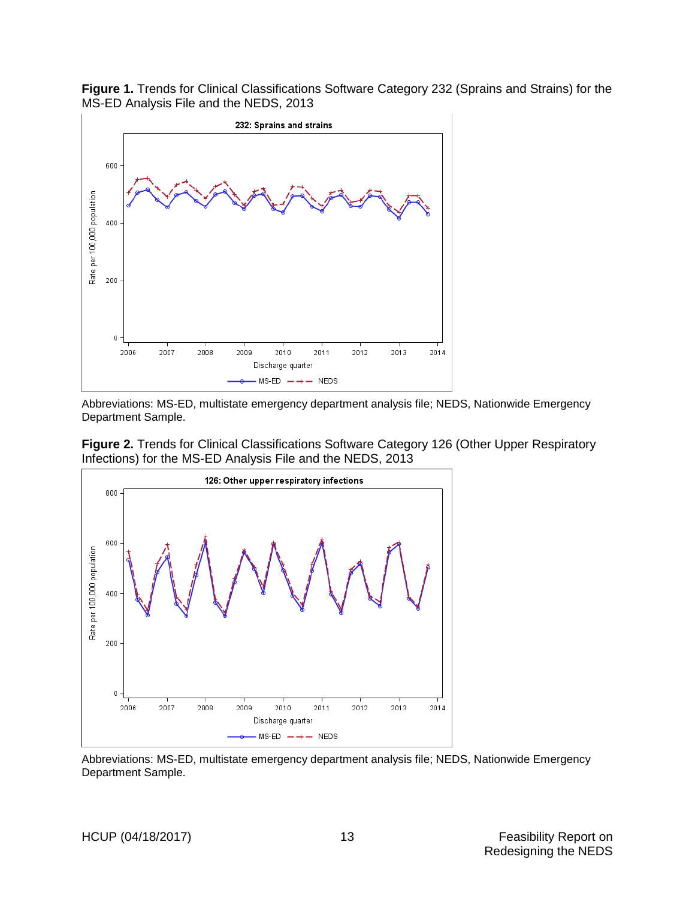**Figure 1.** Trends for Clinical Classifications Software Category 232 (Sprains and Strains) for the MS-ED Analysis File and the NEDS, 2013

Abbreviations: MS-ED, multistate emergency department analysis file; NEDS, Nationwide Emergency Department Sample.

**Figure 2.** Trends for Clinical Classifications Software Category 126 (Other Upper Respiratory Infections) for the MS-ED Analysis File and the NEDS, 2013

Abbreviations: MS-ED, multistate emergency department analysis file; NEDS, Nationwide Emergency Department Sample.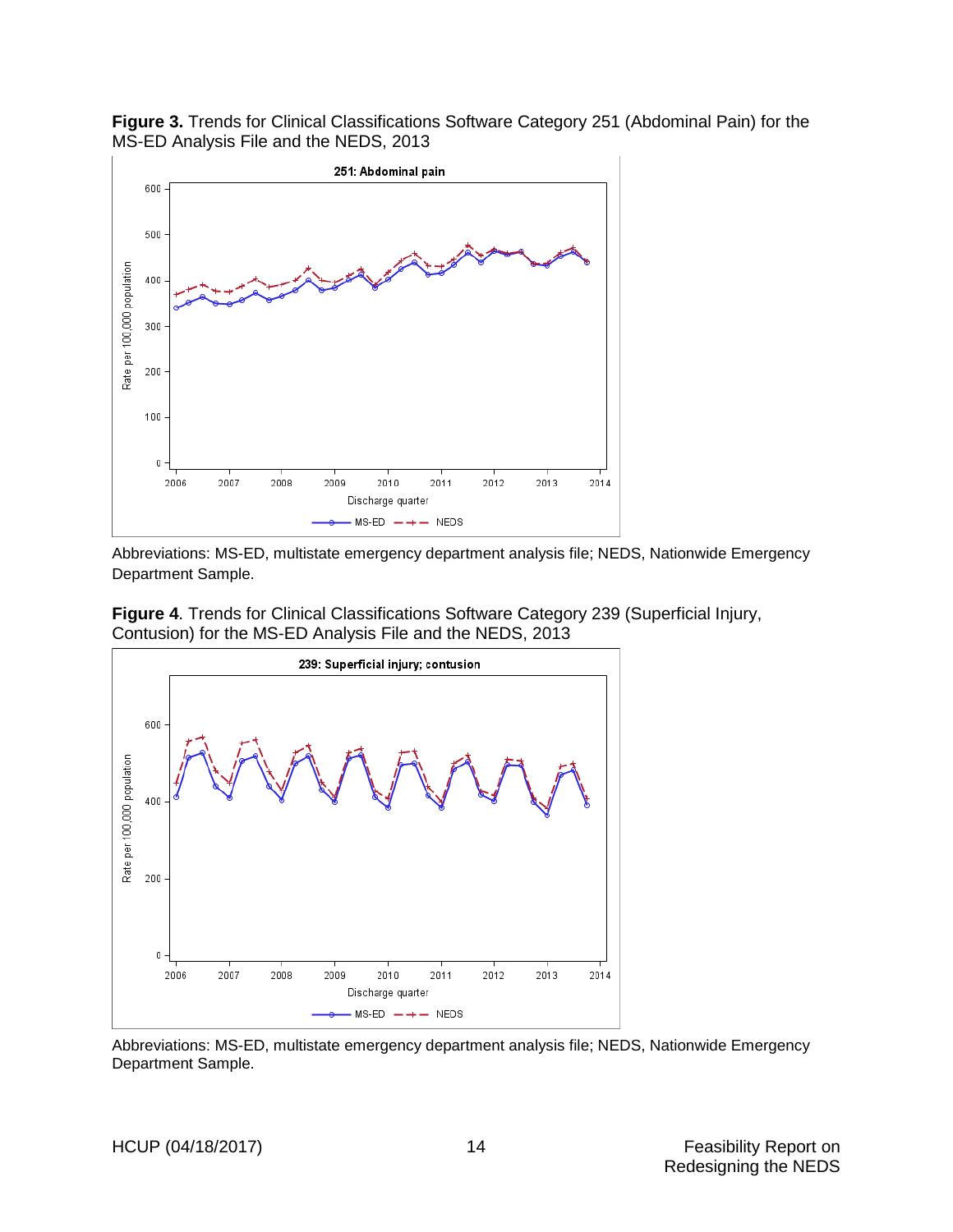**Figure 3.** Trends for Clinical Classifications Software Category 251 (Abdominal Pain) for the MS-ED Analysis File and the NEDS, 2013

Abbreviations: MS-ED, multistate emergency department analysis file; NEDS, Nationwide Emergency Department Sample.

**Figure 4**. Trends for Clinical Classifications Software Category 239 (Superficial Injury, Contusion) for the MS-ED Analysis File and the NEDS, 2013

Abbreviations: MS-ED, multistate emergency department analysis file; NEDS, Nationwide Emergency Department Sample.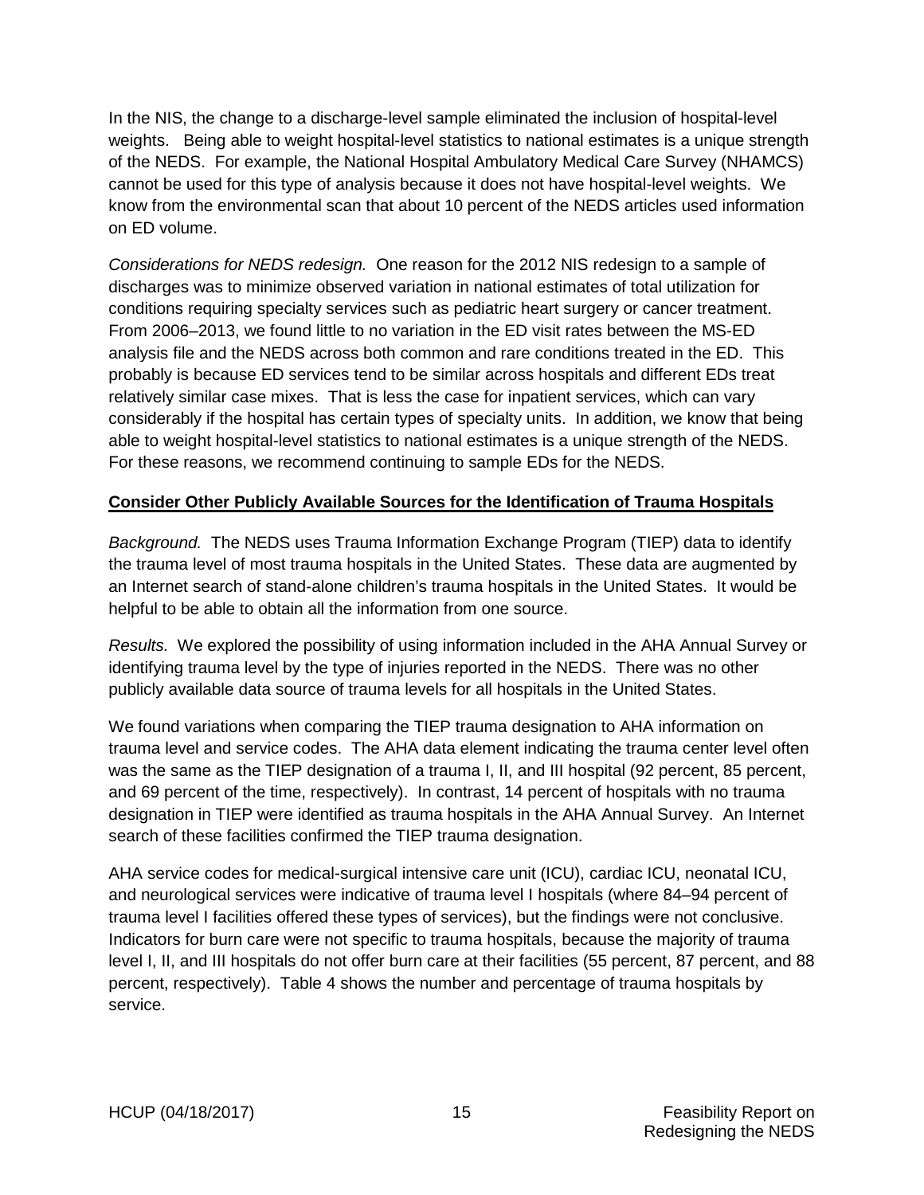In the NIS, the change to a discharge-level sample eliminated the inclusion of hospital-level weights. Being able to weight hospital-level statistics to national estimates is a unique strength of the NEDS. For example, the National Hospital Ambulatory Medical Care Survey (NHAMCS) cannot be used for this type of analysis because it does not have hospital-level weights. We know from the environmental scan that about 10 percent of the NEDS articles used information on ED volume.

*Considerations for NEDS redesign.* One reason for the 2012 NIS redesign to a sample of discharges was to minimize observed variation in national estimates of total utilization for conditions requiring specialty services such as pediatric heart surgery or cancer treatment. From 2006–2013, we found little to no variation in the ED visit rates between the MS-ED analysis file and the NEDS across both common and rare conditions treated in the ED. This probably is because ED services tend to be similar across hospitals and different EDs treat relatively similar case mixes. That is less the case for inpatient services, which can vary considerably if the hospital has certain types of specialty units. In addition, we know that being able to weight hospital-level statistics to national estimates is a unique strength of the NEDS. For these reasons, we recommend continuing to sample EDs for the NEDS.

**Consider Other Publicly Available Sources for the Identification of Trauma Hospitals**

*Background.* The NEDS uses Trauma Information Exchange Program (TIEP) data to identify the trauma level of most trauma hospitals in the United States. These data are augmented by an Internet search of stand-alone children's trauma hospitals in the United States. It would be helpful to be able to obtain all the information from one source.

*Results.* We explored the possibility of using information included in the AHA Annual Survey or identifying trauma level by the type of injuries reported in the NEDS. There was no other publicly available data source of trauma levels for all hospitals in the United States.

We found variations when comparing the TIEP trauma designation to AHA information on trauma level and service codes. The AHA data element indicating the trauma center level often was the same as the TIEP designation of a trauma I, II, and III hospital (92 percent, 85 percent, and 69 percent of the time, respectively). In contrast, 14 percent of hospitals with no trauma designation in TIEP were identified as trauma hospitals in the AHA Annual Survey. An Internet search of these facilities confirmed the TIEP trauma designation.

AHA service codes for medical-surgical intensive care unit (ICU), cardiac ICU, neonatal ICU, and neurological services were indicative of trauma level I hospitals (where 84–94 percent of trauma level I facilities offered these types of services), but the findings were not conclusive. Indicators for burn care were not specific to trauma hospitals, because the majority of trauma level I, II, and III hospitals do not offer burn care at their facilities (55 percent, 87 percent, and 88 percent, respectively). Table 4 shows the number and percentage of trauma hospitals by service.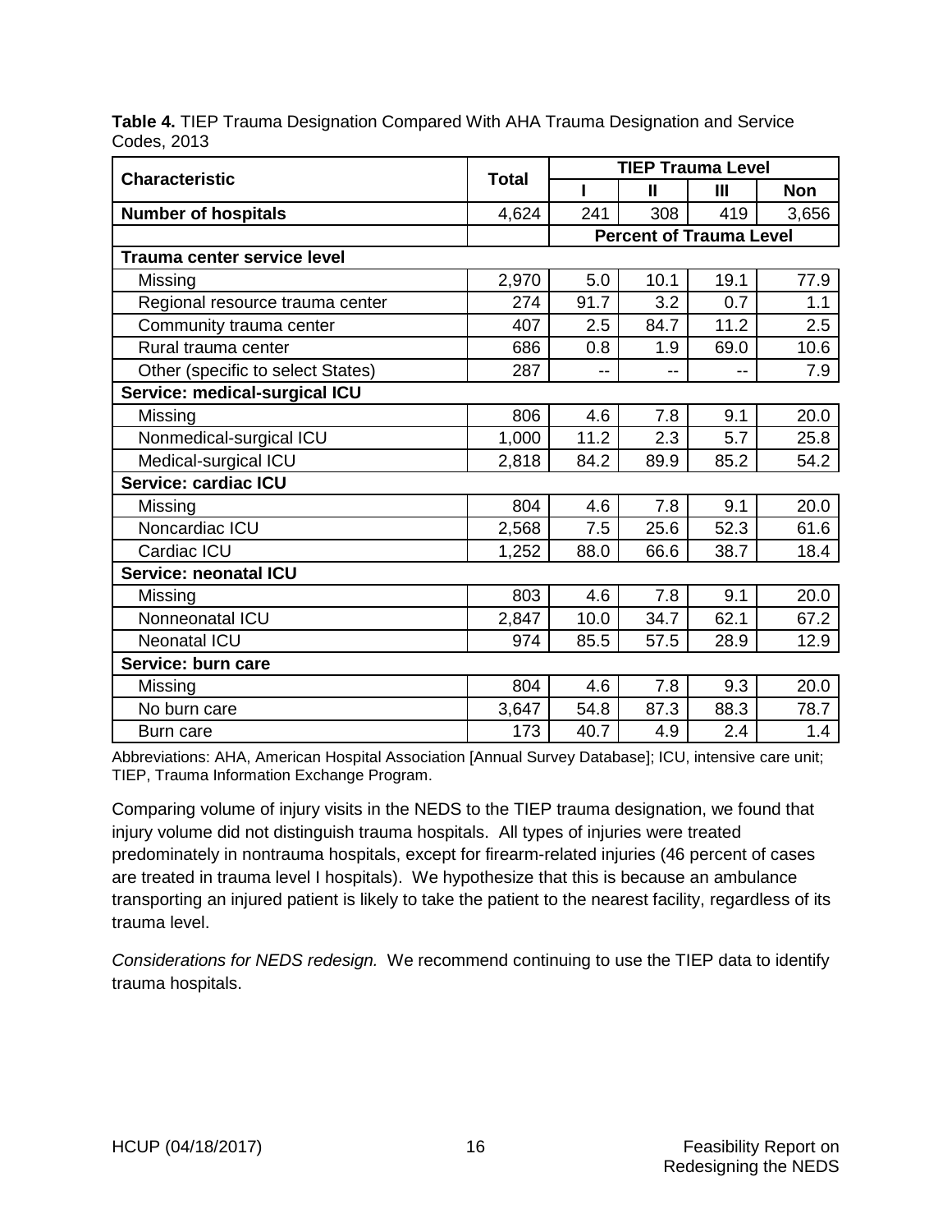**Table 4.** TIEP Trauma Designation Compared With AHA Trauma Designation and Service Codes, 2013

| Characteristic | Total | TIEP Trauma Level | | | |
|---|---|---|---|---|---|
| | | I | II | III | Non |
| **Number of hospitals** | 4,624 | 241 | 308 | 419 | 3,656 |
| | | **Percent of Trauma Level** | | | |
| **Trauma center service level** | | | | | |
| Missing | 2,970 | 5.0 | 10.1 | 19.1 | 77.9 |
| Regional resource trauma center | 274 | 91.7 | 3.2 | 0.7 | 1.1 |
| Community trauma center | 407 | 2.5 | 84.7 | 11.2 | 2.5 |
| Rural trauma center | 686 | 0.8 | 1.9 | 69.0 | 10.6 |
| Other (specific to select States) | 287 | -- | -- | -- | 7.9 |
| **Service: medical-surgical ICU** | | | | | |
| Missing | 806 | 4.6 | 7.8 | 9.1 | 20.0 |
| Nonmedical-surgical ICU | 1,000 | 11.2 | 2.3 | 5.7 | 25.8 |
| Medical-surgical ICU | 2,818 | 84.2 | 89.9 | 85.2 | 54.2 |
| **Service: cardiac ICU** | | | | | |
| Missing | 804 | 4.6 | 7.8 | 9.1 | 20.0 |
| Noncardiac ICU | 2,568 | 7.5 | 25.6 | 52.3 | 61.6 |
| Cardiac ICU | 1,252 | 88.0 | 66.6 | 38.7 | 18.4 |
| **Service: neonatal ICU** | | | | | |
| Missing | 803 | 4.6 | 7.8 | 9.1 | 20.0 |
| Nonneonatal ICU | 2,847 | 10.0 | 34.7 | 62.1 | 67.2 |
| Neonatal ICU | 974 | 85.5 | 57.5 | 28.9 | 12.9 |
| **Service: burn care** | | | | | |
| Missing | 804 | 4.6 | 7.8 | 9.3 | 20.0 |
| No burn care | 3,647 | 54.8 | 87.3 | 88.3 | 78.7 |
| Burn care | 173 | 40.7 | 4.9 | 2.4 | 1.4 |

Abbreviations: AHA, American Hospital Association [Annual Survey Database]; ICU, intensive care unit; TIEP, Trauma Information Exchange Program.

Comparing volume of injury visits in the NEDS to the TIEP trauma designation, we found that injury volume did not distinguish trauma hospitals. All types of injuries were treated predominately in nontrauma hospitals, except for firearm-related injuries (46 percent of cases are treated in trauma level I hospitals). We hypothesize that this is because an ambulance transporting an injured patient is likely to take the patient to the nearest facility, regardless of its trauma level.

*Considerations for NEDS redesign.* We recommend continuing to use the TIEP data to identify trauma hospitals.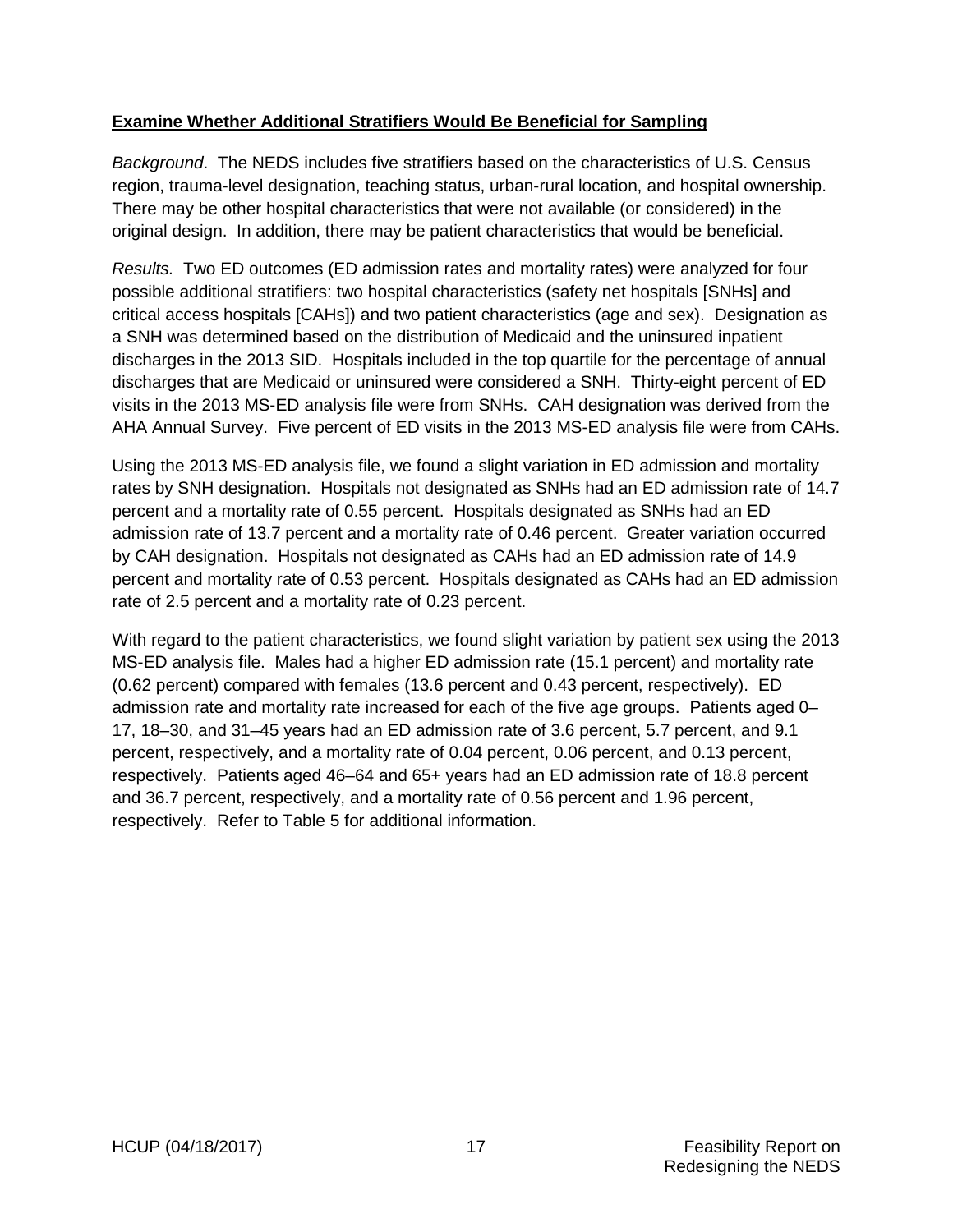## Examine Whether Additional Stratifiers Would Be Beneficial for Sampling

*Background*. The NEDS includes five stratifiers based on the characteristics of U.S. Census region, trauma-level designation, teaching status, urban-rural location, and hospital ownership. There may be other hospital characteristics that were not available (or considered) in the original design. In addition, there may be patient characteristics that would be beneficial.

*Results.* Two ED outcomes (ED admission rates and mortality rates) were analyzed for four possible additional stratifiers: two hospital characteristics (safety net hospitals [SNHs] and critical access hospitals [CAHs]) and two patient characteristics (age and sex). Designation as a SNH was determined based on the distribution of Medicaid and the uninsured inpatient discharges in the 2013 SID. Hospitals included in the top quartile for the percentage of annual discharges that are Medicaid or uninsured were considered a SNH. Thirty-eight percent of ED visits in the 2013 MS-ED analysis file were from SNHs. CAH designation was derived from the AHA Annual Survey. Five percent of ED visits in the 2013 MS-ED analysis file were from CAHs.

Using the 2013 MS-ED analysis file, we found a slight variation in ED admission and mortality rates by SNH designation. Hospitals not designated as SNHs had an ED admission rate of 14.7 percent and a mortality rate of 0.55 percent. Hospitals designated as SNHs had an ED admission rate of 13.7 percent and a mortality rate of 0.46 percent. Greater variation occurred by CAH designation. Hospitals not designated as CAHs had an ED admission rate of 14.9 percent and mortality rate of 0.53 percent. Hospitals designated as CAHs had an ED admission rate of 2.5 percent and a mortality rate of 0.23 percent.

With regard to the patient characteristics, we found slight variation by patient sex using the 2013 MS-ED analysis file. Males had a higher ED admission rate (15.1 percent) and mortality rate (0.62 percent) compared with females (13.6 percent and 0.43 percent, respectively). ED admission rate and mortality rate increased for each of the five age groups. Patients aged 0–17, 18–30, and 31–45 years had an ED admission rate of 3.6 percent, 5.7 percent, and 9.1 percent, respectively, and a mortality rate of 0.04 percent, 0.06 percent, and 0.13 percent, respectively. Patients aged 46–64 and 65+ years had an ED admission rate of 18.8 percent and 36.7 percent, respectively, and a mortality rate of 0.56 percent and 1.96 percent, respectively. Refer to Table 5 for additional information.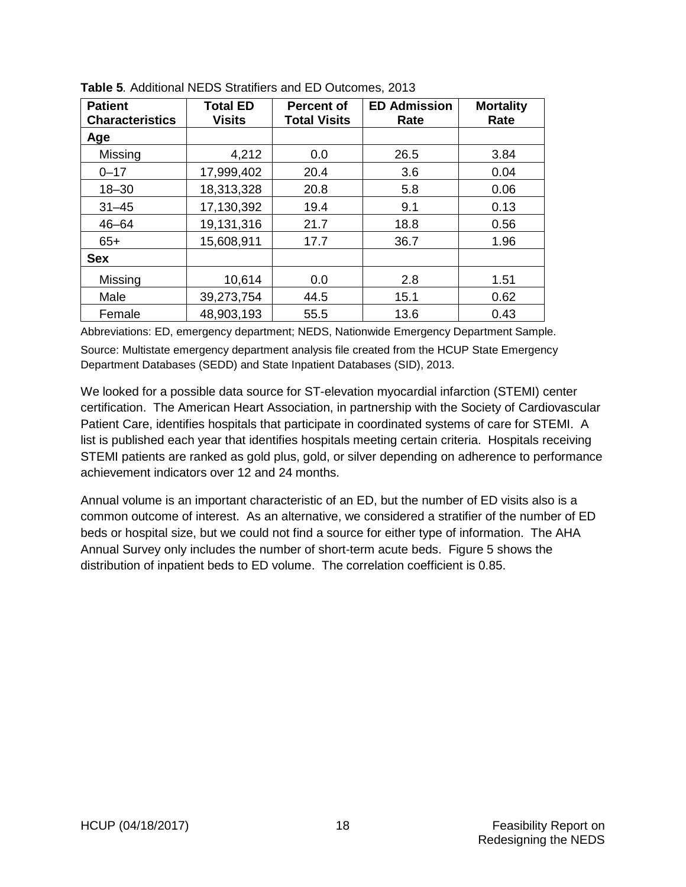**Table 5***.* Additional NEDS Stratifiers and ED Outcomes, 2013

| Patient Characteristics | Total ED Visits | Percent of Total Visits | ED Admission Rate | Mortality Rate |
|---|---|---|---|---|
| **Age** | | | | |
| Missing | 4,212 | 0.0 | 26.5 | 3.84 |
| 0–17 | 17,999,402 | 20.4 | 3.6 | 0.04 |
| 18–30 | 18,313,328 | 20.8 | 5.8 | 0.06 |
| 31–45 | 17,130,392 | 19.4 | 9.1 | 0.13 |
| 46–64 | 19,131,316 | 21.7 | 18.8 | 0.56 |
| 65+ | 15,608,911 | 17.7 | 36.7 | 1.96 |
| **Sex** | | | | |
| Missing | 10,614 | 0.0 | 2.8 | 1.51 |
| Male | 39,273,754 | 44.5 | 15.1 | 0.62 |
| Female | 48,903,193 | 55.5 | 13.6 | 0.43 |

Abbreviations: ED, emergency department; NEDS, Nationwide Emergency Department Sample.

Source: Multistate emergency department analysis file created from the HCUP State Emergency Department Databases (SEDD) and State Inpatient Databases (SID), 2013.

We looked for a possible data source for ST-elevation myocardial infarction (STEMI) center certification. The American Heart Association, in partnership with the Society of Cardiovascular Patient Care, identifies hospitals that participate in coordinated systems of care for STEMI. A list is published each year that identifies hospitals meeting certain criteria. Hospitals receiving STEMI patients are ranked as gold plus, gold, or silver depending on adherence to performance achievement indicators over 12 and 24 months.

Annual volume is an important characteristic of an ED, but the number of ED visits also is a common outcome of interest. As an alternative, we considered a stratifier of the number of ED beds or hospital size, but we could not find a source for either type of information. The AHA Annual Survey only includes the number of short-term acute beds. Figure 5 shows the distribution of inpatient beds to ED volume. The correlation coefficient is 0.85.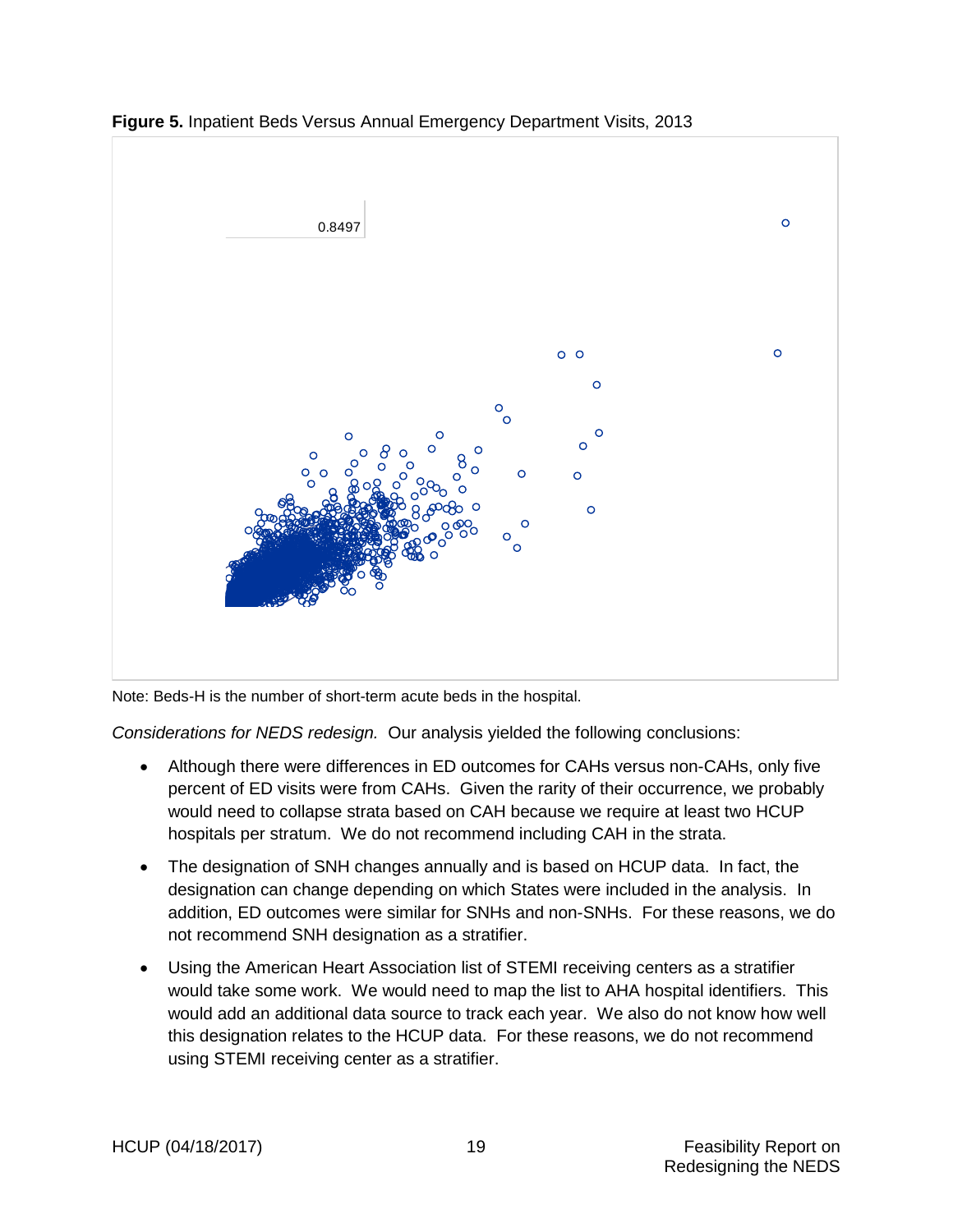**Figure 5.** Inpatient Beds Versus Annual Emergency Department Visits, 2013

0.8497

Note: Beds-H is the number of short-term acute beds in the hospital.

*Considerations for NEDS redesign.* Our analysis yielded the following conclusions:

- Although there were differences in ED outcomes for CAHs versus non-CAHs, only five percent of ED visits were from CAHs. Given the rarity of their occurrence, we probably would need to collapse strata based on CAH because we require at least two HCUP hospitals per stratum. We do not recommend including CAH in the strata.
- The designation of SNH changes annually and is based on HCUP data. In fact, the designation can change depending on which States were included in the analysis. In addition, ED outcomes were similar for SNHs and non-SNHs. For these reasons, we do not recommend SNH designation as a stratifier.
- Using the American Heart Association list of STEMI receiving centers as a stratifier would take some work. We would need to map the list to AHA hospital identifiers. This would add an additional data source to track each year. We also do not know how well this designation relates to the HCUP data. For these reasons, we do not recommend using STEMI receiving center as a stratifier.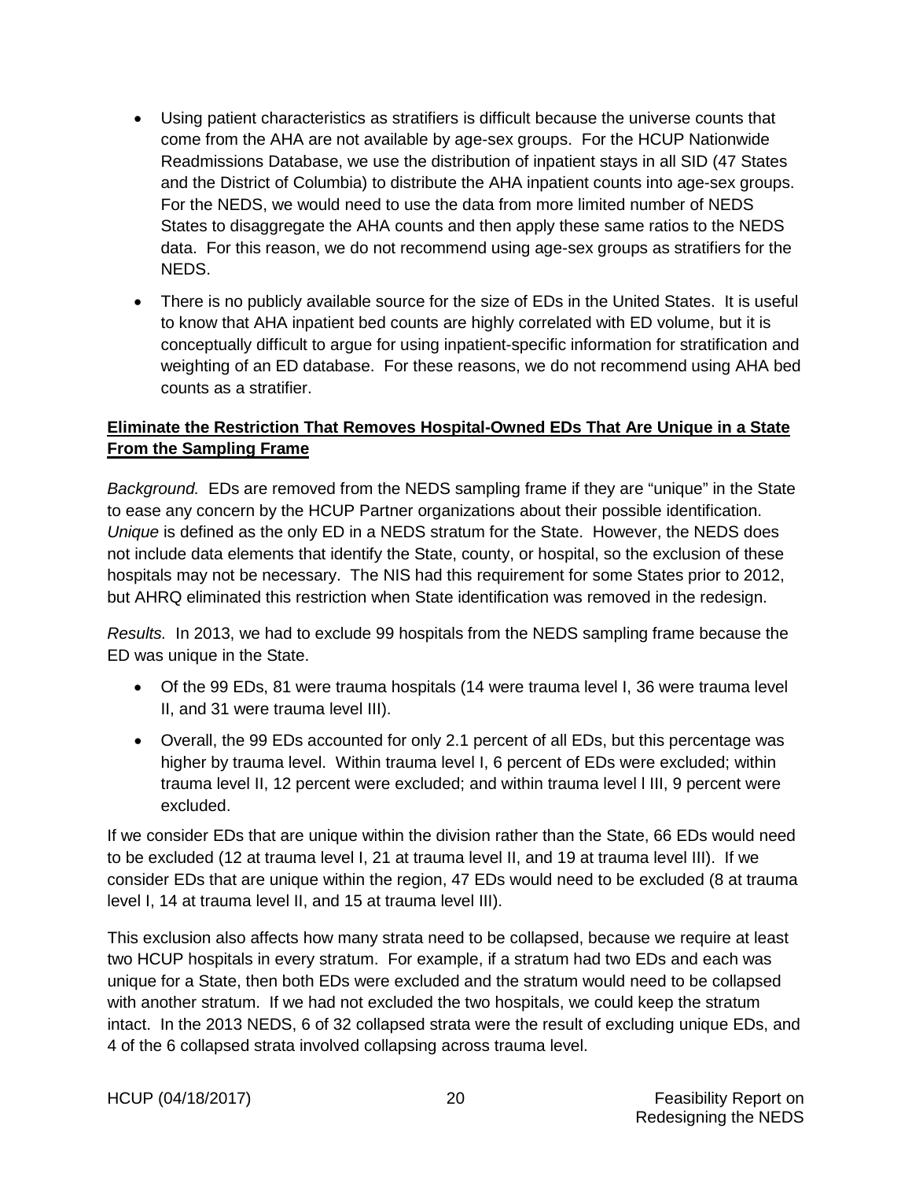- Using patient characteristics as stratifiers is difficult because the universe counts that come from the AHA are not available by age-sex groups. For the HCUP Nationwide Readmissions Database, we use the distribution of inpatient stays in all SID (47 States and the District of Columbia) to distribute the AHA inpatient counts into age-sex groups. For the NEDS, we would need to use the data from more limited number of NEDS States to disaggregate the AHA counts and then apply these same ratios to the NEDS data. For this reason, we do not recommend using age-sex groups as stratifiers for the NEDS.
- There is no publicly available source for the size of EDs in the United States. It is useful to know that AHA inpatient bed counts are highly correlated with ED volume, but it is conceptually difficult to argue for using inpatient-specific information for stratification and weighting of an ED database. For these reasons, we do not recommend using AHA bed counts as a stratifier.

**Eliminate the Restriction That Removes Hospital-Owned EDs That Are Unique in a State From the Sampling Frame**

*Background.* EDs are removed from the NEDS sampling frame if they are "unique" in the State to ease any concern by the HCUP Partner organizations about their possible identification. *Unique* is defined as the only ED in a NEDS stratum for the State. However, the NEDS does not include data elements that identify the State, county, or hospital, so the exclusion of these hospitals may not be necessary. The NIS had this requirement for some States prior to 2012, but AHRQ eliminated this restriction when State identification was removed in the redesign.

*Results.* In 2013, we had to exclude 99 hospitals from the NEDS sampling frame because the ED was unique in the State.

- Of the 99 EDs, 81 were trauma hospitals (14 were trauma level I, 36 were trauma level II, and 31 were trauma level III).
- Overall, the 99 EDs accounted for only 2.1 percent of all EDs, but this percentage was higher by trauma level. Within trauma level I, 6 percent of EDs were excluded; within trauma level II, 12 percent were excluded; and within trauma level l III, 9 percent were excluded.

If we consider EDs that are unique within the division rather than the State, 66 EDs would need to be excluded (12 at trauma level I, 21 at trauma level II, and 19 at trauma level III). If we consider EDs that are unique within the region, 47 EDs would need to be excluded (8 at trauma level I, 14 at trauma level II, and 15 at trauma level III).

This exclusion also affects how many strata need to be collapsed, because we require at least two HCUP hospitals in every stratum. For example, if a stratum had two EDs and each was unique for a State, then both EDs were excluded and the stratum would need to be collapsed with another stratum. If we had not excluded the two hospitals, we could keep the stratum intact. In the 2013 NEDS, 6 of 32 collapsed strata were the result of excluding unique EDs, and 4 of the 6 collapsed strata involved collapsing across trauma level.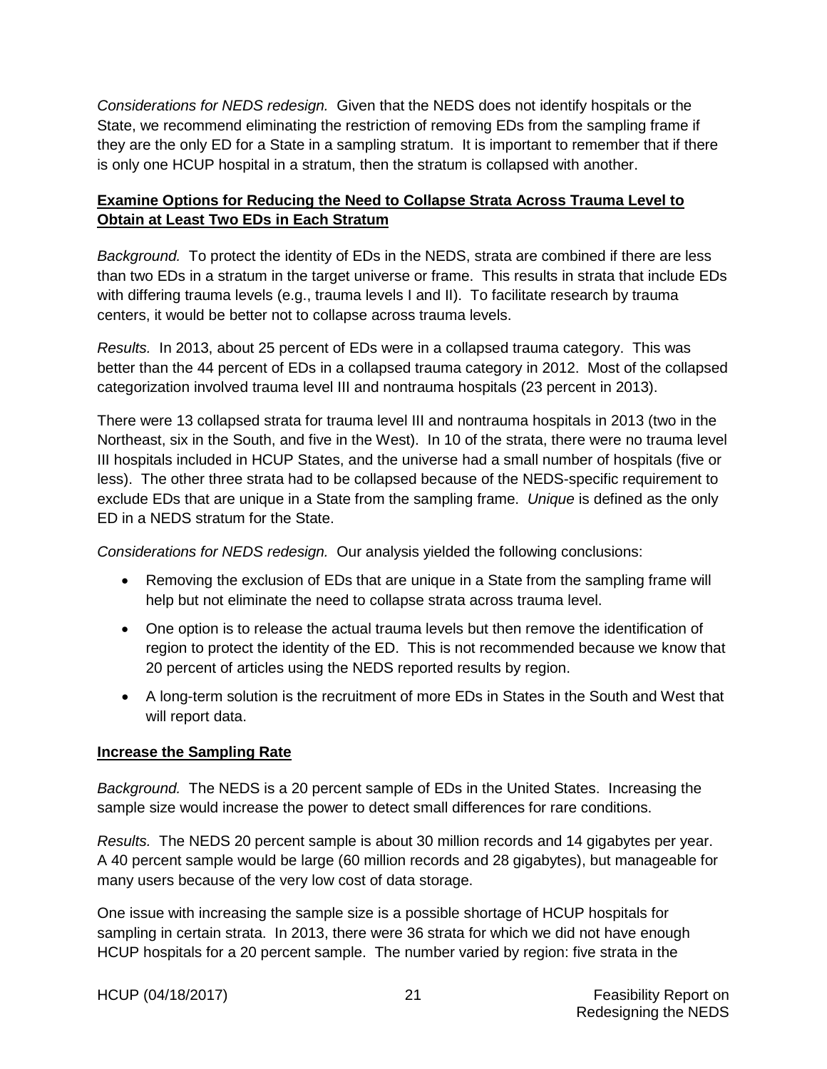*Considerations for NEDS redesign.* Given that the NEDS does not identify hospitals or the State, we recommend eliminating the restriction of removing EDs from the sampling frame if they are the only ED for a State in a sampling stratum. It is important to remember that if there is only one HCUP hospital in a stratum, then the stratum is collapsed with another.

**Examine Options for Reducing the Need to Collapse Strata Across Trauma Level to Obtain at Least Two EDs in Each Stratum**

*Background.* To protect the identity of EDs in the NEDS, strata are combined if there are less than two EDs in a stratum in the target universe or frame. This results in strata that include EDs with differing trauma levels (e.g., trauma levels I and II). To facilitate research by trauma centers, it would be better not to collapse across trauma levels.

*Results.* In 2013, about 25 percent of EDs were in a collapsed trauma category. This was better than the 44 percent of EDs in a collapsed trauma category in 2012. Most of the collapsed categorization involved trauma level III and nontrauma hospitals (23 percent in 2013).

There were 13 collapsed strata for trauma level III and nontrauma hospitals in 2013 (two in the Northeast, six in the South, and five in the West). In 10 of the strata, there were no trauma level III hospitals included in HCUP States, and the universe had a small number of hospitals (five or less). The other three strata had to be collapsed because of the NEDS-specific requirement to exclude EDs that are unique in a State from the sampling frame. *Unique* is defined as the only ED in a NEDS stratum for the State.

*Considerations for NEDS redesign.* Our analysis yielded the following conclusions:

- Removing the exclusion of EDs that are unique in a State from the sampling frame will help but not eliminate the need to collapse strata across trauma level.
- One option is to release the actual trauma levels but then remove the identification of region to protect the identity of the ED. This is not recommended because we know that 20 percent of articles using the NEDS reported results by region.
- A long-term solution is the recruitment of more EDs in States in the South and West that will report data.

**Increase the Sampling Rate**

*Background.* The NEDS is a 20 percent sample of EDs in the United States. Increasing the sample size would increase the power to detect small differences for rare conditions.

*Results.* The NEDS 20 percent sample is about 30 million records and 14 gigabytes per year. A 40 percent sample would be large (60 million records and 28 gigabytes), but manageable for many users because of the very low cost of data storage.

One issue with increasing the sample size is a possible shortage of HCUP hospitals for sampling in certain strata. In 2013, there were 36 strata for which we did not have enough HCUP hospitals for a 20 percent sample. The number varied by region: five strata in the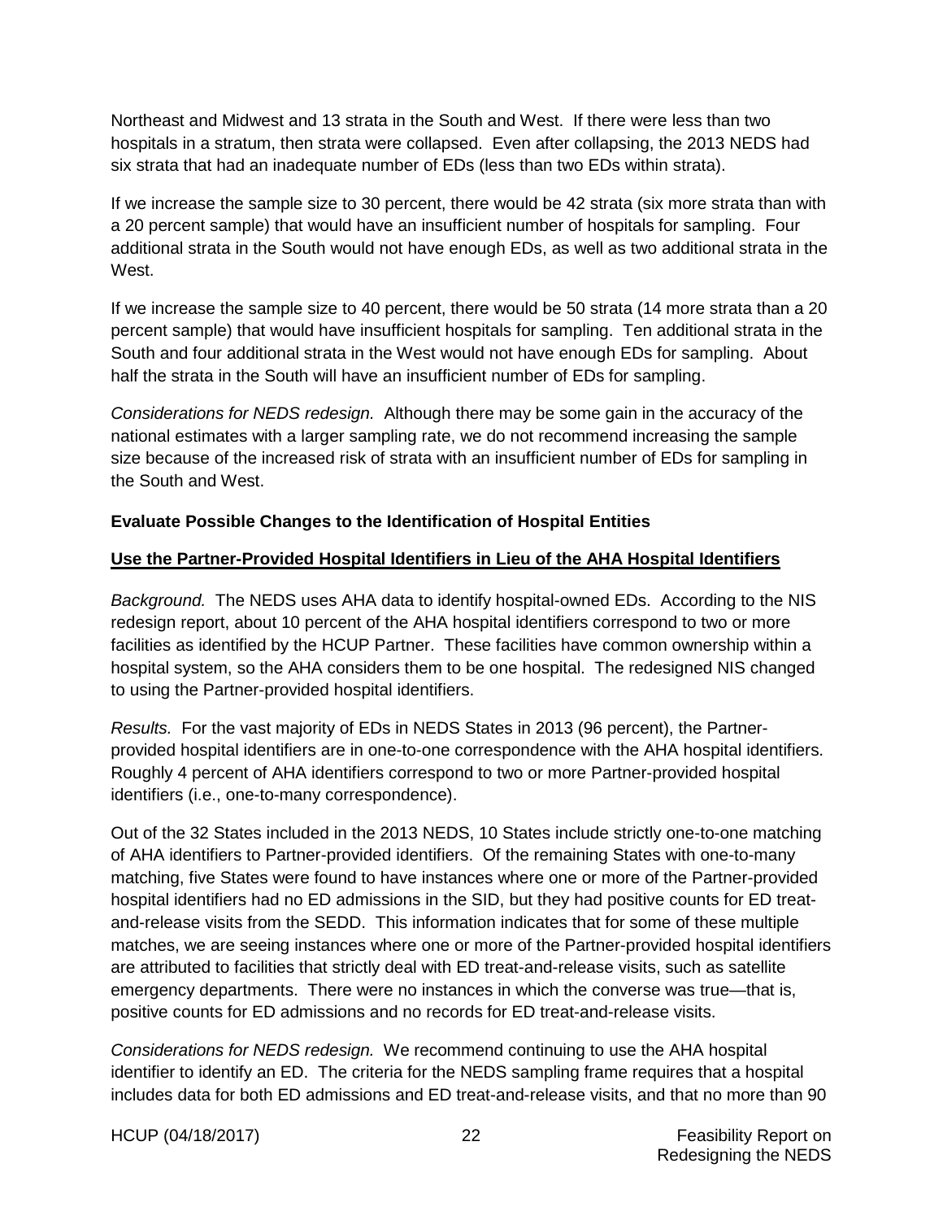Northeast and Midwest and 13 strata in the South and West. If there were less than two hospitals in a stratum, then strata were collapsed. Even after collapsing, the 2013 NEDS had six strata that had an inadequate number of EDs (less than two EDs within strata).

If we increase the sample size to 30 percent, there would be 42 strata (six more strata than with a 20 percent sample) that would have an insufficient number of hospitals for sampling. Four additional strata in the South would not have enough EDs, as well as two additional strata in the West.

If we increase the sample size to 40 percent, there would be 50 strata (14 more strata than a 20 percent sample) that would have insufficient hospitals for sampling. Ten additional strata in the South and four additional strata in the West would not have enough EDs for sampling. About half the strata in the South will have an insufficient number of EDs for sampling.

*Considerations for NEDS redesign.* Although there may be some gain in the accuracy of the national estimates with a larger sampling rate, we do not recommend increasing the sample size because of the increased risk of strata with an insufficient number of EDs for sampling in the South and West.

### Evaluate Possible Changes to the Identification of Hospital Entities

#### Use the Partner-Provided Hospital Identifiers in Lieu of the AHA Hospital Identifiers

*Background.* The NEDS uses AHA data to identify hospital-owned EDs. According to the NIS redesign report, about 10 percent of the AHA hospital identifiers correspond to two or more facilities as identified by the HCUP Partner. These facilities have common ownership within a hospital system, so the AHA considers them to be one hospital. The redesigned NIS changed to using the Partner-provided hospital identifiers.

*Results.* For the vast majority of EDs in NEDS States in 2013 (96 percent), the Partner-provided hospital identifiers are in one-to-one correspondence with the AHA hospital identifiers. Roughly 4 percent of AHA identifiers correspond to two or more Partner-provided hospital identifiers (i.e., one-to-many correspondence).

Out of the 32 States included in the 2013 NEDS, 10 States include strictly one-to-one matching of AHA identifiers to Partner-provided identifiers. Of the remaining States with one-to-many matching, five States were found to have instances where one or more of the Partner-provided hospital identifiers had no ED admissions in the SID, but they had positive counts for ED treat-and-release visits from the SEDD. This information indicates that for some of these multiple matches, we are seeing instances where one or more of the Partner-provided hospital identifiers are attributed to facilities that strictly deal with ED treat-and-release visits, such as satellite emergency departments. There were no instances in which the converse was true—that is, positive counts for ED admissions and no records for ED treat-and-release visits.

*Considerations for NEDS redesign.* We recommend continuing to use the AHA hospital identifier to identify an ED. The criteria for the NEDS sampling frame requires that a hospital includes data for both ED admissions and ED treat-and-release visits, and that no more than 90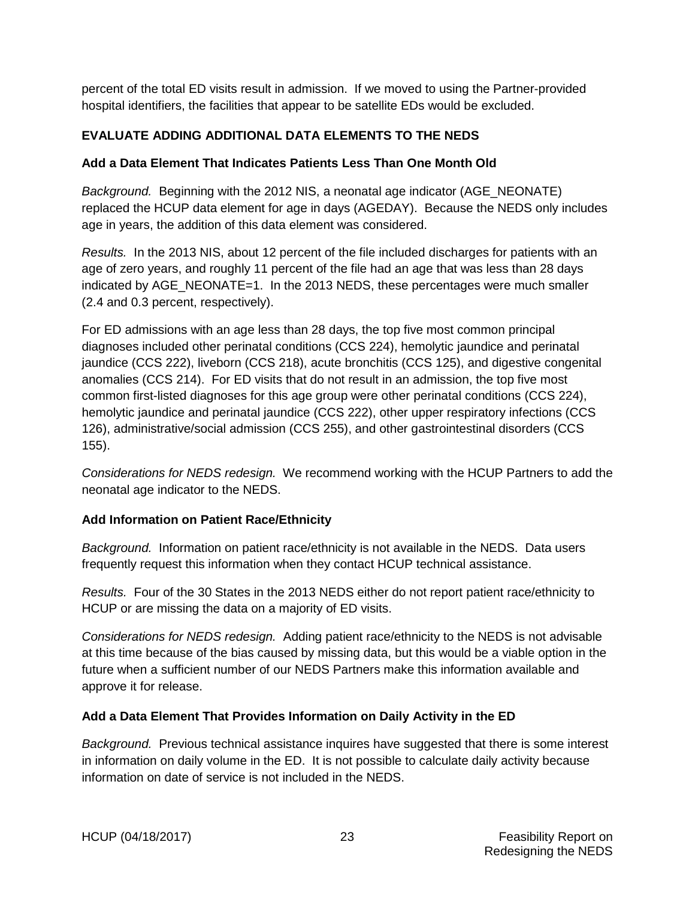percent of the total ED visits result in admission. If we moved to using the Partner-provided hospital identifiers, the facilities that appear to be satellite EDs would be excluded.

## EVALUATE ADDING ADDITIONAL DATA ELEMENTS TO THE NEDS

### Add a Data Element That Indicates Patients Less Than One Month Old

*Background.* Beginning with the 2012 NIS, a neonatal age indicator (AGE_NEONATE) replaced the HCUP data element for age in days (AGEDAY). Because the NEDS only includes age in years, the addition of this data element was considered.

*Results.* In the 2013 NIS, about 12 percent of the file included discharges for patients with an age of zero years, and roughly 11 percent of the file had an age that was less than 28 days indicated by AGE_NEONATE=1. In the 2013 NEDS, these percentages were much smaller (2.4 and 0.3 percent, respectively).

For ED admissions with an age less than 28 days, the top five most common principal diagnoses included other perinatal conditions (CCS 224), hemolytic jaundice and perinatal jaundice (CCS 222), liveborn (CCS 218), acute bronchitis (CCS 125), and digestive congenital anomalies (CCS 214). For ED visits that do not result in an admission, the top five most common first-listed diagnoses for this age group were other perinatal conditions (CCS 224), hemolytic jaundice and perinatal jaundice (CCS 222), other upper respiratory infections (CCS 126), administrative/social admission (CCS 255), and other gastrointestinal disorders (CCS 155).

*Considerations for NEDS redesign.* We recommend working with the HCUP Partners to add the neonatal age indicator to the NEDS.

### Add Information on Patient Race/Ethnicity

*Background.* Information on patient race/ethnicity is not available in the NEDS. Data users frequently request this information when they contact HCUP technical assistance.

*Results.* Four of the 30 States in the 2013 NEDS either do not report patient race/ethnicity to HCUP or are missing the data on a majority of ED visits.

*Considerations for NEDS redesign.* Adding patient race/ethnicity to the NEDS is not advisable at this time because of the bias caused by missing data, but this would be a viable option in the future when a sufficient number of our NEDS Partners make this information available and approve it for release.

### Add a Data Element That Provides Information on Daily Activity in the ED

*Background.* Previous technical assistance inquires have suggested that there is some interest in information on daily volume in the ED. It is not possible to calculate daily activity because information on date of service is not included in the NEDS.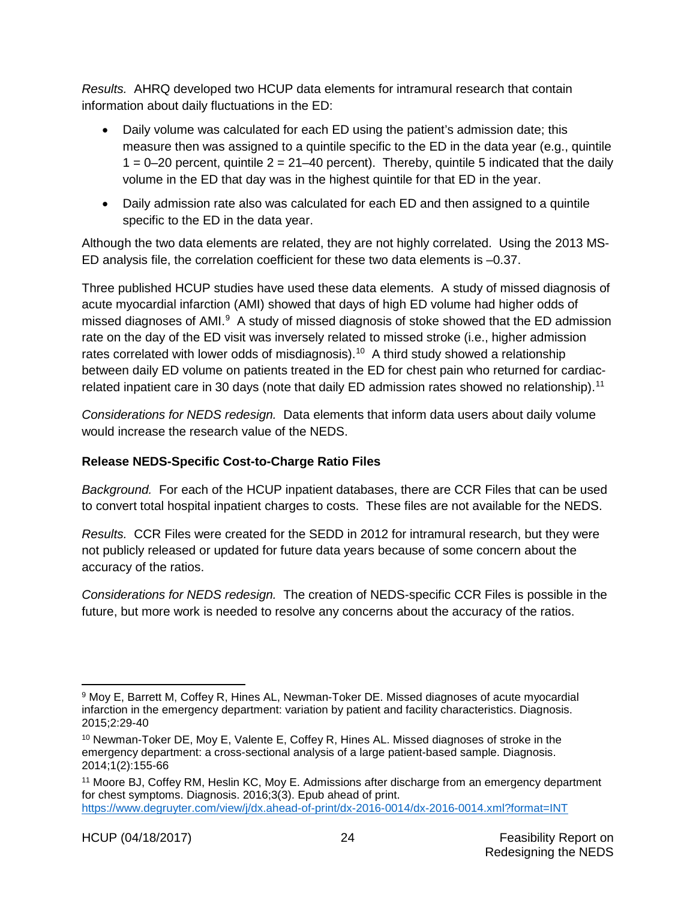*Results.* AHRQ developed two HCUP data elements for intramural research that contain information about daily fluctuations in the ED:

- Daily volume was calculated for each ED using the patient's admission date; this measure then was assigned to a quintile specific to the ED in the data year (e.g., quintile 1 = 0–20 percent, quintile 2 = 21–40 percent). Thereby, quintile 5 indicated that the daily volume in the ED that day was in the highest quintile for that ED in the year.
- Daily admission rate also was calculated for each ED and then assigned to a quintile specific to the ED in the data year.

Although the two data elements are related, they are not highly correlated. Using the 2013 MS-ED analysis file, the correlation coefficient for these two data elements is –0.37.

Three published HCUP studies have used these data elements. A study of missed diagnosis of acute myocardial infarction (AMI) showed that days of high ED volume had higher odds of missed diagnoses of AMI.[9] A study of missed diagnosis of stoke showed that the ED admission rate on the day of the ED visit was inversely related to missed stroke (i.e., higher admission rates correlated with lower odds of misdiagnosis).[10] A third study showed a relationship between daily ED volume on patients treated in the ED for chest pain who returned for cardiac-related inpatient care in 30 days (note that daily ED admission rates showed no relationship).[11]

*Considerations for NEDS redesign.* Data elements that inform data users about daily volume would increase the research value of the NEDS.

**Release NEDS-Specific Cost-to-Charge Ratio Files**

*Background.* For each of the HCUP inpatient databases, there are CCR Files that can be used to convert total hospital inpatient charges to costs. These files are not available for the NEDS.

*Results.* CCR Files were created for the SEDD in 2012 for intramural research, but they were not publicly released or updated for future data years because of some concern about the accuracy of the ratios.

*Considerations for NEDS redesign.* The creation of NEDS-specific CCR Files is possible in the future, but more work is needed to resolve any concerns about the accuracy of the ratios.

---

[9] Moy E, Barrett M, Coffey R, Hines AL, Newman-Toker DE. Missed diagnoses of acute myocardial infarction in the emergency department: variation by patient and facility characteristics. Diagnosis. 2015;2:29-40

[10] Newman-Toker DE, Moy E, Valente E, Coffey R, Hines AL. Missed diagnoses of stroke in the emergency department: a cross-sectional analysis of a large patient-based sample. Diagnosis. 2014;1(2):155-66

[11] Moore BJ, Coffey RM, Heslin KC, Moy E. Admissions after discharge from an emergency department for chest symptoms. Diagnosis. 2016;3(3). Epub ahead of print. https://www.degruyter.com/view/j/dx.ahead-of-print/dx-2016-0014/dx-2016-0014.xml?format=INT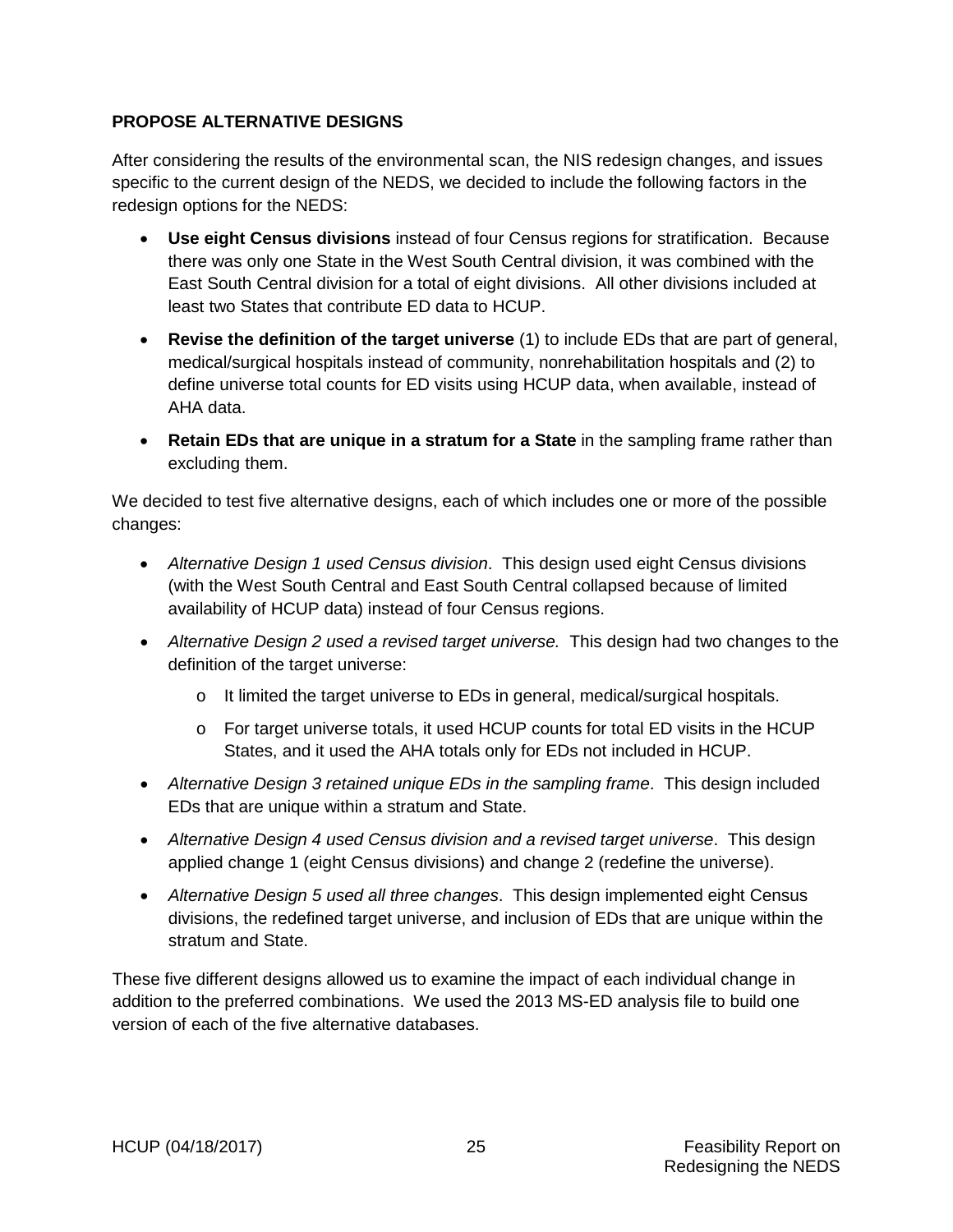## PROPOSE ALTERNATIVE DESIGNS

After considering the results of the environmental scan, the NIS redesign changes, and issues specific to the current design of the NEDS, we decided to include the following factors in the redesign options for the NEDS:

- **Use eight Census divisions** instead of four Census regions for stratification. Because there was only one State in the West South Central division, it was combined with the East South Central division for a total of eight divisions. All other divisions included at least two States that contribute ED data to HCUP.
- **Revise the definition of the target universe** (1) to include EDs that are part of general, medical/surgical hospitals instead of community, nonrehabilitation hospitals and (2) to define universe total counts for ED visits using HCUP data, when available, instead of AHA data.
- **Retain EDs that are unique in a stratum for a State** in the sampling frame rather than excluding them.

We decided to test five alternative designs, each of which includes one or more of the possible changes:

- *Alternative Design 1 used Census division*. This design used eight Census divisions (with the West South Central and East South Central collapsed because of limited availability of HCUP data) instead of four Census regions.
- *Alternative Design 2 used a revised target universe.* This design had two changes to the definition of the target universe:
  - It limited the target universe to EDs in general, medical/surgical hospitals.
  - For target universe totals, it used HCUP counts for total ED visits in the HCUP States, and it used the AHA totals only for EDs not included in HCUP.
- *Alternative Design 3 retained unique EDs in the sampling frame*. This design included EDs that are unique within a stratum and State.
- *Alternative Design 4 used Census division and a revised target universe*. This design applied change 1 (eight Census divisions) and change 2 (redefine the universe).
- *Alternative Design 5 used all three changes*. This design implemented eight Census divisions, the redefined target universe, and inclusion of EDs that are unique within the stratum and State.

These five different designs allowed us to examine the impact of each individual change in addition to the preferred combinations. We used the 2013 MS-ED analysis file to build one version of each of the five alternative databases.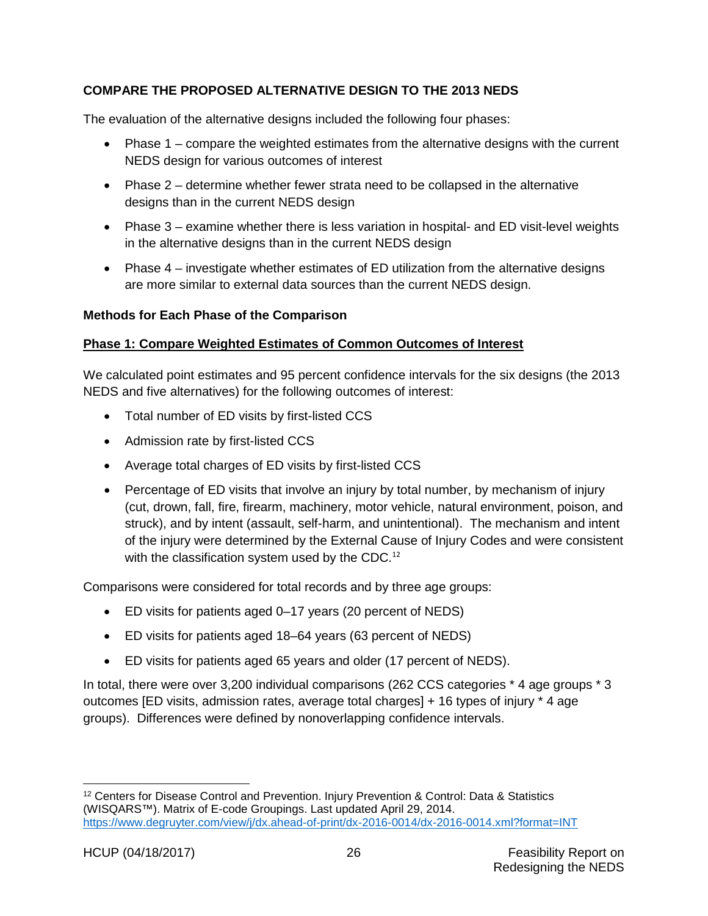**COMPARE THE PROPOSED ALTERNATIVE DESIGN TO THE 2013 NEDS**

The evaluation of the alternative designs included the following four phases:

- Phase 1 – compare the weighted estimates from the alternative designs with the current NEDS design for various outcomes of interest
- Phase 2 – determine whether fewer strata need to be collapsed in the alternative designs than in the current NEDS design
- Phase 3 – examine whether there is less variation in hospital- and ED visit-level weights in the alternative designs than in the current NEDS design
- Phase 4 – investigate whether estimates of ED utilization from the alternative designs are more similar to external data sources than the current NEDS design.

**Methods for Each Phase of the Comparison**

**<u>Phase 1: Compare Weighted Estimates of Common Outcomes of Interest</u>**

We calculated point estimates and 95 percent confidence intervals for the six designs (the 2013 NEDS and five alternatives) for the following outcomes of interest:

- Total number of ED visits by first-listed CCS
- Admission rate by first-listed CCS
- Average total charges of ED visits by first-listed CCS
- Percentage of ED visits that involve an injury by total number, by mechanism of injury (cut, drown, fall, fire, firearm, machinery, motor vehicle, natural environment, poison, and struck), and by intent (assault, self-harm, and unintentional). The mechanism and intent of the injury were determined by the External Cause of Injury Codes and were consistent with the classification system used by the CDC.[12]

Comparisons were considered for total records and by three age groups:

- ED visits for patients aged 0–17 years (20 percent of NEDS)
- ED visits for patients aged 18–64 years (63 percent of NEDS)
- ED visits for patients aged 65 years and older (17 percent of NEDS).

In total, there were over 3,200 individual comparisons (262 CCS categories * 4 age groups * 3 outcomes [ED visits, admission rates, average total charges] + 16 types of injury * 4 age groups). Differences were defined by nonoverlapping confidence intervals.

---

[12] Centers for Disease Control and Prevention. Injury Prevention & Control: Data & Statistics (WISQARS™). Matrix of E-code Groupings. Last updated April 29, 2014. https://www.degruyter.com/view/j/dx.ahead-of-print/dx-2016-0014/dx-2016-0014.xml?format=INT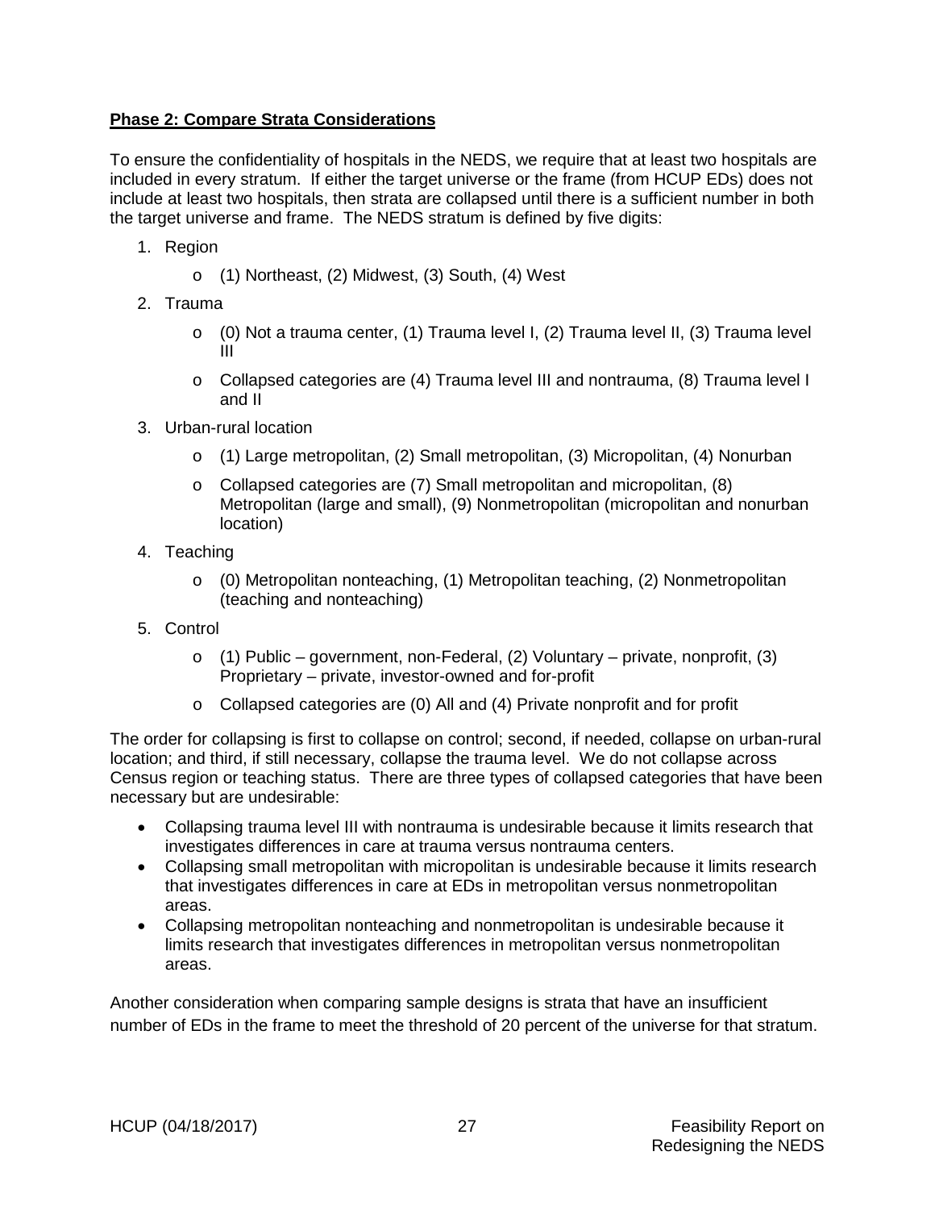**Phase 2: Compare Strata Considerations**

To ensure the confidentiality of hospitals in the NEDS, we require that at least two hospitals are included in every stratum. If either the target universe or the frame (from HCUP EDs) does not include at least two hospitals, then strata are collapsed until there is a sufficient number in both the target universe and frame. The NEDS stratum is defined by five digits:

1. Region
    - (1) Northeast, (2) Midwest, (3) South, (4) West
2. Trauma
    - (0) Not a trauma center, (1) Trauma level I, (2) Trauma level II, (3) Trauma level III
    - Collapsed categories are (4) Trauma level III and nontrauma, (8) Trauma level I and II
3. Urban-rural location
    - (1) Large metropolitan, (2) Small metropolitan, (3) Micropolitan, (4) Nonurban
    - Collapsed categories are (7) Small metropolitan and micropolitan, (8) Metropolitan (large and small), (9) Nonmetropolitan (micropolitan and nonurban location)
4. Teaching
    - (0) Metropolitan nonteaching, (1) Metropolitan teaching, (2) Nonmetropolitan (teaching and nonteaching)
5. Control
    - (1) Public – government, non-Federal, (2) Voluntary – private, nonprofit, (3) Proprietary – private, investor-owned and for-profit
    - Collapsed categories are (0) All and (4) Private nonprofit and for profit

The order for collapsing is first to collapse on control; second, if needed, collapse on urban-rural location; and third, if still necessary, collapse the trauma level. We do not collapse across Census region or teaching status. There are three types of collapsed categories that have been necessary but are undesirable:

- Collapsing trauma level III with nontrauma is undesirable because it limits research that investigates differences in care at trauma versus nontrauma centers.
- Collapsing small metropolitan with micropolitan is undesirable because it limits research that investigates differences in care at EDs in metropolitan versus nonmetropolitan areas.
- Collapsing metropolitan nonteaching and nonmetropolitan is undesirable because it limits research that investigates differences in metropolitan versus nonmetropolitan areas.

Another consideration when comparing sample designs is strata that have an insufficient number of EDs in the frame to meet the threshold of 20 percent of the universe for that stratum.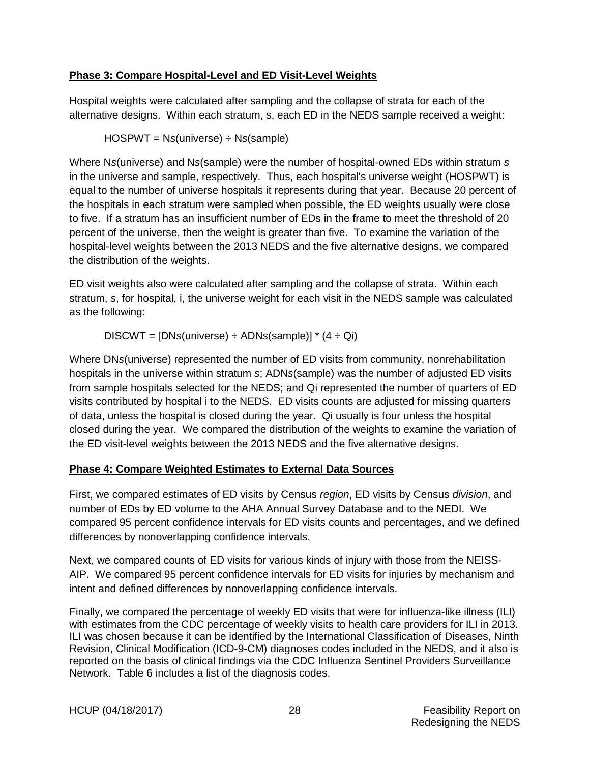**Phase 3: Compare Hospital-Level and ED Visit-Level Weights**

Hospital weights were calculated after sampling and the collapse of strata for each of the alternative designs. Within each stratum, s, each ED in the NEDS sample received a weight:

$$\text{HOSPWT} = N_s(\text{universe}) \div N_s(\text{sample})$$

Where $N_s$(universe) and $N_s$(sample) were the number of hospital-owned EDs within stratum *s* in the universe and sample, respectively. Thus, each hospital's universe weight (HOSPWT) is equal to the number of universe hospitals it represents during that year. Because 20 percent of the hospitals in each stratum were sampled when possible, the ED weights usually were close to five. If a stratum has an insufficient number of EDs in the frame to meet the threshold of 20 percent of the universe, then the weight is greater than five. To examine the variation of the hospital-level weights between the 2013 NEDS and the five alternative designs, we compared the distribution of the weights.

ED visit weights also were calculated after sampling and the collapse of strata. Within each stratum, *s*, for hospital, i, the universe weight for each visit in the NEDS sample was calculated as the following:

$$\text{DISCWT} = [DN_s(\text{universe}) \div ADN_s(\text{sample})] * (4 \div Q_i)$$

Where $DN_s$(universe) represented the number of ED visits from community, nonrehabilitation hospitals in the universe within stratum *s*; $ADN_s$(sample) was the number of adjusted ED visits from sample hospitals selected for the NEDS; and $Q_i$ represented the number of quarters of ED visits contributed by hospital i to the NEDS. ED visits counts are adjusted for missing quarters of data, unless the hospital is closed during the year. $Q_i$ usually is four unless the hospital closed during the year. We compared the distribution of the weights to examine the variation of the ED visit-level weights between the 2013 NEDS and the five alternative designs.

**Phase 4: Compare Weighted Estimates to External Data Sources**

First, we compared estimates of ED visits by Census *region*, ED visits by Census *division*, and number of EDs by ED volume to the AHA Annual Survey Database and to the NEDI. We compared 95 percent confidence intervals for ED visits counts and percentages, and we defined differences by nonoverlapping confidence intervals.

Next, we compared counts of ED visits for various kinds of injury with those from the NEISS-AIP. We compared 95 percent confidence intervals for ED visits for injuries by mechanism and intent and defined differences by nonoverlapping confidence intervals.

Finally, we compared the percentage of weekly ED visits that were for influenza-like illness (ILI) with estimates from the CDC percentage of weekly visits to health care providers for ILI in 2013. ILI was chosen because it can be identified by the International Classification of Diseases, Ninth Revision, Clinical Modification (ICD-9-CM) diagnoses codes included in the NEDS, and it also is reported on the basis of clinical findings via the CDC Influenza Sentinel Providers Surveillance Network. Table 6 includes a list of the diagnosis codes.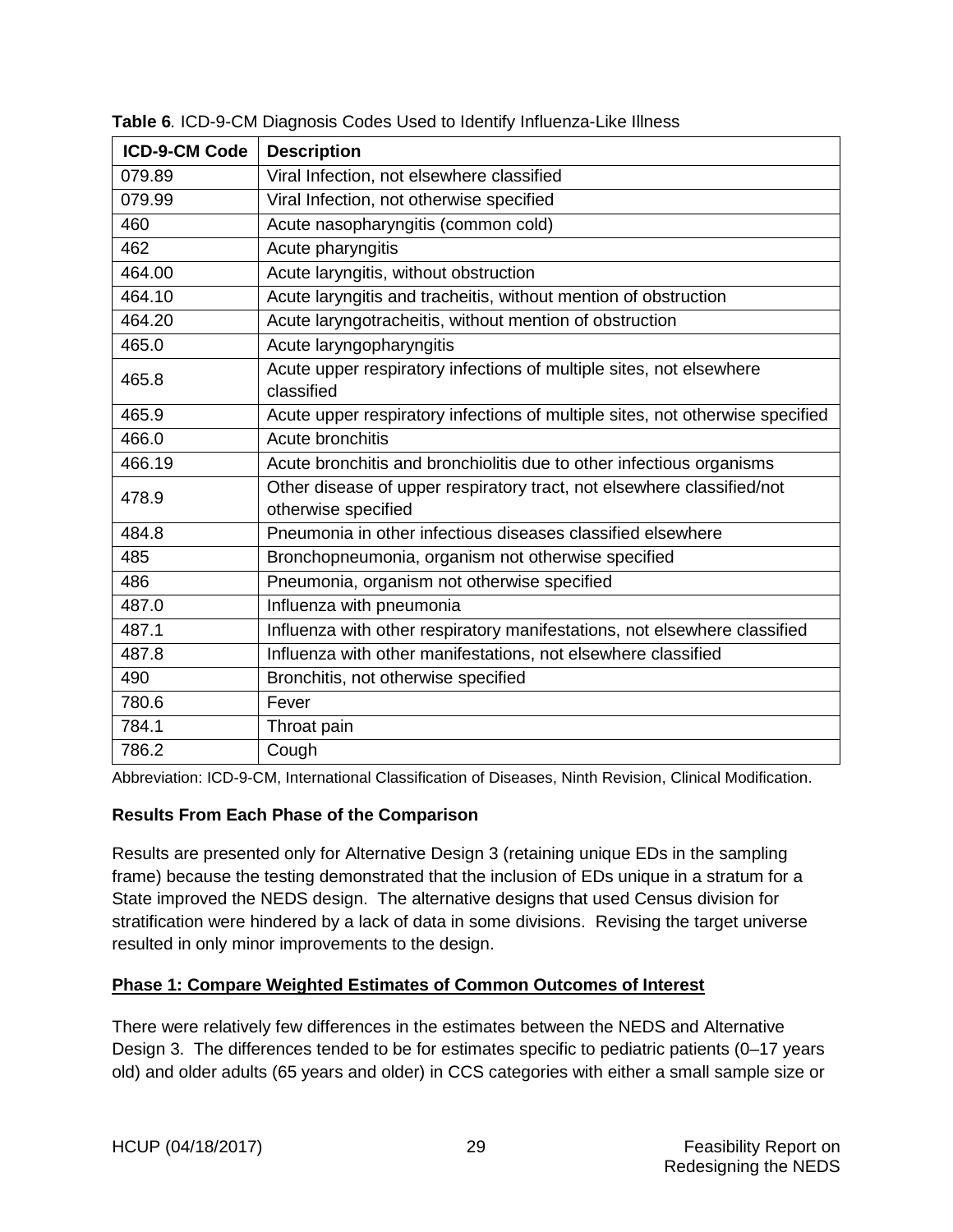**Table 6**. ICD-9-CM Diagnosis Codes Used to Identify Influenza-Like Illness

| ICD-9-CM Code | Description |
|---|---|
| 079.89 | Viral Infection, not elsewhere classified |
| 079.99 | Viral Infection, not otherwise specified |
| 460 | Acute nasopharyngitis (common cold) |
| 462 | Acute pharyngitis |
| 464.00 | Acute laryngitis, without obstruction |
| 464.10 | Acute laryngitis and tracheitis, without mention of obstruction |
| 464.20 | Acute laryngotracheitis, without mention of obstruction |
| 465.0 | Acute laryngopharyngitis |
| 465.8 | Acute upper respiratory infections of multiple sites, not elsewhere classified |
| 465.9 | Acute upper respiratory infections of multiple sites, not otherwise specified |
| 466.0 | Acute bronchitis |
| 466.19 | Acute bronchitis and bronchiolitis due to other infectious organisms |
| 478.9 | Other disease of upper respiratory tract, not elsewhere classified/not otherwise specified |
| 484.8 | Pneumonia in other infectious diseases classified elsewhere |
| 485 | Bronchopneumonia, organism not otherwise specified |
| 486 | Pneumonia, organism not otherwise specified |
| 487.0 | Influenza with pneumonia |
| 487.1 | Influenza with other respiratory manifestations, not elsewhere classified |
| 487.8 | Influenza with other manifestations, not elsewhere classified |
| 490 | Bronchitis, not otherwise specified |
| 780.6 | Fever |
| 784.1 | Throat pain |
| 786.2 | Cough |

Abbreviation: ICD-9-CM, International Classification of Diseases, Ninth Revision, Clinical Modification.

**Results From Each Phase of the Comparison**

Results are presented only for Alternative Design 3 (retaining unique EDs in the sampling frame) because the testing demonstrated that the inclusion of EDs unique in a stratum for a State improved the NEDS design. The alternative designs that used Census division for stratification were hindered by a lack of data in some divisions. Revising the target universe resulted in only minor improvements to the design.

**Phase 1: Compare Weighted Estimates of Common Outcomes of Interest**

There were relatively few differences in the estimates between the NEDS and Alternative Design 3. The differences tended to be for estimates specific to pediatric patients (0–17 years old) and older adults (65 years and older) in CCS categories with either a small sample size or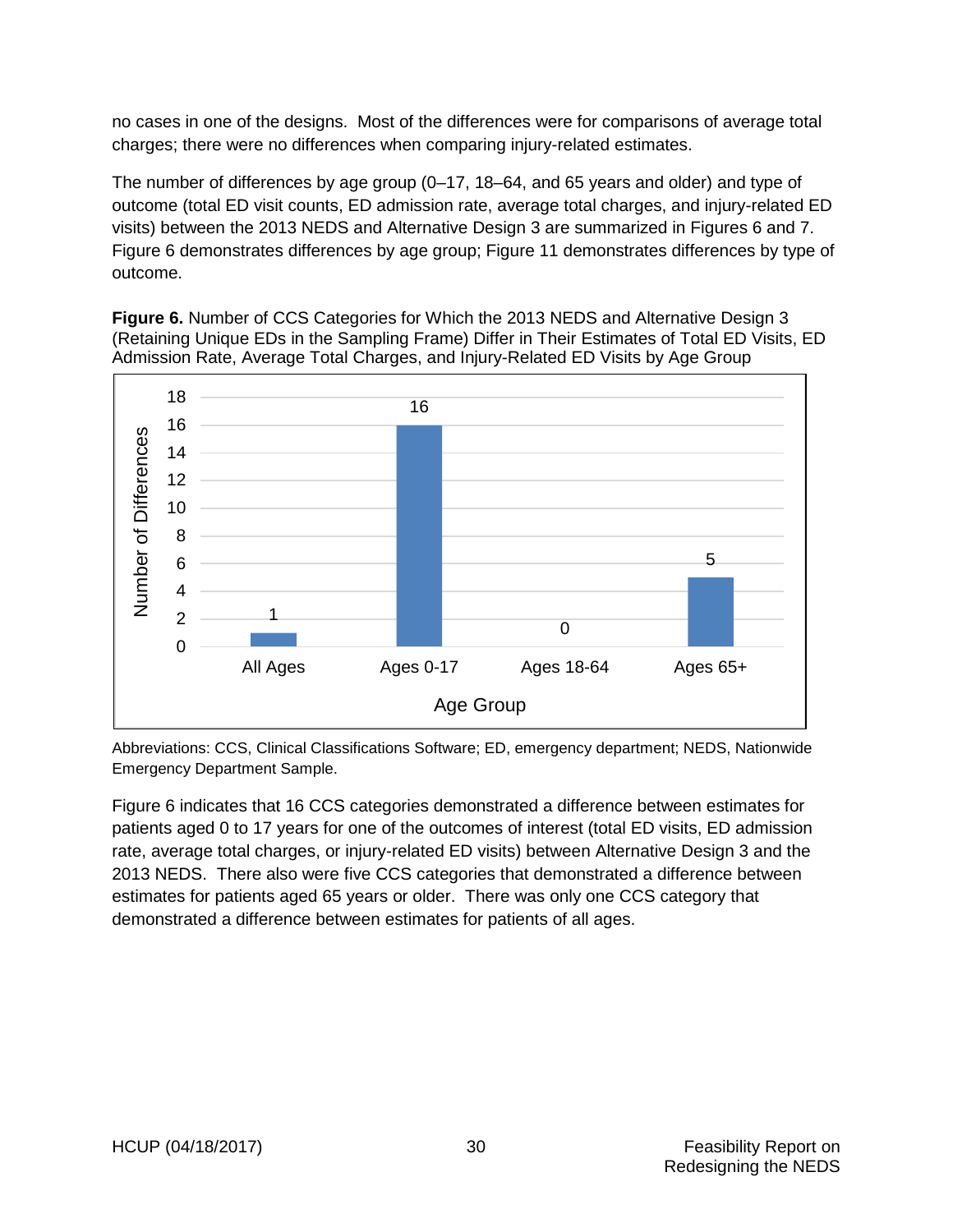no cases in one of the designs. Most of the differences were for comparisons of average total charges; there were no differences when comparing injury-related estimates.

The number of differences by age group (0–17, 18–64, and 65 years and older) and type of outcome (total ED visit counts, ED admission rate, average total charges, and injury-related ED visits) between the 2013 NEDS and Alternative Design 3 are summarized in Figures 6 and 7. Figure 6 demonstrates differences by age group; Figure 11 demonstrates differences by type of outcome.

**Figure 6.** Number of CCS Categories for Which the 2013 NEDS and Alternative Design 3 (Retaining Unique EDs in the Sampling Frame) Differ in Their Estimates of Total ED Visits, ED Admission Rate, Average Total Charges, and Injury-Related ED Visits by Age Group

| Age Group | Number of Differences |
|---|---|
| All Ages | 1 |
| Ages 0-17 | 16 |
| Ages 18-64 | 0 |
| Ages 65+ | 5 |

Abbreviations: CCS, Clinical Classifications Software; ED, emergency department; NEDS, Nationwide Emergency Department Sample.

Figure 6 indicates that 16 CCS categories demonstrated a difference between estimates for patients aged 0 to 17 years for one of the outcomes of interest (total ED visits, ED admission rate, average total charges, or injury-related ED visits) between Alternative Design 3 and the 2013 NEDS. There also were five CCS categories that demonstrated a difference between estimates for patients aged 65 years or older. There was only one CCS category that demonstrated a difference between estimates for patients of all ages.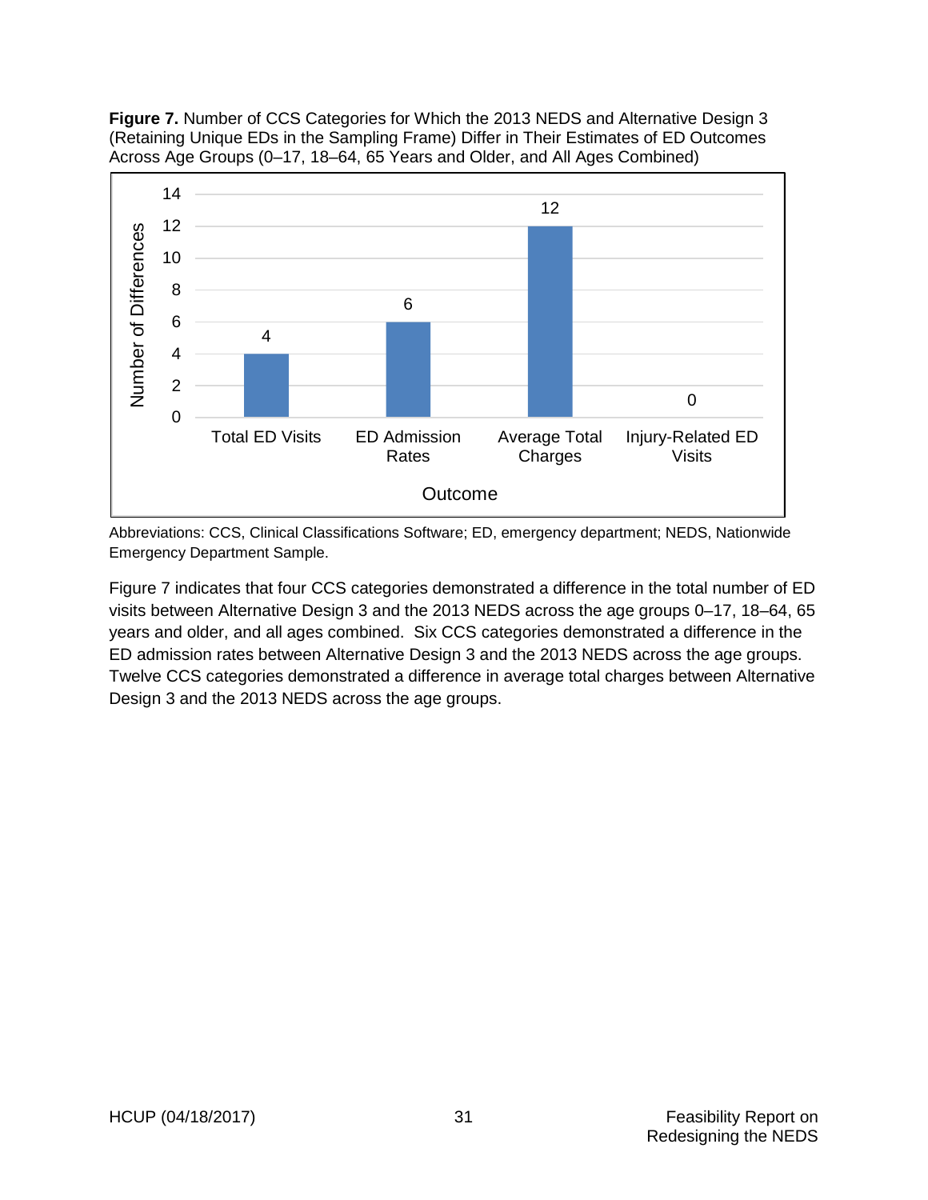**Figure 7.** Number of CCS Categories for Which the 2013 NEDS and Alternative Design 3 (Retaining Unique EDs in the Sampling Frame) Differ in Their Estimates of ED Outcomes Across Age Groups (0–17, 18–64, 65 Years and Older, and All Ages Combined)

| Outcome | Number of Differences |
|---|---|
| Total ED Visits | 4 |
| ED Admission Rates | 6 |
| Average Total Charges | 12 |
| Injury-Related ED Visits | 0 |

Abbreviations: CCS, Clinical Classifications Software; ED, emergency department; NEDS, Nationwide Emergency Department Sample.

Figure 7 indicates that four CCS categories demonstrated a difference in the total number of ED visits between Alternative Design 3 and the 2013 NEDS across the age groups 0–17, 18–64, 65 years and older, and all ages combined. Six CCS categories demonstrated a difference in the ED admission rates between Alternative Design 3 and the 2013 NEDS across the age groups. Twelve CCS categories demonstrated a difference in average total charges between Alternative Design 3 and the 2013 NEDS across the age groups.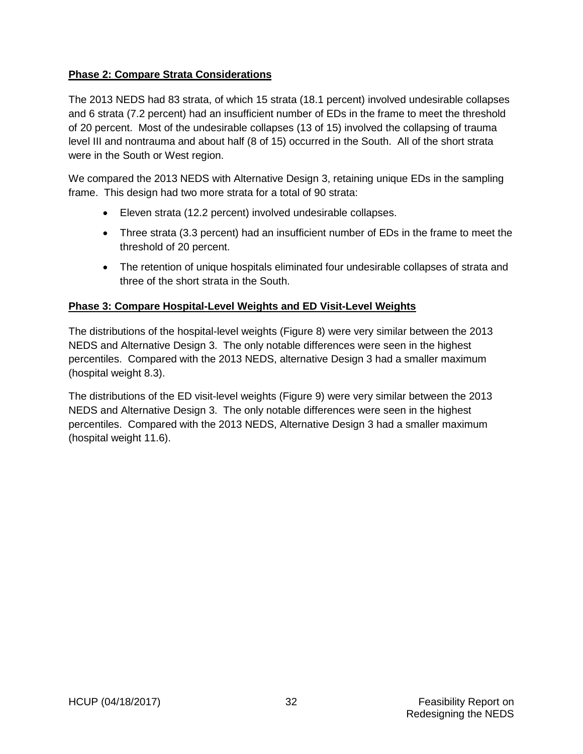**Phase 2: Compare Strata Considerations**

The 2013 NEDS had 83 strata, of which 15 strata (18.1 percent) involved undesirable collapses and 6 strata (7.2 percent) had an insufficient number of EDs in the frame to meet the threshold of 20 percent. Most of the undesirable collapses (13 of 15) involved the collapsing of trauma level III and nontrauma and about half (8 of 15) occurred in the South. All of the short strata were in the South or West region.

We compared the 2013 NEDS with Alternative Design 3, retaining unique EDs in the sampling frame. This design had two more strata for a total of 90 strata:

- Eleven strata (12.2 percent) involved undesirable collapses.
- Three strata (3.3 percent) had an insufficient number of EDs in the frame to meet the threshold of 20 percent.
- The retention of unique hospitals eliminated four undesirable collapses of strata and three of the short strata in the South.

**Phase 3: Compare Hospital-Level Weights and ED Visit-Level Weights**

The distributions of the hospital-level weights (Figure 8) were very similar between the 2013 NEDS and Alternative Design 3. The only notable differences were seen in the highest percentiles. Compared with the 2013 NEDS, alternative Design 3 had a smaller maximum (hospital weight 8.3).

The distributions of the ED visit-level weights (Figure 9) were very similar between the 2013 NEDS and Alternative Design 3. The only notable differences were seen in the highest percentiles. Compared with the 2013 NEDS, Alternative Design 3 had a smaller maximum (hospital weight 11.6).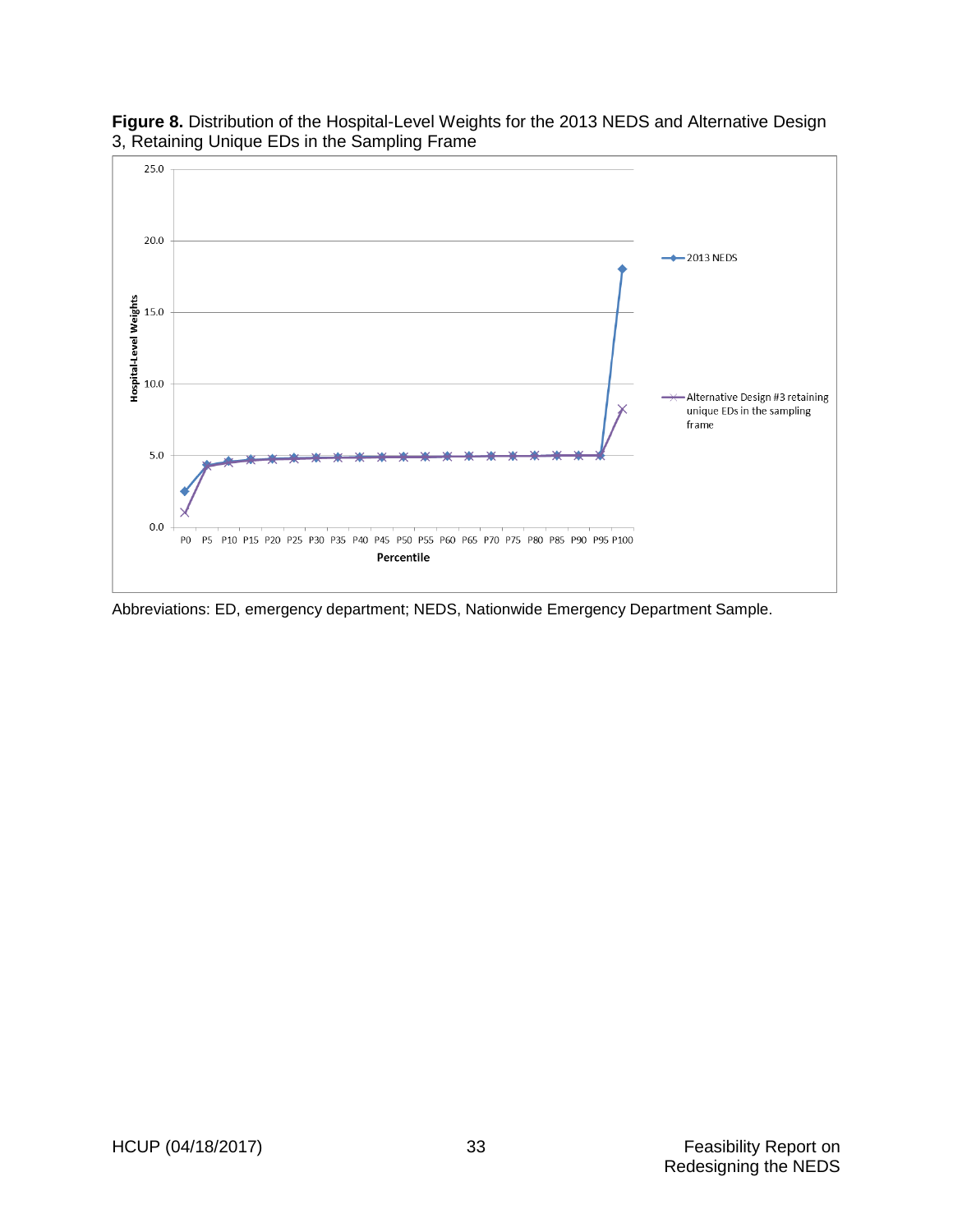**Figure 8.** Distribution of the Hospital-Level Weights for the 2013 NEDS and Alternative Design 3, Retaining Unique EDs in the Sampling Frame

Abbreviations: ED, emergency department; NEDS, Nationwide Emergency Department Sample.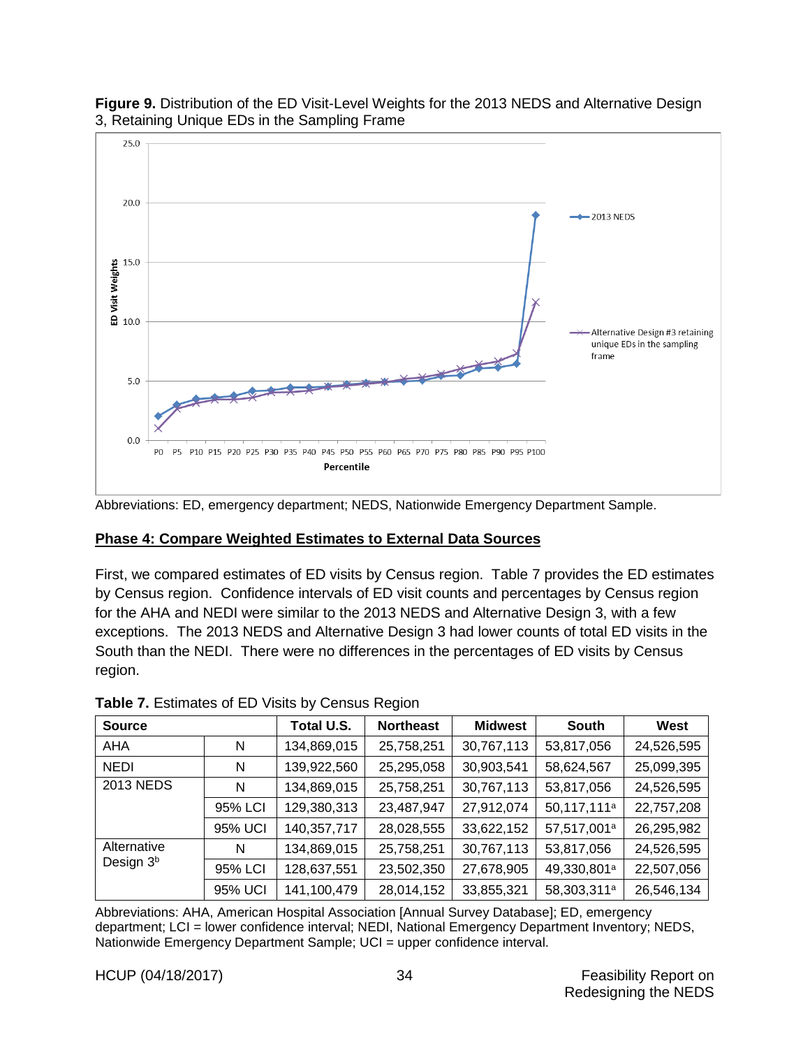**Figure 9.** Distribution of the ED Visit-Level Weights for the 2013 NEDS and Alternative Design 3, Retaining Unique EDs in the Sampling Frame

Abbreviations: ED, emergency department; NEDS, Nationwide Emergency Department Sample.

## Phase 4: Compare Weighted Estimates to External Data Sources

First, we compared estimates of ED visits by Census region. Table 7 provides the ED estimates by Census region. Confidence intervals of ED visit counts and percentages by Census region for the AHA and NEDI were similar to the 2013 NEDS and Alternative Design 3, with a few exceptions. The 2013 NEDS and Alternative Design 3 had lower counts of total ED visits in the South than the NEDI. There were no differences in the percentages of ED visits by Census region.

**Table 7.** Estimates of ED Visits by Census Region

| Source | | Total U.S. | Northeast | Midwest | South | West |
|---|---|---|---|---|---|---|
| AHA | N | 134,869,015 | 25,758,251 | 30,767,113 | 53,817,056 | 24,526,595 |
| NEDI | N | 139,922,560 | 25,295,058 | 30,903,541 | 58,624,567 | 25,099,395 |
| 2013 NEDS | N | 134,869,015 | 25,758,251 | 30,767,113 | 53,817,056 | 24,526,595 |
| | 95% LCI | 129,380,313 | 23,487,947 | 27,912,074 | 50,117,111[a] | 22,757,208 |
| | 95% UCI | 140,357,717 | 28,028,555 | 33,622,152 | 57,517,001[a] | 26,295,982 |
| Alternative Design 3[b] | N | 134,869,015 | 25,758,251 | 30,767,113 | 53,817,056 | 24,526,595 |
| | 95% LCI | 128,637,551 | 23,502,350 | 27,678,905 | 49,330,801[a] | 22,507,056 |
| | 95% UCI | 141,100,479 | 28,014,152 | 33,855,321 | 58,303,311[a] | 26,546,134 |

Abbreviations: AHA, American Hospital Association [Annual Survey Database]; ED, emergency department; LCI = lower confidence interval; NEDI, National Emergency Department Inventory; NEDS, Nationwide Emergency Department Sample; UCI = upper confidence interval.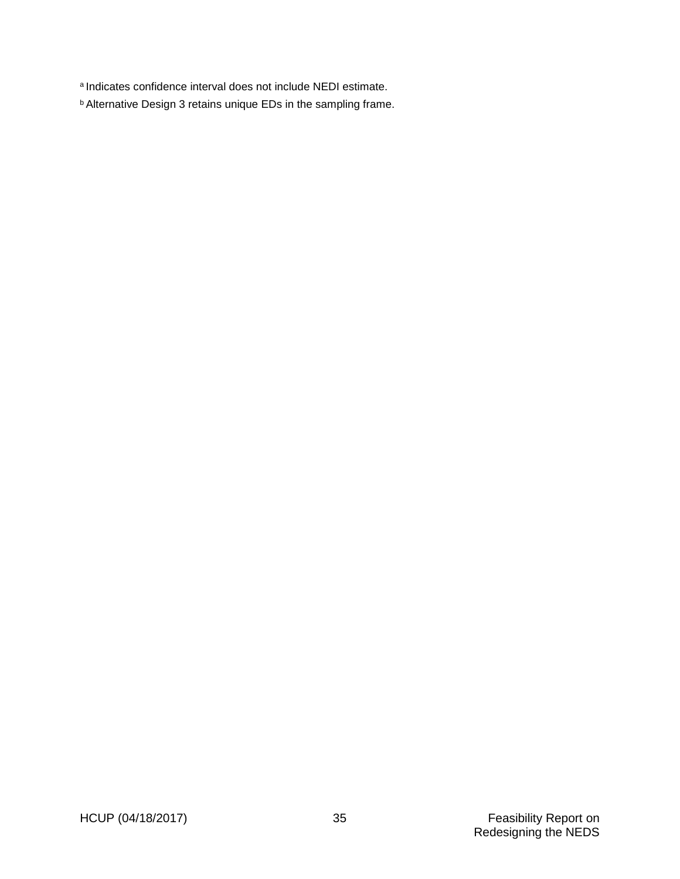[a] Indicates confidence interval does not include NEDI estimate.

[b] Alternative Design 3 retains unique EDs in the sampling frame.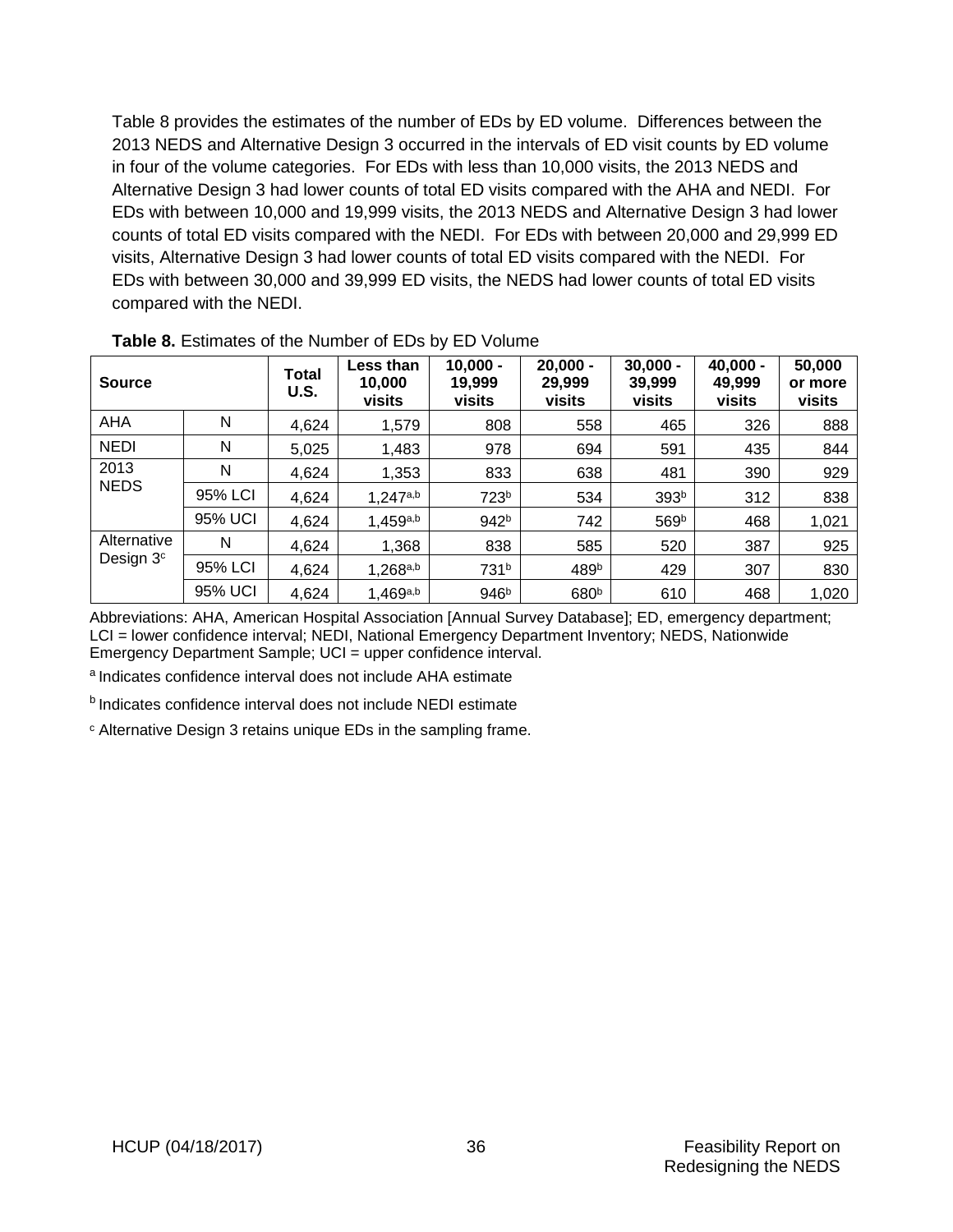Table 8 provides the estimates of the number of EDs by ED volume. Differences between the 2013 NEDS and Alternative Design 3 occurred in the intervals of ED visit counts by ED volume in four of the volume categories. For EDs with less than 10,000 visits, the 2013 NEDS and Alternative Design 3 had lower counts of total ED visits compared with the AHA and NEDI. For EDs with between 10,000 and 19,999 visits, the 2013 NEDS and Alternative Design 3 had lower counts of total ED visits compared with the NEDI. For EDs with between 20,000 and 29,999 ED visits, Alternative Design 3 had lower counts of total ED visits compared with the NEDI. For EDs with between 30,000 and 39,999 ED visits, the NEDS had lower counts of total ED visits compared with the NEDI.

**Table 8.** Estimates of the Number of EDs by ED Volume

| Source | | Total U.S. | Less than 10,000 visits | 10,000 - 19,999 visits | 20,000 - 29,999 visits | 30,000 - 39,999 visits | 40,000 - 49,999 visits | 50,000 or more visits |
|---|---|---|---|---|---|---|---|---|
| AHA | N | 4,624 | 1,579 | 808 | 558 | 465 | 326 | 888 |
| NEDI | N | 5,025 | 1,483 | 978 | 694 | 591 | 435 | 844 |
| 2013 NEDS | N | 4,624 | 1,353 | 833 | 638 | 481 | 390 | 929 |
| | 95% LCI | 4,624 | 1,247[a,b] | 723[b] | 534 | 393[b] | 312 | 838 |
| | 95% UCI | 4,624 | 1,459[a,b] | 942[b] | 742 | 569[b] | 468 | 1,021 |
| Alternative Design 3[c] | N | 4,624 | 1,368 | 838 | 585 | 520 | 387 | 925 |
| | 95% LCI | 4,624 | 1,268[a,b] | 731[b] | 489[b] | 429 | 307 | 830 |
| | 95% UCI | 4,624 | 1,469[a,b] | 946[b] | 680[b] | 610 | 468 | 1,020 |

Abbreviations: AHA, American Hospital Association [Annual Survey Database]; ED, emergency department; LCI = lower confidence interval; NEDI, National Emergency Department Inventory; NEDS, Nationwide Emergency Department Sample; UCI = upper confidence interval.

[a] Indicates confidence interval does not include AHA estimate

[b] Indicates confidence interval does not include NEDI estimate

[c] Alternative Design 3 retains unique EDs in the sampling frame.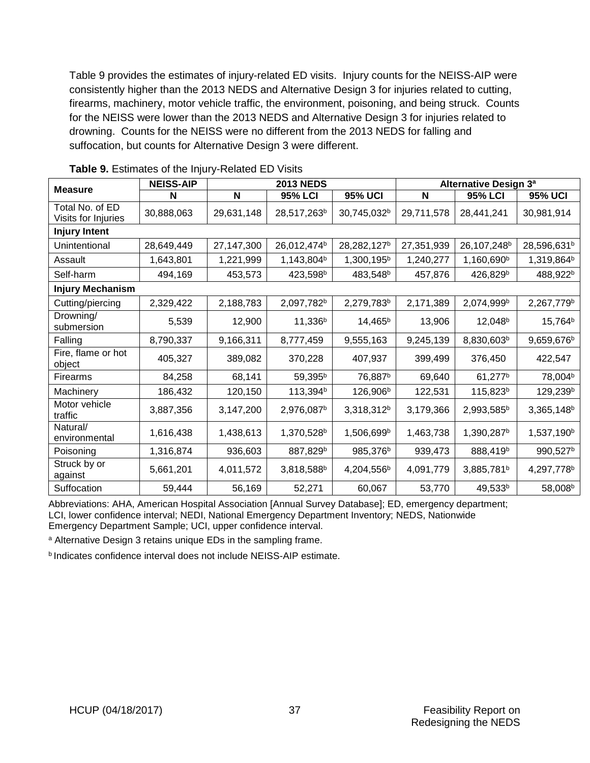Table 9 provides the estimates of injury-related ED visits. Injury counts for the NEISS-AIP were consistently higher than the 2013 NEDS and Alternative Design 3 for injuries related to cutting, firearms, machinery, motor vehicle traffic, the environment, poisoning, and being struck. Counts for the NEISS were lower than the 2013 NEDS and Alternative Design 3 for injuries related to drowning. Counts for the NEISS were no different from the 2013 NEDS for falling and suffocation, but counts for Alternative Design 3 were different.

**Table 9.** Estimates of the Injury-Related ED Visits

| Measure | NEISS-AIP | 2013 NEDS | | | Alternative Design 3[a] | | |
|---|---|---|---|---|---|---|---|
| | N | N | 95% LCI | 95% UCI | N | 95% LCI | 95% UCI |
| Total No. of ED Visits for Injuries | 30,888,063 | 29,631,148 | 28,517,263[b] | 30,745,032[b] | 29,711,578 | 28,441,241 | 30,981,914 |
| **Injury Intent** | | | | | | | |
| Unintentional | 28,649,449 | 27,147,300 | 26,012,474[b] | 28,282,127[b] | 27,351,939 | 26,107,248[b] | 28,596,631[b] |
| Assault | 1,643,801 | 1,221,999 | 1,143,804[b] | 1,300,195[b] | 1,240,277 | 1,160,690[b] | 1,319,864[b] |
| Self-harm | 494,169 | 453,573 | 423,598[b] | 483,548[b] | 457,876 | 426,829[b] | 488,922[b] |
| **Injury Mechanism** | | | | | | | |
| Cutting/piercing | 2,329,422 | 2,188,783 | 2,097,782[b] | 2,279,783[b] | 2,171,389 | 2,074,999[b] | 2,267,779[b] |
| Drowning/ submersion | 5,539 | 12,900 | 11,336[b] | 14,465[b] | 13,906 | 12,048[b] | 15,764[b] |
| Falling | 8,790,337 | 9,166,311 | 8,777,459 | 9,555,163 | 9,245,139 | 8,830,603[b] | 9,659,676[b] |
| Fire, flame or hot object | 405,327 | 389,082 | 370,228 | 407,937 | 399,499 | 376,450 | 422,547 |
| Firearms | 84,258 | 68,141 | 59,395[b] | 76,887[b] | 69,640 | 61,277[b] | 78,004[b] |
| Machinery | 186,432 | 120,150 | 113,394[b] | 126,906[b] | 122,531 | 115,823[b] | 129,239[b] |
| Motor vehicle traffic | 3,887,356 | 3,147,200 | 2,976,087[b] | 3,318,312[b] | 3,179,366 | 2,993,585[b] | 3,365,148[b] |
| Natural/ environmental | 1,616,438 | 1,438,613 | 1,370,528[b] | 1,506,699[b] | 1,463,738 | 1,390,287[b] | 1,537,190[b] |
| Poisoning | 1,316,874 | 936,603 | 887,829[b] | 985,376[b] | 939,473 | 888,419[b] | 990,527[b] |
| Struck by or against | 5,661,201 | 4,011,572 | 3,818,588[b] | 4,204,556[b] | 4,091,779 | 3,885,781[b] | 4,297,778[b] |
| Suffocation | 59,444 | 56,169 | 52,271 | 60,067 | 53,770 | 49,533[b] | 58,008[b] |

Abbreviations: AHA, American Hospital Association [Annual Survey Database]; ED, emergency department; LCI, lower confidence interval; NEDI, National Emergency Department Inventory; NEDS, Nationwide Emergency Department Sample; UCI, upper confidence interval.

[a] Alternative Design 3 retains unique EDs in the sampling frame.

[b] Indicates confidence interval does not include NEISS-AIP estimate.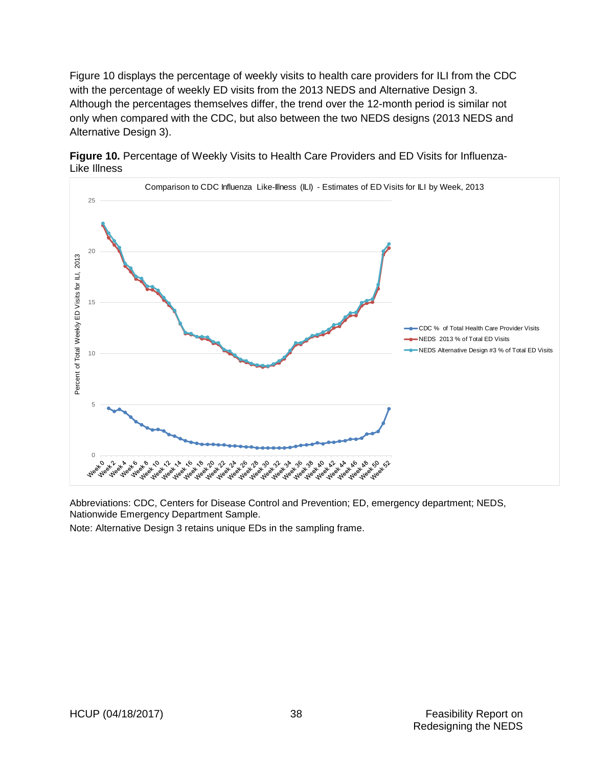Figure 10 displays the percentage of weekly visits to health care providers for ILI from the CDC with the percentage of weekly ED visits from the 2013 NEDS and Alternative Design 3. Although the percentages themselves differ, the trend over the 12-month period is similar not only when compared with the CDC, but also between the two NEDS designs (2013 NEDS and Alternative Design 3).

**Figure 10.** Percentage of Weekly Visits to Health Care Providers and ED Visits for Influenza-Like Illness

Abbreviations: CDC, Centers for Disease Control and Prevention; ED, emergency department; NEDS, Nationwide Emergency Department Sample.

Note: Alternative Design 3 retains unique EDs in the sampling frame.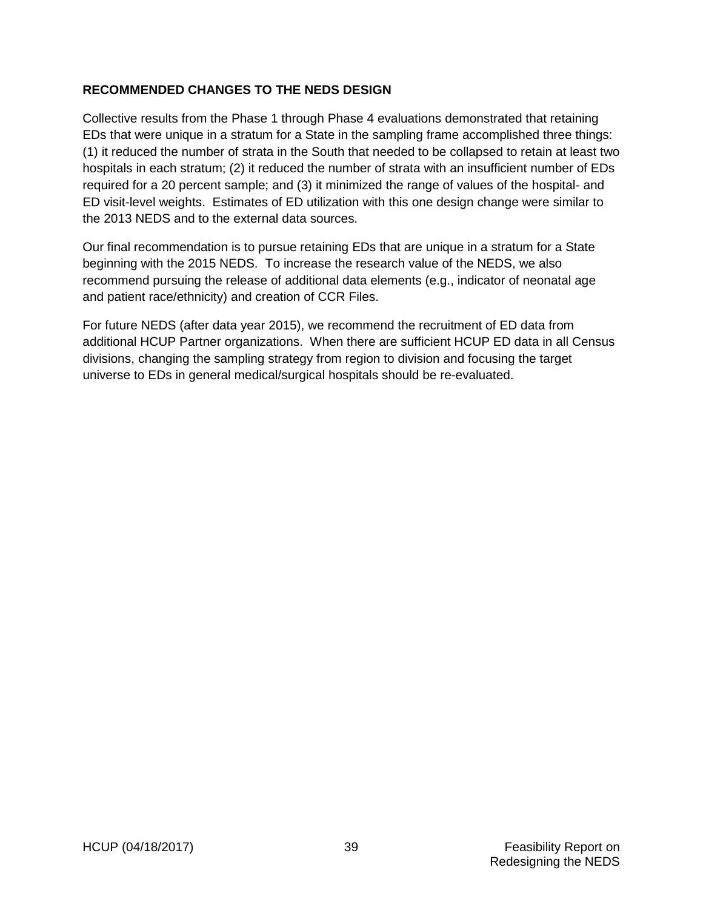## RECOMMENDED CHANGES TO THE NEDS DESIGN

Collective results from the Phase 1 through Phase 4 evaluations demonstrated that retaining EDs that were unique in a stratum for a State in the sampling frame accomplished three things: (1) it reduced the number of strata in the South that needed to be collapsed to retain at least two hospitals in each stratum; (2) it reduced the number of strata with an insufficient number of EDs required for a 20 percent sample; and (3) it minimized the range of values of the hospital- and ED visit-level weights. Estimates of ED utilization with this one design change were similar to the 2013 NEDS and to the external data sources.

Our final recommendation is to pursue retaining EDs that are unique in a stratum for a State beginning with the 2015 NEDS. To increase the research value of the NEDS, we also recommend pursuing the release of additional data elements (e.g., indicator of neonatal age and patient race/ethnicity) and creation of CCR Files.

For future NEDS (after data year 2015), we recommend the recruitment of ED data from additional HCUP Partner organizations. When there are sufficient HCUP ED data in all Census divisions, changing the sampling strategy from region to division and focusing the target universe to EDs in general medical/surgical hospitals should be re-evaluated.